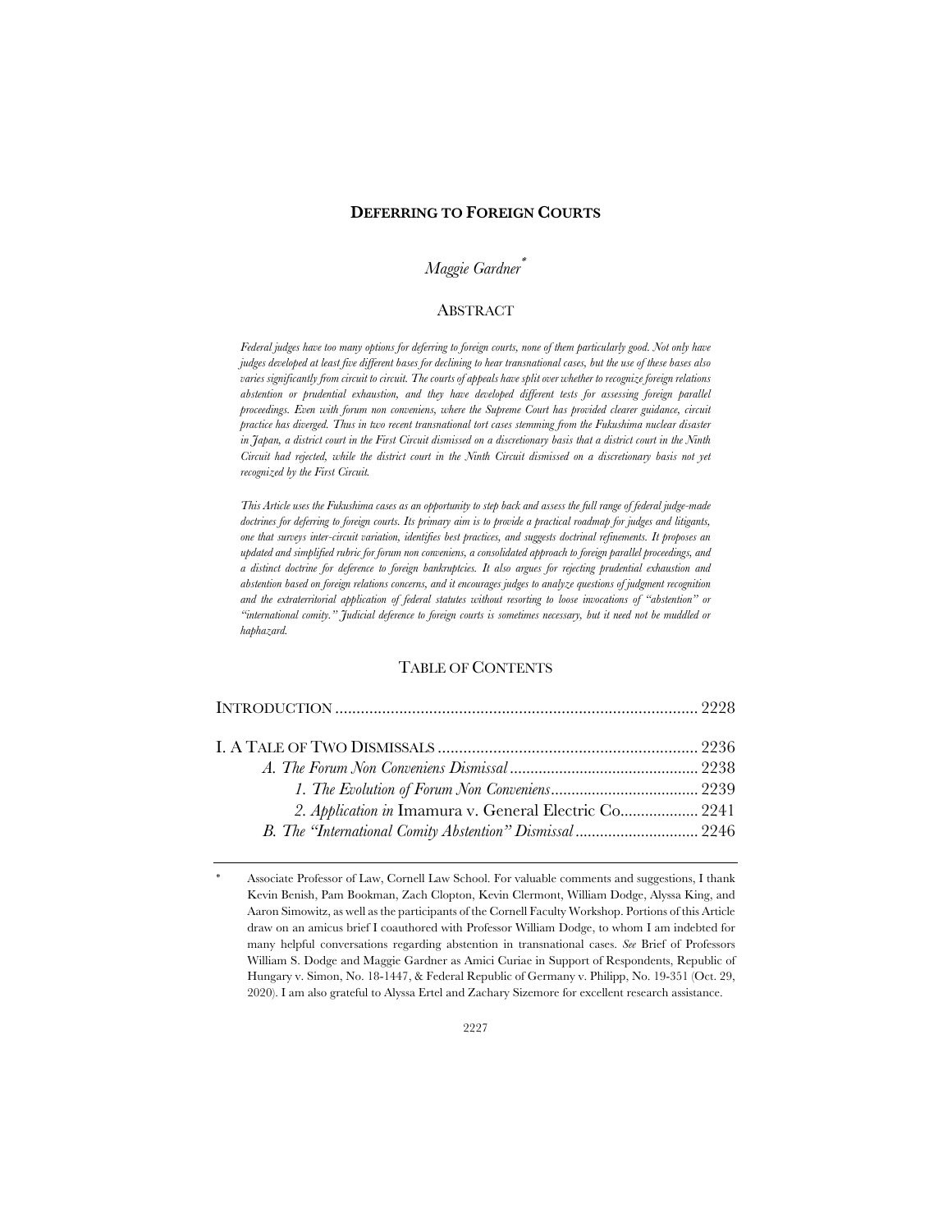# DEFERRING TO FOREIGN COURTS

*Maggie Gardner*[*]

## ABSTRACT

*Federal judges have too many options for deferring to foreign courts, none of them particularly good. Not only have judges developed at least five different bases for declining to hear transnational cases, but the use of these bases also varies significantly from circuit to circuit. The courts of appeals have split over whether to recognize foreign relations abstention or prudential exhaustion, and they have developed different tests for assessing foreign parallel proceedings. Even with forum non conveniens, where the Supreme Court has provided clearer guidance, circuit practice has diverged. Thus in two recent transnational tort cases stemming from the Fukushima nuclear disaster in Japan, a district court in the First Circuit dismissed on a discretionary basis that a district court in the Ninth Circuit had rejected, while the district court in the Ninth Circuit dismissed on a discretionary basis not yet recognized by the First Circuit.*

*This Article uses the Fukushima cases as an opportunity to step back and assess the full range of federal judge-made doctrines for deferring to foreign courts. Its primary aim is to provide a practical roadmap for judges and litigants, one that surveys inter-circuit variation, identifies best practices, and suggests doctrinal refinements. It proposes an updated and simplified rubric for forum non conveniens, a consolidated approach to foreign parallel proceedings, and a distinct doctrine for deference to foreign bankruptcies. It also argues for rejecting prudential exhaustion and abstention based on foreign relations concerns, and it encourages judges to analyze questions of judgment recognition and the extraterritorial application of federal statutes without resorting to loose invocations of "abstention" or "international comity." Judicial deference to foreign courts is sometimes necessary, but it need not be muddled or haphazard.*

## TABLE OF CONTENTS

INTRODUCTION .................................................................................. 2228

I. A TALE OF TWO DISMISSALS ........................................................ 2236
- *A. The Forum Non Conveniens Dismissal* ........................................ 2238
  - *1. The Evolution of Forum Non Conveniens* .................................. 2239
  - *2. Application in* Imamura v. General Electric Co. ........................ 2241
- *B. The "International Comity Abstention" Dismissal* ........................ 2246

---

[*] Associate Professor of Law, Cornell Law School. For valuable comments and suggestions, I thank Kevin Benish, Pam Bookman, Zach Clopton, Kevin Clermont, William Dodge, Alyssa King, and Aaron Simowitz, as well as the participants of the Cornell Faculty Workshop. Portions of this Article draw on an amicus brief I coauthored with Professor William Dodge, to whom I am indebted for many helpful conversations regarding abstention in transnational cases. *See* Brief of Professors William S. Dodge and Maggie Gardner as Amici Curiae in Support of Respondents, Republic of Hungary v. Simon, No. 18-1447, & Federal Republic of Germany v. Philipp, No. 19-351 (Oct. 29, 2020). I am also grateful to Alyssa Ertel and Zachary Sizemore for excellent research assistance.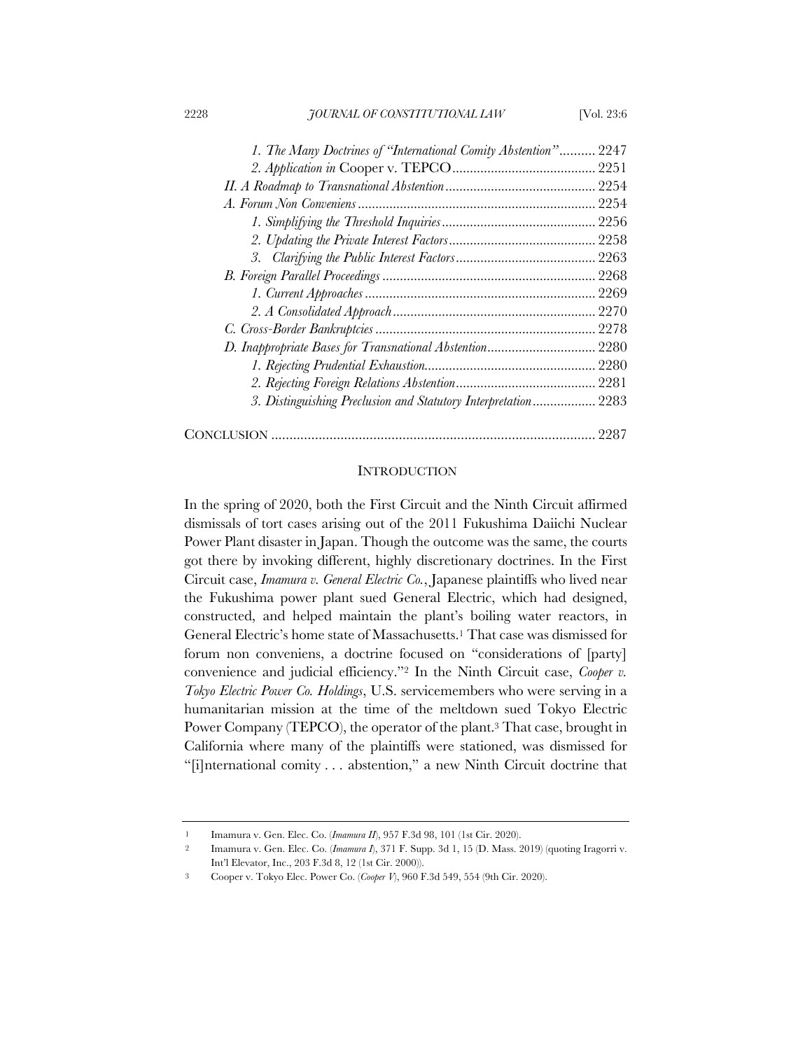*1. The Many Doctrines of "International Comity Abstention"* .......... 2247
*2. Application in* Cooper v. TEPCO ......................................... 2251
*II. A Roadmap to Transnational Abstention* ........................................... 2254
*A. Forum Non Conveniens* .................................................................... 2254
*1. Simplifying the Threshold Inquiries* ............................................ 2256
*2. Updating the Private Interest Factors* .......................................... 2258
*3. Clarifying the Public Interest Factors* ........................................ 2263
*B. Foreign Parallel Proceedings* ............................................................ 2268
*1. Current Approaches* ................................................................. 2269
*2. A Consolidated Approach* .......................................................... 2270
*C. Cross-Border Bankruptcies* ............................................................... 2278
*D. Inappropriate Bases for Transnational Abstention* .............................. 2280
*1. Rejecting Prudential Exhaustion* ................................................ 2280
*2. Rejecting Foreign Relations Abstention* ........................................ 2281
*3. Distinguishing Preclusion and Statutory Interpretation* ................. 2283

CONCLUSION ......................................................................................... 2287

## INTRODUCTION

In the spring of 2020, both the First Circuit and the Ninth Circuit affirmed dismissals of tort cases arising out of the 2011 Fukushima Daiichi Nuclear Power Plant disaster in Japan. Though the outcome was the same, the courts got there by invoking different, highly discretionary doctrines. In the First Circuit case, *Imamura v. General Electric Co.*, Japanese plaintiffs who lived near the Fukushima power plant sued General Electric, which had designed, constructed, and helped maintain the plant's boiling water reactors, in General Electric's home state of Massachusetts.[1] That case was dismissed for forum non conveniens, a doctrine focused on "considerations of [party] convenience and judicial efficiency."[2] In the Ninth Circuit case, *Cooper v. Tokyo Electric Power Co. Holdings*, U.S. servicemembers who were serving in a humanitarian mission at the time of the meltdown sued Tokyo Electric Power Company (TEPCO), the operator of the plant.[3] That case, brought in California where many of the plaintiffs were stationed, was dismissed for "[i]nternational comity . . . abstention," a new Ninth Circuit doctrine that

---

1 Imamura v. Gen. Elec. Co. (*Imamura II*), 957 F.3d 98, 101 (1st Cir. 2020).

2 Imamura v. Gen. Elec. Co. (*Imamura I*), 371 F. Supp. 3d 1, 15 (D. Mass. 2019) (quoting Iragorri v. Int'l Elevator, Inc., 203 F.3d 8, 12 (1st Cir. 2000)).

3 Cooper v. Tokyo Elec. Power Co. (*Cooper V*), 960 F.3d 549, 554 (9th Cir. 2020).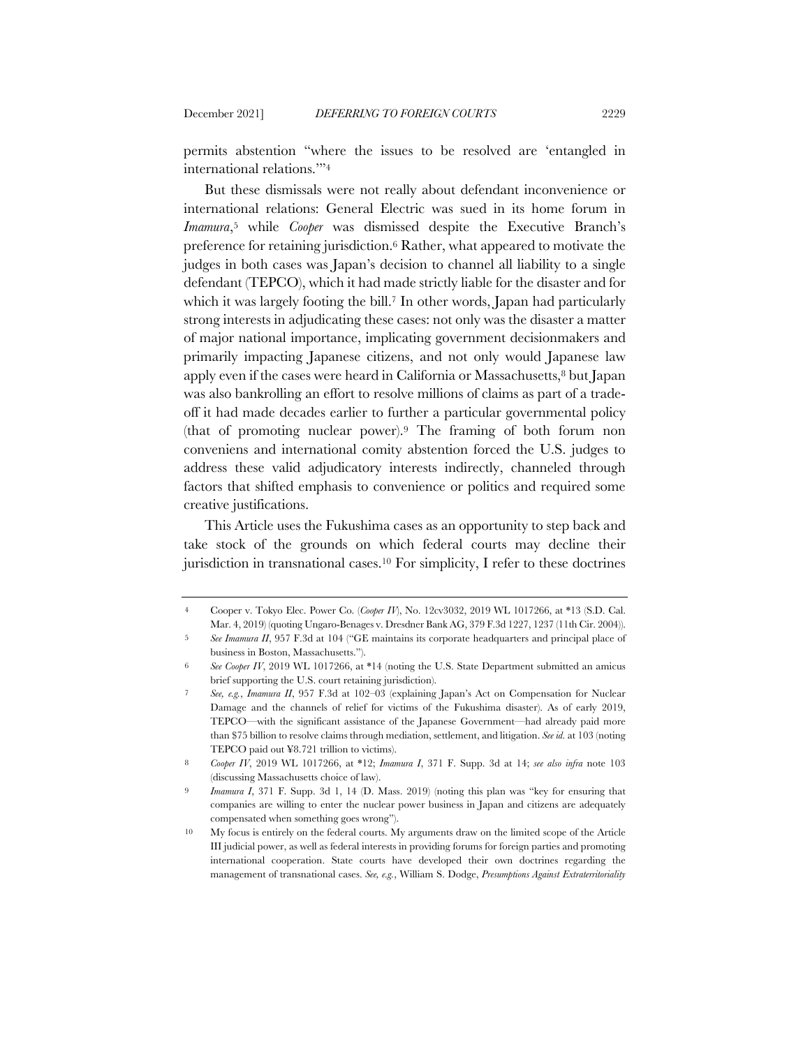permits abstention "where the issues to be resolved are 'entangled in international relations.'"[4]

But these dismissals were not really about defendant inconvenience or international relations: General Electric was sued in its home forum in *Imamura*,[5] while *Cooper* was dismissed despite the Executive Branch's preference for retaining jurisdiction.[6] Rather, what appeared to motivate the judges in both cases was Japan's decision to channel all liability to a single defendant (TEPCO), which it had made strictly liable for the disaster and for which it was largely footing the bill.[7] In other words, Japan had particularly strong interests in adjudicating these cases: not only was the disaster a matter of major national importance, implicating government decisionmakers and primarily impacting Japanese citizens, and not only would Japanese law apply even if the cases were heard in California or Massachusetts,[8] but Japan was also bankrolling an effort to resolve millions of claims as part of a trade-off it had made decades earlier to further a particular governmental policy (that of promoting nuclear power).[9] The framing of both forum non conveniens and international comity abstention forced the U.S. judges to address these valid adjudicatory interests indirectly, channeled through factors that shifted emphasis to convenience or politics and required some creative justifications.

This Article uses the Fukushima cases as an opportunity to step back and take stock of the grounds on which federal courts may decline their jurisdiction in transnational cases.[10] For simplicity, I refer to these doctrines

---

4 Cooper v. Tokyo Elec. Power Co. (*Cooper IV*), No. 12cv3032, 2019 WL 1017266, at *13 (S.D. Cal. Mar. 4, 2019) (quoting Ungaro-Benages v. Dresdner Bank AG, 379 F.3d 1227, 1237 (11th Cir. 2004)).

5 *See Imamura II*, 957 F.3d at 104 ("GE maintains its corporate headquarters and principal place of business in Boston, Massachusetts.").

6 *See Cooper IV*, 2019 WL 1017266, at *14 (noting the U.S. State Department submitted an amicus brief supporting the U.S. court retaining jurisdiction).

7 *See, e.g.*, *Imamura II*, 957 F.3d at 102–03 (explaining Japan's Act on Compensation for Nuclear Damage and the channels of relief for victims of the Fukushima disaster). As of early 2019, TEPCO—with the significant assistance of the Japanese Government—had already paid more than $75 billion to resolve claims through mediation, settlement, and litigation. *See id.* at 103 (noting TEPCO paid out ¥8.721 trillion to victims).

8 *Cooper IV*, 2019 WL 1017266, at *12; *Imamura I*, 371 F. Supp. 3d at 14; *see also infra* note 103 (discussing Massachusetts choice of law).

9 *Imamura I*, 371 F. Supp. 3d 1, 14 (D. Mass. 2019) (noting this plan was "key for ensuring that companies are willing to enter the nuclear power business in Japan and citizens are adequately compensated when something goes wrong").

10 My focus is entirely on the federal courts. My arguments draw on the limited scope of the Article III judicial power, as well as federal interests in providing forums for foreign parties and promoting international cooperation. State courts have developed their own doctrines regarding the management of transnational cases. *See, e.g.*, William S. Dodge, *Presumptions Against Extraterritoriality*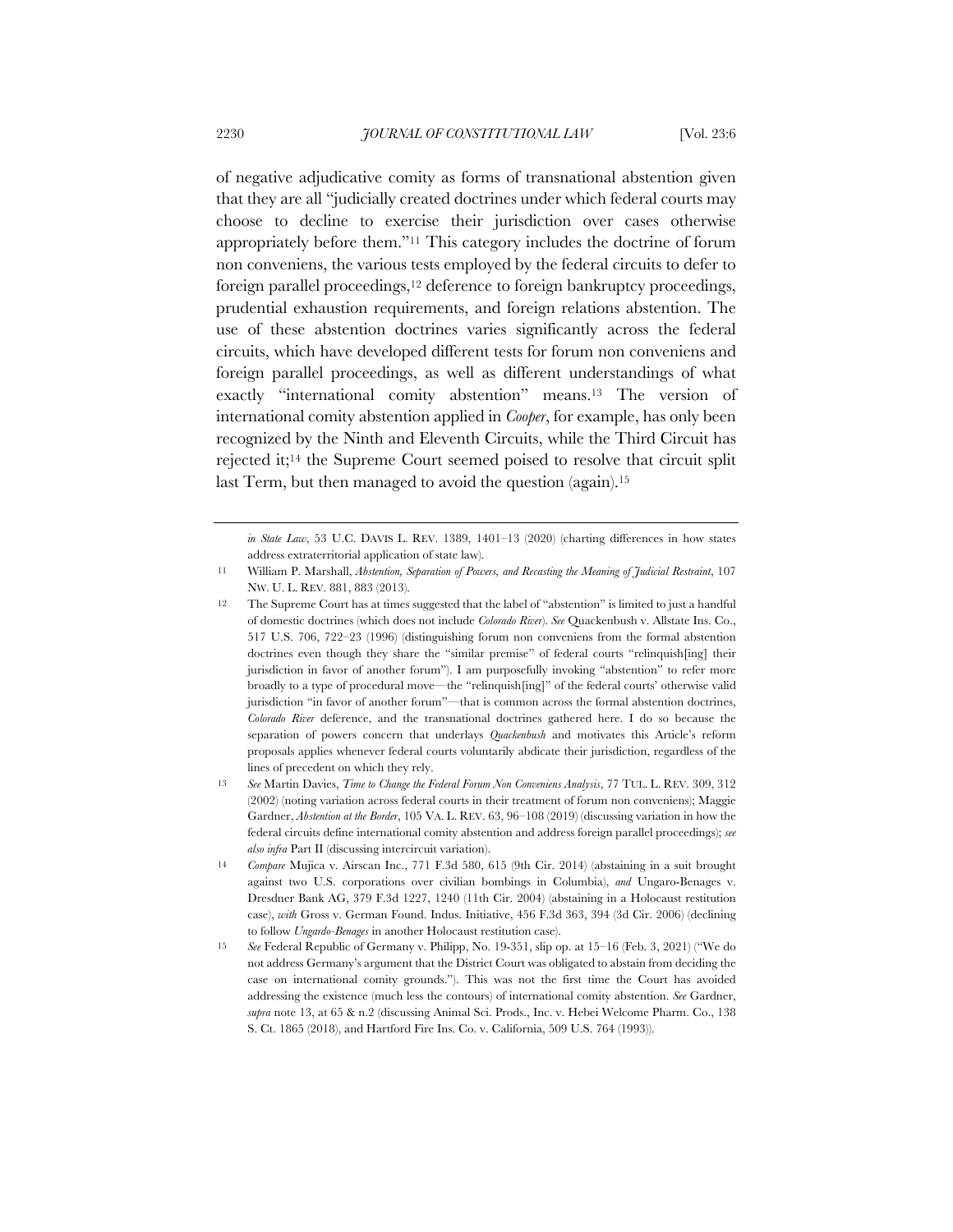of negative adjudicative comity as forms of transnational abstention given that they are all "judicially created doctrines under which federal courts may choose to decline to exercise their jurisdiction over cases otherwise appropriately before them."[11] This category includes the doctrine of forum non conveniens, the various tests employed by the federal circuits to defer to foreign parallel proceedings,[12] deference to foreign bankruptcy proceedings, prudential exhaustion requirements, and foreign relations abstention. The use of these abstention doctrines varies significantly across the federal circuits, which have developed different tests for forum non conveniens and foreign parallel proceedings, as well as different understandings of what exactly "international comity abstention" means.[13] The version of international comity abstention applied in *Cooper*, for example, has only been recognized by the Ninth and Eleventh Circuits, while the Third Circuit has rejected it;[14] the Supreme Court seemed poised to resolve that circuit split last Term, but then managed to avoid the question (again).[15]

---

*in State Law*, 53 U.C. DAVIS L. REV. 1389, 1401–13 (2020) (charting differences in how states address extraterritorial application of state law).

11 William P. Marshall, *Abstention, Separation of Powers, and Recasting the Meaning of Judicial Restraint*, 107 NW. U. L. REV. 881, 883 (2013).

12 The Supreme Court has at times suggested that the label of "abstention" is limited to just a handful of domestic doctrines (which does not include *Colorado River*). *See* Quackenbush v. Allstate Ins. Co., 517 U.S. 706, 722–23 (1996) (distinguishing forum non conveniens from the formal abstention doctrines even though they share the "similar premise" of federal courts "relinquish[ing] their jurisdiction in favor of another forum"). I am purposefully invoking "abstention" to refer more broadly to a type of procedural move—the "relinquish[ing]" of the federal courts' otherwise valid jurisdiction "in favor of another forum"—that is common across the formal abstention doctrines, *Colorado River* deference, and the transnational doctrines gathered here. I do so because the separation of powers concern that underlays *Quackenbush* and motivates this Article's reform proposals applies whenever federal courts voluntarily abdicate their jurisdiction, regardless of the lines of precedent on which they rely.

13 *See* Martin Davies, *Time to Change the Federal Forum Non Conveniens Analysis*, 77 TUL. L. REV. 309, 312 (2002) (noting variation across federal courts in their treatment of forum non conveniens); Maggie Gardner, *Abstention at the Border*, 105 VA. L. REV. 63, 96–108 (2019) (discussing variation in how the federal circuits define international comity abstention and address foreign parallel proceedings); *see also infra* Part II (discussing intercircuit variation).

14 *Compare* Mujica v. Airscan Inc., 771 F.3d 580, 615 (9th Cir. 2014) (abstaining in a suit brought against two U.S. corporations over civilian bombings in Columbia), *and* Ungaro-Benages v. Dresdner Bank AG, 379 F.3d 1227, 1240 (11th Cir. 2004) (abstaining in a Holocaust restitution case), *with* Gross v. German Found. Indus. Initiative, 456 F.3d 363, 394 (3d Cir. 2006) (declining to follow *Ungardo-Benages* in another Holocaust restitution case).

15 *See* Federal Republic of Germany v. Philipp, No. 19-351, slip op. at 15–16 (Feb. 3, 2021) ("We do not address Germany's argument that the District Court was obligated to abstain from deciding the case on international comity grounds."). This was not the first time the Court has avoided addressing the existence (much less the contours) of international comity abstention. *See* Gardner, *supra* note 13, at 65 & n.2 (discussing Animal Sci. Prods., Inc. v. Hebei Welcome Pharm. Co., 138 S. Ct. 1865 (2018), and Hartford Fire Ins. Co. v. California, 509 U.S. 764 (1993)).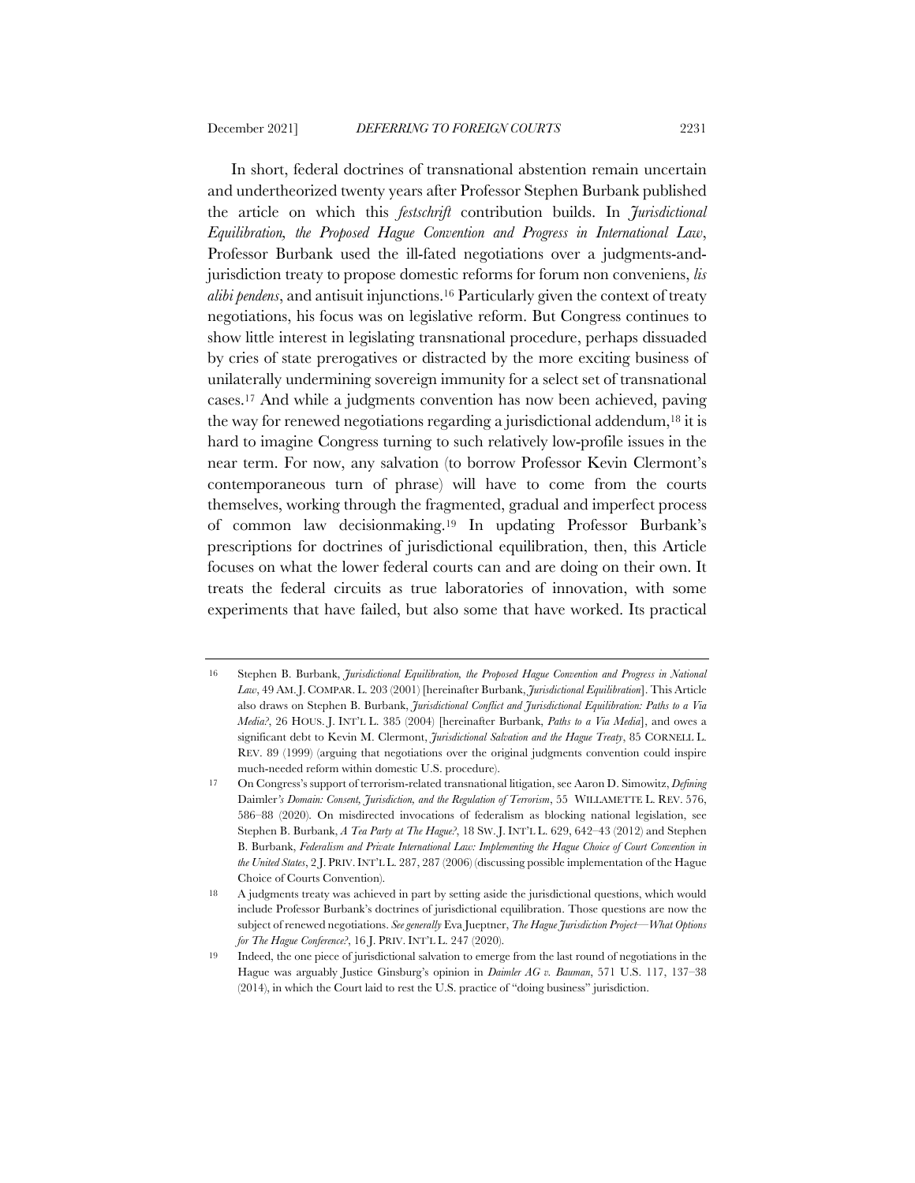In short, federal doctrines of transnational abstention remain uncertain and undertheorized twenty years after Professor Stephen Burbank published the article on which this *festschrift* contribution builds. In *Jurisdictional Equilibration, the Proposed Hague Convention and Progress in International Law*, Professor Burbank used the ill-fated negotiations over a judgments-and-jurisdiction treaty to propose domestic reforms for forum non conveniens, *lis alibi pendens*, and antisuit injunctions.[16] Particularly given the context of treaty negotiations, his focus was on legislative reform. But Congress continues to show little interest in legislating transnational procedure, perhaps dissuaded by cries of state prerogatives or distracted by the more exciting business of unilaterally undermining sovereign immunity for a select set of transnational cases.[17] And while a judgments convention has now been achieved, paving the way for renewed negotiations regarding a jurisdictional addendum,[18] it is hard to imagine Congress turning to such relatively low-profile issues in the near term. For now, any salvation (to borrow Professor Kevin Clermont's contemporaneous turn of phrase) will have to come from the courts themselves, working through the fragmented, gradual and imperfect process of common law decisionmaking.[19] In updating Professor Burbank's prescriptions for doctrines of jurisdictional equilibration, then, this Article focuses on what the lower federal courts can and are doing on their own. It treats the federal circuits as true laboratories of innovation, with some experiments that have failed, but also some that have worked. Its practical

---

16 Stephen B. Burbank, *Jurisdictional Equilibration, the Proposed Hague Convention and Progress in National Law*, 49 AM. J. COMPAR. L. 203 (2001) [hereinafter Burbank, *Jurisdictional Equilibration*]. This Article also draws on Stephen B. Burbank, *Jurisdictional Conflict and Jurisdictional Equilibration: Paths to a Via Media?*, 26 HOUS. J. INT'L L. 385 (2004) [hereinafter Burbank, *Paths to a Via Media*], and owes a significant debt to Kevin M. Clermont, *Jurisdictional Salvation and the Hague Treaty*, 85 CORNELL L. REV. 89 (1999) (arguing that negotiations over the original judgments convention could inspire much-needed reform within domestic U.S. procedure).

17 On Congress's support of terrorism-related transnational litigation, see Aaron D. Simowitz, *Defining* Daimler*'s Domain: Consent, Jurisdiction, and the Regulation of Terrorism*, 55 WILLAMETTE L. REV. 576, 586–88 (2020). On misdirected invocations of federalism as blocking national legislation, see Stephen B. Burbank, *A Tea Party at The Hague?*, 18 SW. J. INT'L L. 629, 642–43 (2012) and Stephen B. Burbank, *Federalism and Private International Law: Implementing the Hague Choice of Court Convention in the United States*, 2 J. PRIV. INT'L L. 287, 287 (2006) (discussing possible implementation of the Hague Choice of Courts Convention).

18 A judgments treaty was achieved in part by setting aside the jurisdictional questions, which would include Professor Burbank's doctrines of jurisdictional equilibration. Those questions are now the subject of renewed negotiations. *See generally* Eva Jueptner, *The Hague Jurisdiction Project—What Options for The Hague Conference?*, 16 J. PRIV. INT'L L. 247 (2020).

19 Indeed, the one piece of jurisdictional salvation to emerge from the last round of negotiations in the Hague was arguably Justice Ginsburg's opinion in *Daimler AG v. Bauman*, 571 U.S. 117, 137–38 (2014), in which the Court laid to rest the U.S. practice of "doing business" jurisdiction.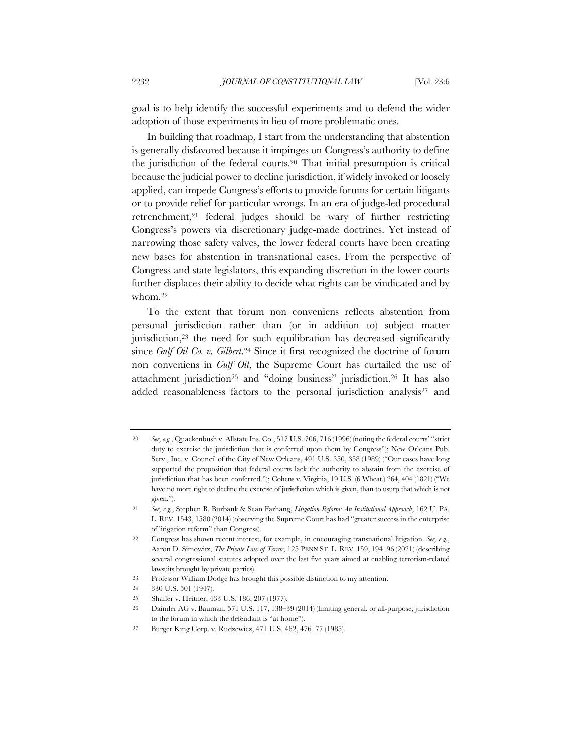goal is to help identify the successful experiments and to defend the wider adoption of those experiments in lieu of more problematic ones.

In building that roadmap, I start from the understanding that abstention is generally disfavored because it impinges on Congress's authority to define the jurisdiction of the federal courts.[20] That initial presumption is critical because the judicial power to decline jurisdiction, if widely invoked or loosely applied, can impede Congress's efforts to provide forums for certain litigants or to provide relief for particular wrongs. In an era of judge-led procedural retrenchment,[21] federal judges should be wary of further restricting Congress's powers via discretionary judge-made doctrines. Yet instead of narrowing those safety valves, the lower federal courts have been creating new bases for abstention in transnational cases. From the perspective of Congress and state legislators, this expanding discretion in the lower courts further displaces their ability to decide what rights can be vindicated and by whom.[22]

To the extent that forum non conveniens reflects abstention from personal jurisdiction rather than (or in addition to) subject matter jurisdiction,[23] the need for such equilibration has decreased significantly since *Gulf Oil Co. v. Gilbert*.[24] Since it first recognized the doctrine of forum non conveniens in *Gulf Oil*, the Supreme Court has curtailed the use of attachment jurisdiction[25] and "doing business" jurisdiction.[26] It has also added reasonableness factors to the personal jurisdiction analysis[27] and

---

[20] *See, e.g.*, Quackenbush v. Allstate Ins. Co., 517 U.S. 706, 716 (1996) (noting the federal courts' "strict duty to exercise the jurisdiction that is conferred upon them by Congress"); New Orleans Pub. Serv., Inc. v. Council of the City of New Orleans, 491 U.S. 350, 358 (1989) ("Our cases have long supported the proposition that federal courts lack the authority to abstain from the exercise of jurisdiction that has been conferred."); Cohens v. Virginia, 19 U.S. (6 Wheat.) 264, 404 (1821) ("We have no more right to decline the exercise of jurisdiction which is given, than to usurp that which is not given.").

[21] *See, e.g.*, Stephen B. Burbank & Sean Farhang, *Litigation Reform: An Institutional Approach*, 162 U. PA. L. REV. 1543, 1580 (2014) (observing the Supreme Court has had "greater success in the enterprise of litigation reform" than Congress).

[22] Congress has shown recent interest, for example, in encouraging transnational litigation. *See, e.g.*, Aaron D. Simowitz, *The Private Law of Terror*, 125 PENN ST. L. REV. 159, 194–96 (2021) (describing several congressional statutes adopted over the last five years aimed at enabling terrorism-related lawsuits brought by private parties).

[23] Professor William Dodge has brought this possible distinction to my attention.

[24] 330 U.S. 501 (1947).

[25] Shaffer v. Heitner, 433 U.S. 186, 207 (1977).

[26] Daimler AG v. Bauman, 571 U.S. 117, 138–39 (2014) (limiting general, or all-purpose, jurisdiction to the forum in which the defendant is "at home").

[27] Burger King Corp. v. Rudzewicz, 471 U.S. 462, 476–77 (1985).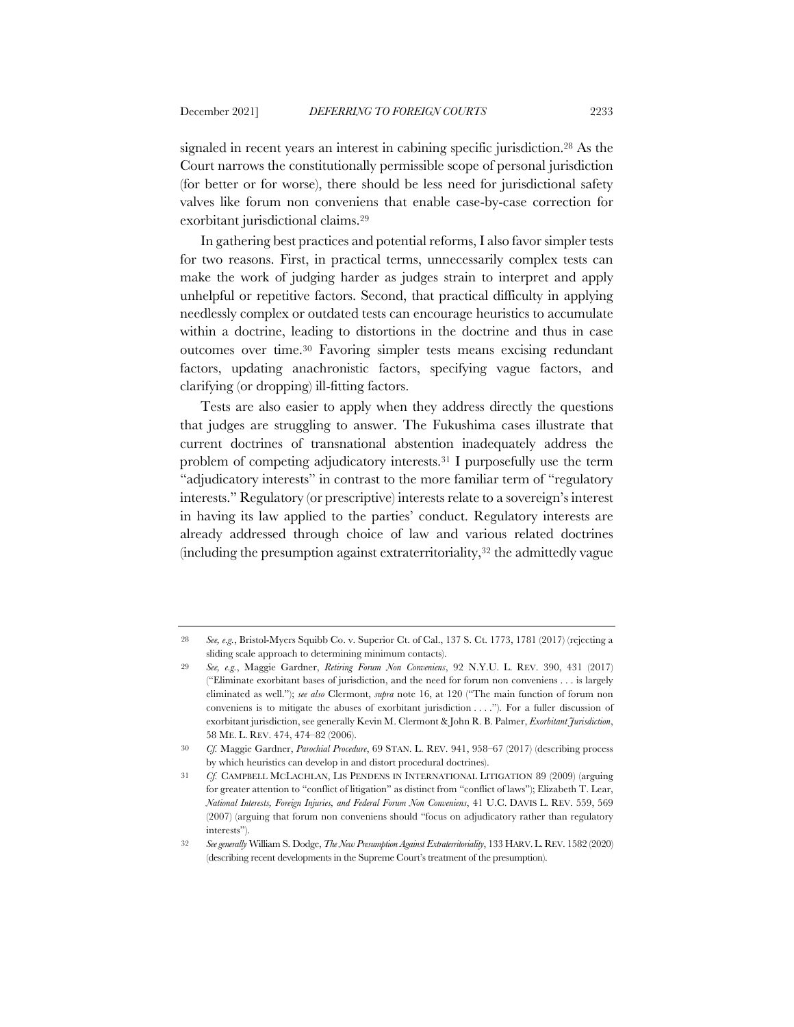signaled in recent years an interest in cabining specific jurisdiction.[28] As the Court narrows the constitutionally permissible scope of personal jurisdiction (for better or for worse), there should be less need for jurisdictional safety valves like forum non conveniens that enable case-by-case correction for exorbitant jurisdictional claims.[29]

In gathering best practices and potential reforms, I also favor simpler tests for two reasons. First, in practical terms, unnecessarily complex tests can make the work of judging harder as judges strain to interpret and apply unhelpful or repetitive factors. Second, that practical difficulty in applying needlessly complex or outdated tests can encourage heuristics to accumulate within a doctrine, leading to distortions in the doctrine and thus in case outcomes over time.[30] Favoring simpler tests means excising redundant factors, updating anachronistic factors, specifying vague factors, and clarifying (or dropping) ill-fitting factors.

Tests are also easier to apply when they address directly the questions that judges are struggling to answer. The Fukushima cases illustrate that current doctrines of transnational abstention inadequately address the problem of competing adjudicatory interests.[31] I purposefully use the term "adjudicatory interests" in contrast to the more familiar term of "regulatory interests." Regulatory (or prescriptive) interests relate to a sovereign's interest in having its law applied to the parties' conduct. Regulatory interests are already addressed through choice of law and various related doctrines (including the presumption against extraterritoriality,[32] the admittedly vague

---

28 *See, e.g.*, Bristol-Myers Squibb Co. v. Superior Ct. of Cal., 137 S. Ct. 1773, 1781 (2017) (rejecting a sliding scale approach to determining minimum contacts).

29 *See, e.g.*, Maggie Gardner, *Retiring Forum Non Conveniens*, 92 N.Y.U. L. REV. 390, 431 (2017) ("Eliminate exorbitant bases of jurisdiction, and the need for forum non conveniens . . . is largely eliminated as well."); *see also* Clermont, *supra* note 16, at 120 ("The main function of forum non conveniens is to mitigate the abuses of exorbitant jurisdiction . . . ."). For a fuller discussion of exorbitant jurisdiction, see generally Kevin M. Clermont & John R. B. Palmer, *Exorbitant Jurisdiction*, 58 ME. L. REV. 474, 474–82 (2006).

30 *Cf.* Maggie Gardner, *Parochial Procedure*, 69 STAN. L. REV. 941, 958–67 (2017) (describing process by which heuristics can develop in and distort procedural doctrines).

31 *Cf.* CAMPBELL MCLACHLAN, LIS PENDENS IN INTERNATIONAL LITIGATION 89 (2009) (arguing for greater attention to "conflict of litigation" as distinct from "conflict of laws"); Elizabeth T. Lear, *National Interests, Foreign Injuries, and Federal Forum Non Conveniens*, 41 U.C. DAVIS L. REV. 559, 569 (2007) (arguing that forum non conveniens should "focus on adjudicatory rather than regulatory interests").

32 *See generally* William S. Dodge, *The New Presumption Against Extraterritoriality*, 133 HARV. L. REV. 1582 (2020) (describing recent developments in the Supreme Court's treatment of the presumption).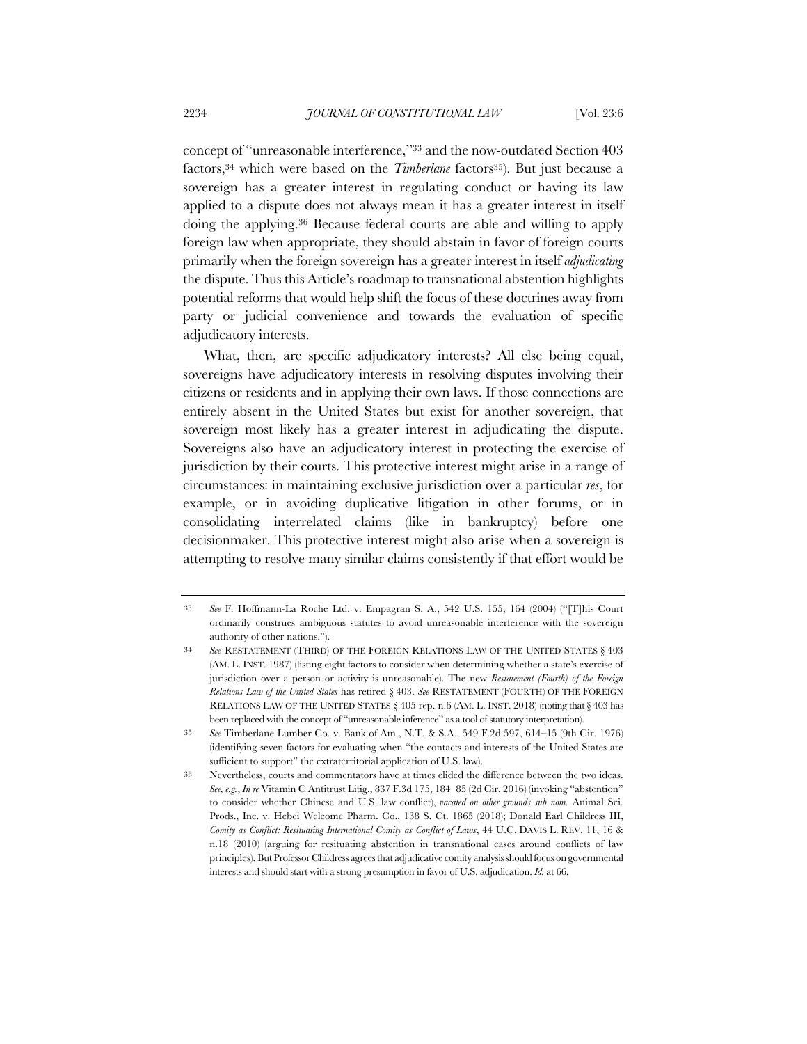concept of "unreasonable interference,"[33] and the now-outdated Section 403 factors,[34] which were based on the *Timberlane* factors[35]). But just because a sovereign has a greater interest in regulating conduct or having its law applied to a dispute does not always mean it has a greater interest in itself doing the applying.[36] Because federal courts are able and willing to apply foreign law when appropriate, they should abstain in favor of foreign courts primarily when the foreign sovereign has a greater interest in itself *adjudicating* the dispute. Thus this Article's roadmap to transnational abstention highlights potential reforms that would help shift the focus of these doctrines away from party or judicial convenience and towards the evaluation of specific adjudicatory interests.

What, then, are specific adjudicatory interests? All else being equal, sovereigns have adjudicatory interests in resolving disputes involving their citizens or residents and in applying their own laws. If those connections are entirely absent in the United States but exist for another sovereign, that sovereign most likely has a greater interest in adjudicating the dispute. Sovereigns also have an adjudicatory interest in protecting the exercise of jurisdiction by their courts. This protective interest might arise in a range of circumstances: in maintaining exclusive jurisdiction over a particular *res*, for example, or in avoiding duplicative litigation in other forums, or in consolidating interrelated claims (like in bankruptcy) before one decisionmaker. This protective interest might also arise when a sovereign is attempting to resolve many similar claims consistently if that effort would be

---

[33] *See* F. Hoffmann-La Roche Ltd. v. Empagran S. A., 542 U.S. 155, 164 (2004) ("[T]his Court ordinarily construes ambiguous statutes to avoid unreasonable interference with the sovereign authority of other nations.").

[34] *See* RESTATEMENT (THIRD) OF THE FOREIGN RELATIONS LAW OF THE UNITED STATES § 403 (AM. L. INST. 1987) (listing eight factors to consider when determining whether a state's exercise of jurisdiction over a person or activity is unreasonable). The new *Restatement (Fourth) of the Foreign Relations Law of the United States* has retired § 403. *See* RESTATEMENT (FOURTH) OF THE FOREIGN RELATIONS LAW OF THE UNITED STATES § 405 rep. n.6 (AM. L. INST. 2018) (noting that § 403 has been replaced with the concept of "unreasonable inference" as a tool of statutory interpretation).

[35] *See* Timberlane Lumber Co. v. Bank of Am., N.T. & S.A., 549 F.2d 597, 614–15 (9th Cir. 1976) (identifying seven factors for evaluating when "the contacts and interests of the United States are sufficient to support" the extraterritorial application of U.S. law).

[36] Nevertheless, courts and commentators have at times elided the difference between the two ideas. *See, e.g.*, *In re* Vitamin C Antitrust Litig., 837 F.3d 175, 184–85 (2d Cir. 2016) (invoking "abstention" to consider whether Chinese and U.S. law conflict), *vacated on other grounds sub nom.* Animal Sci. Prods., Inc. v. Hebei Welcome Pharm. Co., 138 S. Ct. 1865 (2018); Donald Earl Childress III, *Comity as Conflict: Resituating International Comity as Conflict of Laws*, 44 U.C. DAVIS L. REV. 11, 16 & n.18 (2010) (arguing for resituating abstention in transnational cases around conflicts of law principles). But Professor Childress agrees that adjudicative comity analysis should focus on governmental interests and should start with a strong presumption in favor of U.S. adjudication. *Id.* at 66.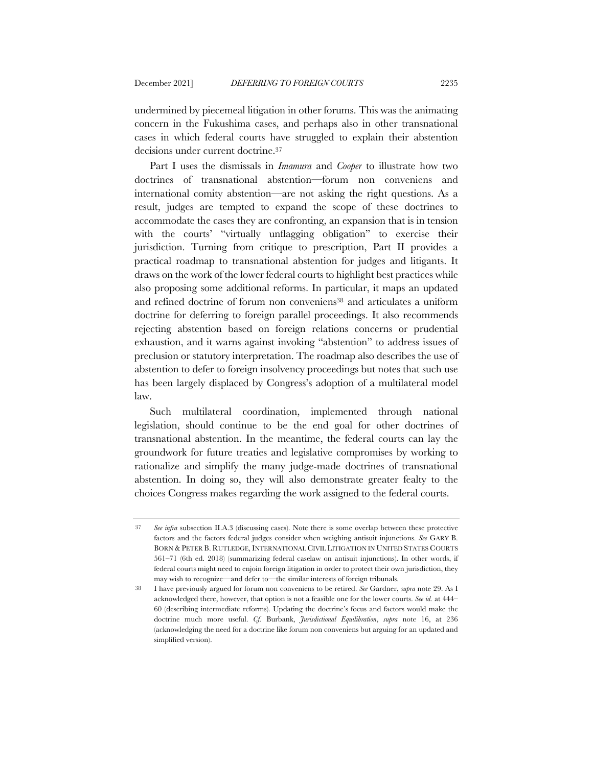undermined by piecemeal litigation in other forums. This was the animating concern in the Fukushima cases, and perhaps also in other transnational cases in which federal courts have struggled to explain their abstention decisions under current doctrine.[37]

Part I uses the dismissals in *Imamura* and *Cooper* to illustrate how two doctrines of transnational abstention—forum non conveniens and international comity abstention—are not asking the right questions. As a result, judges are tempted to expand the scope of these doctrines to accommodate the cases they are confronting, an expansion that is in tension with the courts' "virtually unflagging obligation" to exercise their jurisdiction. Turning from critique to prescription, Part II provides a practical roadmap to transnational abstention for judges and litigants. It draws on the work of the lower federal courts to highlight best practices while also proposing some additional reforms. In particular, it maps an updated and refined doctrine of forum non conveniens[38] and articulates a uniform doctrine for deferring to foreign parallel proceedings. It also recommends rejecting abstention based on foreign relations concerns or prudential exhaustion, and it warns against invoking "abstention" to address issues of preclusion or statutory interpretation. The roadmap also describes the use of abstention to defer to foreign insolvency proceedings but notes that such use has been largely displaced by Congress's adoption of a multilateral model law.

Such multilateral coordination, implemented through national legislation, should continue to be the end goal for other doctrines of transnational abstention. In the meantime, the federal courts can lay the groundwork for future treaties and legislative compromises by working to rationalize and simplify the many judge-made doctrines of transnational abstention. In doing so, they will also demonstrate greater fealty to the choices Congress makes regarding the work assigned to the federal courts.

---

37 *See infra* subsection II.A.3 (discussing cases). Note there is some overlap between these protective factors and the factors federal judges consider when weighing antisuit injunctions. *See* GARY B. BORN & PETER B. RUTLEDGE, INTERNATIONAL CIVIL LITIGATION IN UNITED STATES COURTS 561–71 (6th ed. 2018) (summarizing federal caselaw on antisuit injunctions). In other words, if federal courts might need to enjoin foreign litigation in order to protect their own jurisdiction, they may wish to recognize—and defer to—the similar interests of foreign tribunals.

38 I have previously argued for forum non conveniens to be retired. *See* Gardner, *supra* note 29. As I acknowledged there, however, that option is not a feasible one for the lower courts. *See id.* at 444–60 (describing intermediate reforms). Updating the doctrine's focus and factors would make the doctrine much more useful. *Cf.* Burbank, *Jurisdictional Equilibration*, *supra* note 16, at 236 (acknowledging the need for a doctrine like forum non conveniens but arguing for an updated and simplified version).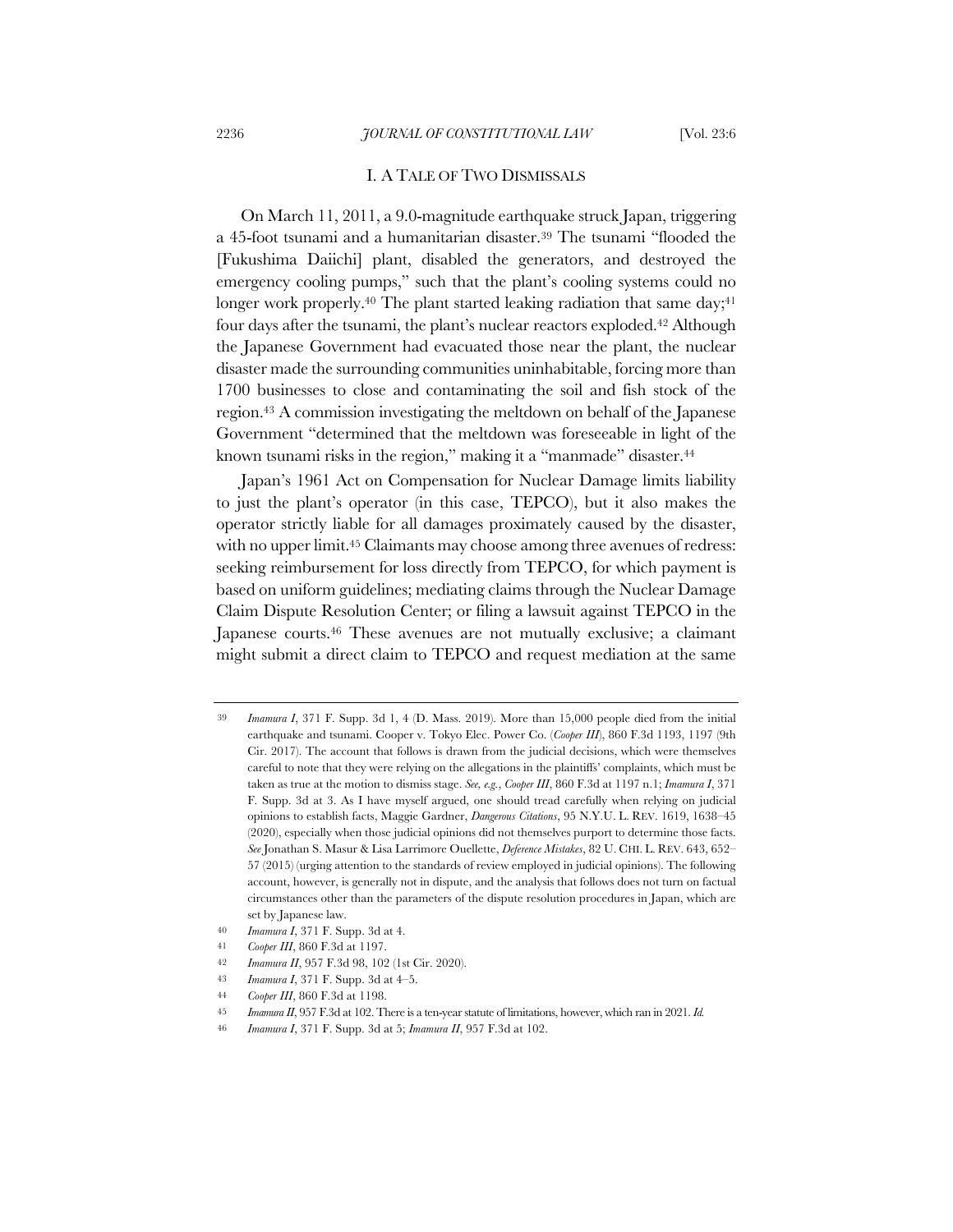## I. A TALE OF TWO DISMISSALS

On March 11, 2011, a 9.0-magnitude earthquake struck Japan, triggering a 45-foot tsunami and a humanitarian disaster.[39] The tsunami "flooded the [Fukushima Daiichi] plant, disabled the generators, and destroyed the emergency cooling pumps," such that the plant's cooling systems could no longer work properly.[40] The plant started leaking radiation that same day;[41] four days after the tsunami, the plant's nuclear reactors exploded.[42] Although the Japanese Government had evacuated those near the plant, the nuclear disaster made the surrounding communities uninhabitable, forcing more than 1700 businesses to close and contaminating the soil and fish stock of the region.[43] A commission investigating the meltdown on behalf of the Japanese Government "determined that the meltdown was foreseeable in light of the known tsunami risks in the region," making it a "manmade" disaster.[44]

Japan's 1961 Act on Compensation for Nuclear Damage limits liability to just the plant's operator (in this case, TEPCO), but it also makes the operator strictly liable for all damages proximately caused by the disaster, with no upper limit.[45] Claimants may choose among three avenues of redress: seeking reimbursement for loss directly from TEPCO, for which payment is based on uniform guidelines; mediating claims through the Nuclear Damage Claim Dispute Resolution Center; or filing a lawsuit against TEPCO in the Japanese courts.[46] These avenues are not mutually exclusive; a claimant might submit a direct claim to TEPCO and request mediation at the same

---

39 *Imamura I*, 371 F. Supp. 3d 1, 4 (D. Mass. 2019). More than 15,000 people died from the initial earthquake and tsunami. Cooper v. Tokyo Elec. Power Co. (*Cooper III*), 860 F.3d 1193, 1197 (9th Cir. 2017). The account that follows is drawn from the judicial decisions, which were themselves careful to note that they were relying on the allegations in the plaintiffs' complaints, which must be taken as true at the motion to dismiss stage. *See, e.g.*, *Cooper III*, 860 F.3d at 1197 n.1; *Imamura I*, 371 F. Supp. 3d at 3. As I have myself argued, one should tread carefully when relying on judicial opinions to establish facts, Maggie Gardner, *Dangerous Citations*, 95 N.Y.U. L. REV. 1619, 1638–45 (2020), especially when those judicial opinions did not themselves purport to determine those facts. *See* Jonathan S. Masur & Lisa Larrimore Ouellette, *Deference Mistakes*, 82 U. CHI. L. REV. 643, 652–57 (2015) (urging attention to the standards of review employed in judicial opinions). The following account, however, is generally not in dispute, and the analysis that follows does not turn on factual circumstances other than the parameters of the dispute resolution procedures in Japan, which are set by Japanese law.

40 *Imamura I*, 371 F. Supp. 3d at 4.

41 *Cooper III*, 860 F.3d at 1197.

42 *Imamura II*, 957 F.3d 98, 102 (1st Cir. 2020).

43 *Imamura I*, 371 F. Supp. 3d at 4–5.

44 *Cooper III*, 860 F.3d at 1198.

45 *Imamura II*, 957 F.3d at 102. There is a ten-year statute of limitations, however, which ran in 2021. *Id.*

46 *Imamura I*, 371 F. Supp. 3d at 5; *Imamura II*, 957 F.3d at 102.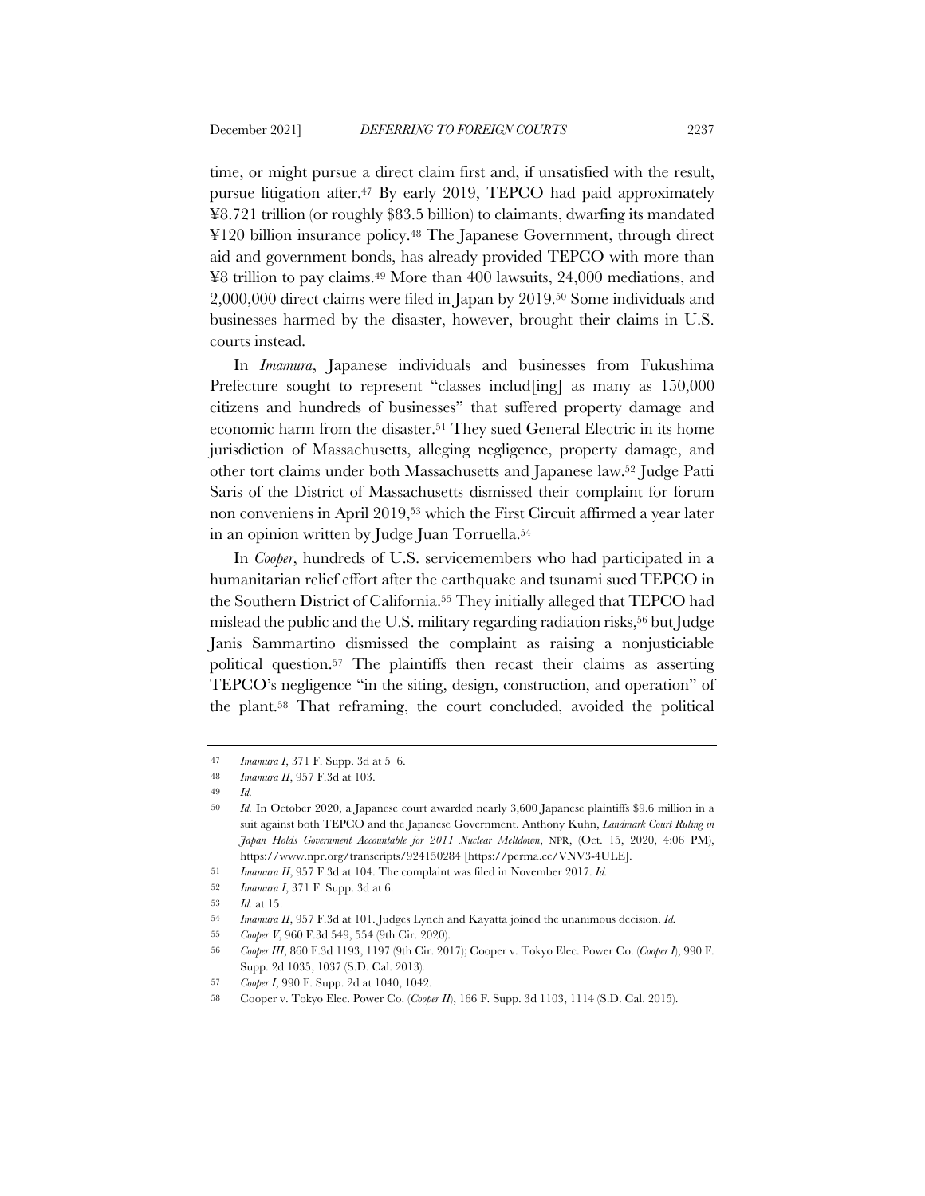time, or might pursue a direct claim first and, if unsatisfied with the result, pursue litigation after.[47] By early 2019, TEPCO had paid approximately ¥8.721 trillion (or roughly $83.5 billion) to claimants, dwarfing its mandated ¥120 billion insurance policy.[48] The Japanese Government, through direct aid and government bonds, has already provided TEPCO with more than ¥8 trillion to pay claims.[49] More than 400 lawsuits, 24,000 mediations, and 2,000,000 direct claims were filed in Japan by 2019.[50] Some individuals and businesses harmed by the disaster, however, brought their claims in U.S. courts instead.

In *Imamura*, Japanese individuals and businesses from Fukushima Prefecture sought to represent "classes includ[ing] as many as 150,000 citizens and hundreds of businesses" that suffered property damage and economic harm from the disaster.[51] They sued General Electric in its home jurisdiction of Massachusetts, alleging negligence, property damage, and other tort claims under both Massachusetts and Japanese law.[52] Judge Patti Saris of the District of Massachusetts dismissed their complaint for forum non conveniens in April 2019,[53] which the First Circuit affirmed a year later in an opinion written by Judge Juan Torruella.[54]

In *Cooper*, hundreds of U.S. servicemembers who had participated in a humanitarian relief effort after the earthquake and tsunami sued TEPCO in the Southern District of California.[55] They initially alleged that TEPCO had mislead the public and the U.S. military regarding radiation risks,[56] but Judge Janis Sammartino dismissed the complaint as raising a nonjusticiable political question.[57] The plaintiffs then recast their claims as asserting TEPCO's negligence "in the siting, design, construction, and operation" of the plant.[58] That reframing, the court concluded, avoided the political

---

47 *Imamura I*, 371 F. Supp. 3d at 5–6.

48 *Imamura II*, 957 F.3d at 103.

49 *Id.*

50 *Id.* In October 2020, a Japanese court awarded nearly 3,600 Japanese plaintiffs $9.6 million in a suit against both TEPCO and the Japanese Government. Anthony Kuhn, *Landmark Court Ruling in Japan Holds Government Accountable for 2011 Nuclear Meltdown*, NPR, (Oct. 15, 2020, 4:06 PM), https://www.npr.org/transcripts/924150284 [https://perma.cc/VNV3-4ULE].

51 *Imamura II*, 957 F.3d at 104. The complaint was filed in November 2017. *Id.*

52 *Imamura I*, 371 F. Supp. 3d at 6.

53 *Id.* at 15.

54 *Imamura II*, 957 F.3d at 101. Judges Lynch and Kayatta joined the unanimous decision. *Id.*

55 *Cooper V*, 960 F.3d 549, 554 (9th Cir. 2020).

56 *Cooper III*, 860 F.3d 1193, 1197 (9th Cir. 2017); Cooper v. Tokyo Elec. Power Co. (*Cooper I*), 990 F. Supp. 2d 1035, 1037 (S.D. Cal. 2013).

57 *Cooper I*, 990 F. Supp. 2d at 1040, 1042.

58 Cooper v. Tokyo Elec. Power Co. (*Cooper II*), 166 F. Supp. 3d 1103, 1114 (S.D. Cal. 2015).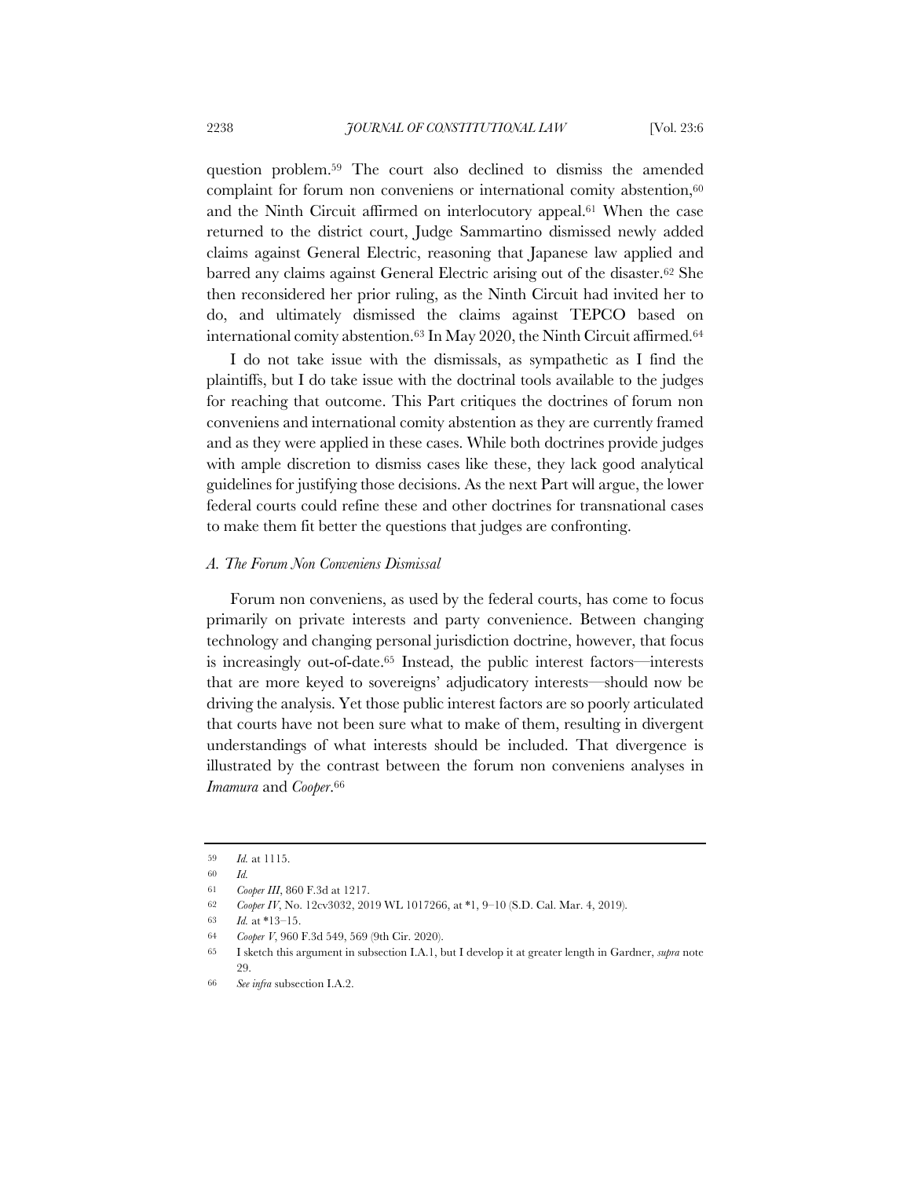question problem.[59] The court also declined to dismiss the amended complaint for forum non conveniens or international comity abstention,[60] and the Ninth Circuit affirmed on interlocutory appeal.[61] When the case returned to the district court, Judge Sammartino dismissed newly added claims against General Electric, reasoning that Japanese law applied and barred any claims against General Electric arising out of the disaster.[62] She then reconsidered her prior ruling, as the Ninth Circuit had invited her to do, and ultimately dismissed the claims against TEPCO based on international comity abstention.[63] In May 2020, the Ninth Circuit affirmed.[64]

I do not take issue with the dismissals, as sympathetic as I find the plaintiffs, but I do take issue with the doctrinal tools available to the judges for reaching that outcome. This Part critiques the doctrines of forum non conveniens and international comity abstention as they are currently framed and as they were applied in these cases. While both doctrines provide judges with ample discretion to dismiss cases like these, they lack good analytical guidelines for justifying those decisions. As the next Part will argue, the lower federal courts could refine these and other doctrines for transnational cases to make them fit better the questions that judges are confronting.

### *A. The Forum Non Conveniens Dismissal*

Forum non conveniens, as used by the federal courts, has come to focus primarily on private interests and party convenience. Between changing technology and changing personal jurisdiction doctrine, however, that focus is increasingly out-of-date.[65] Instead, the public interest factors—interests that are more keyed to sovereigns' adjudicatory interests—should now be driving the analysis. Yet those public interest factors are so poorly articulated that courts have not been sure what to make of them, resulting in divergent understandings of what interests should be included. That divergence is illustrated by the contrast between the forum non conveniens analyses in *Imamura* and *Cooper*.[66]

---

59 *Id.* at 1115.

60 *Id.*

61 *Cooper III*, 860 F.3d at 1217.

62 *Cooper IV*, No. 12cv3032, 2019 WL 1017266, at *1, 9–10 (S.D. Cal. Mar. 4, 2019).

63 *Id.* at *13–15.

64 *Cooper V*, 960 F.3d 549, 569 (9th Cir. 2020).

65 I sketch this argument in subsection I.A.1, but I develop it at greater length in Gardner, *supra* note 29.

66 *See infra* subsection I.A.2.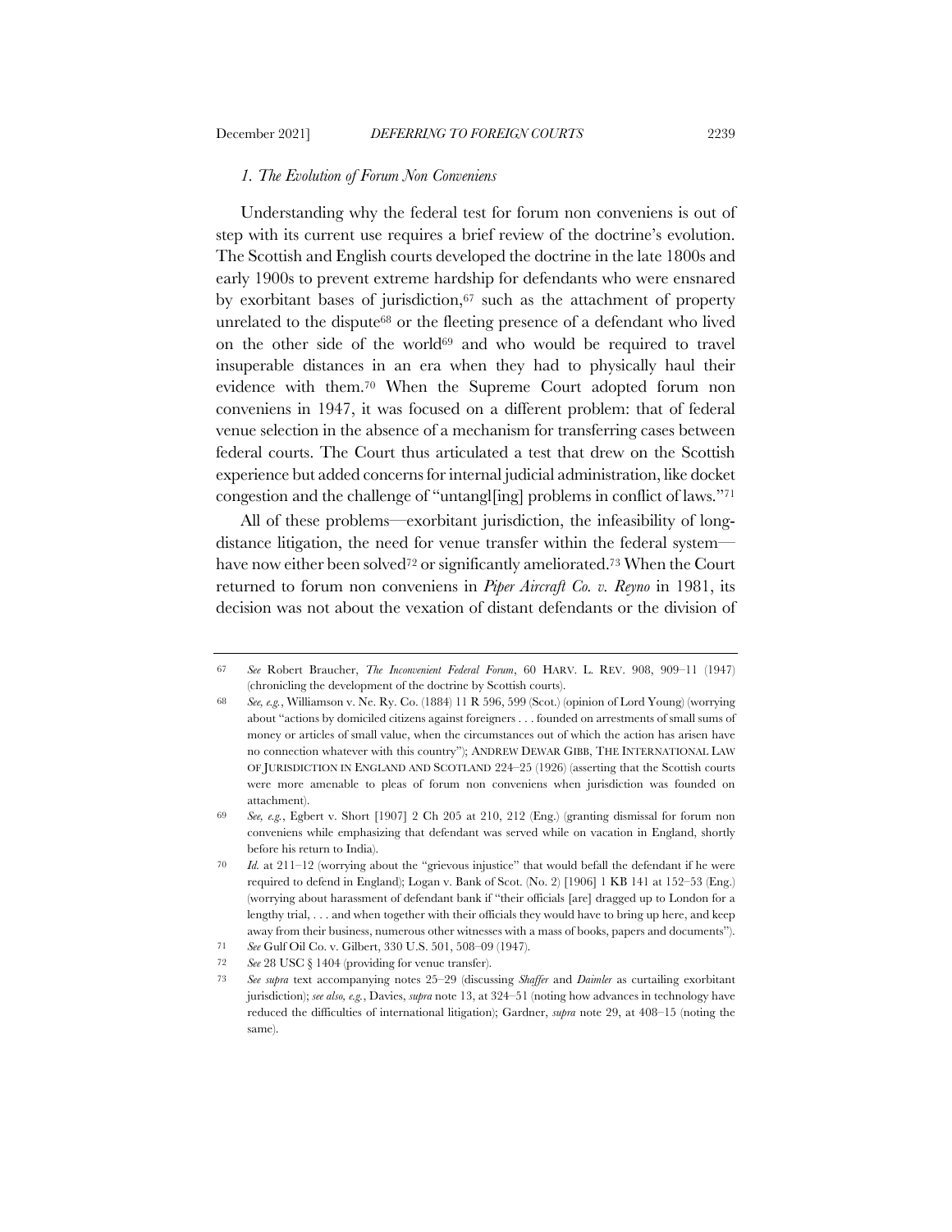### *1. The Evolution of Forum Non Conveniens*

Understanding why the federal test for forum non conveniens is out of step with its current use requires a brief review of the doctrine's evolution. The Scottish and English courts developed the doctrine in the late 1800s and early 1900s to prevent extreme hardship for defendants who were ensnared by exorbitant bases of jurisdiction,[67] such as the attachment of property unrelated to the dispute[68] or the fleeting presence of a defendant who lived on the other side of the world[69] and who would be required to travel insuperable distances in an era when they had to physically haul their evidence with them.[70] When the Supreme Court adopted forum non conveniens in 1947, it was focused on a different problem: that of federal venue selection in the absence of a mechanism for transferring cases between federal courts. The Court thus articulated a test that drew on the Scottish experience but added concerns for internal judicial administration, like docket congestion and the challenge of "untangl[ing] problems in conflict of laws."[71]

All of these problems—exorbitant jurisdiction, the infeasibility of long-distance litigation, the need for venue transfer within the federal system—have now either been solved[72] or significantly ameliorated.[73] When the Court returned to forum non conveniens in *Piper Aircraft Co. v. Reyno* in 1981, its decision was not about the vexation of distant defendants or the division of

---

67 *See* Robert Braucher, *The Inconvenient Federal Forum*, 60 HARV. L. REV. 908, 909–11 (1947) (chronicling the development of the doctrine by Scottish courts).

68 *See, e.g.*, Williamson v. Ne. Ry. Co. (1884) 11 R 596, 599 (Scot.) (opinion of Lord Young) (worrying about "actions by domiciled citizens against foreigners . . . founded on arrestments of small sums of money or articles of small value, when the circumstances out of which the action has arisen have no connection whatever with this country"); ANDREW DEWAR GIBB, THE INTERNATIONAL LAW OF JURISDICTION IN ENGLAND AND SCOTLAND 224–25 (1926) (asserting that the Scottish courts were more amenable to pleas of forum non conveniens when jurisdiction was founded on attachment).

69 *See, e.g.*, Egbert v. Short [1907] 2 Ch 205 at 210, 212 (Eng.) (granting dismissal for forum non conveniens while emphasizing that defendant was served while on vacation in England, shortly before his return to India).

70 *Id.* at 211–12 (worrying about the "grievous injustice" that would befall the defendant if he were required to defend in England); Logan v. Bank of Scot. (No. 2) [1906] 1 KB 141 at 152–53 (Eng.) (worrying about harassment of defendant bank if "their officials [are] dragged up to London for a lengthy trial, . . . and when together with their officials they would have to bring up here, and keep away from their business, numerous other witnesses with a mass of books, papers and documents").

71 *See* Gulf Oil Co. v. Gilbert, 330 U.S. 501, 508–09 (1947).

72 *See* 28 USC § 1404 (providing for venue transfer).

73 *See supra* text accompanying notes 25–29 (discussing *Shaffer* and *Daimler* as curtailing exorbitant jurisdiction); *see also, e.g.*, Davies, *supra* note 13, at 324–51 (noting how advances in technology have reduced the difficulties of international litigation); Gardner, *supra* note 29, at 408–15 (noting the same).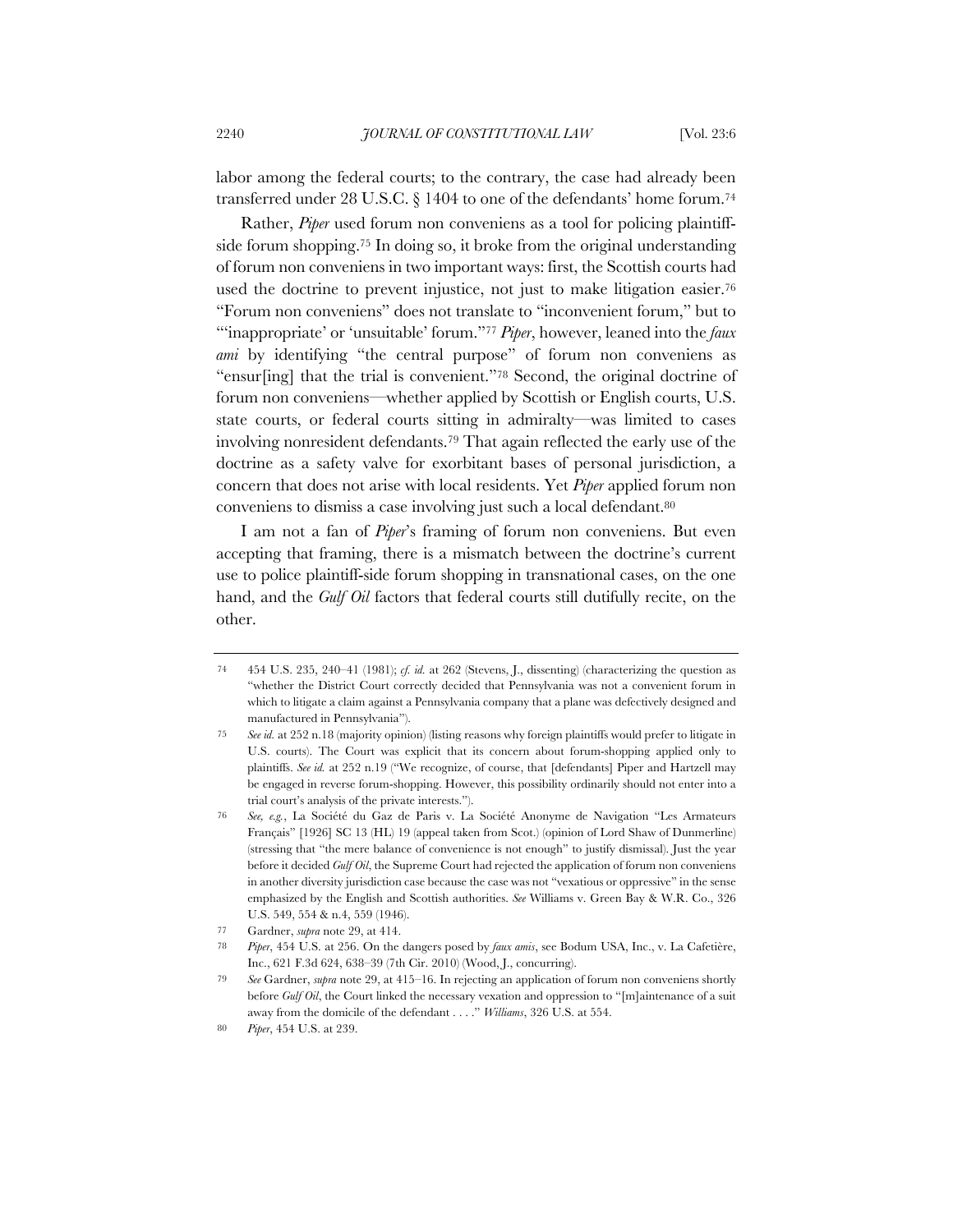labor among the federal courts; to the contrary, the case had already been transferred under 28 U.S.C. § 1404 to one of the defendants' home forum.[74]

Rather, *Piper* used forum non conveniens as a tool for policing plaintiff-side forum shopping.[75] In doing so, it broke from the original understanding of forum non conveniens in two important ways: first, the Scottish courts had used the doctrine to prevent injustice, not just to make litigation easier.[76] "Forum non conveniens" does not translate to "inconvenient forum," but to "'inappropriate' or 'unsuitable' forum."[77] *Piper*, however, leaned into the *faux ami* by identifying "the central purpose" of forum non conveniens as "ensur[ing] that the trial is convenient."[78] Second, the original doctrine of forum non conveniens—whether applied by Scottish or English courts, U.S. state courts, or federal courts sitting in admiralty—was limited to cases involving nonresident defendants.[79] That again reflected the early use of the doctrine as a safety valve for exorbitant bases of personal jurisdiction, a concern that does not arise with local residents. Yet *Piper* applied forum non conveniens to dismiss a case involving just such a local defendant.[80]

I am not a fan of *Piper*'s framing of forum non conveniens. But even accepting that framing, there is a mismatch between the doctrine's current use to police plaintiff-side forum shopping in transnational cases, on the one hand, and the *Gulf Oil* factors that federal courts still dutifully recite, on the other.

---

74 454 U.S. 235, 240–41 (1981); *cf. id.* at 262 (Stevens, J., dissenting) (characterizing the question as "whether the District Court correctly decided that Pennsylvania was not a convenient forum in which to litigate a claim against a Pennsylvania company that a plane was defectively designed and manufactured in Pennsylvania").

75 *See id.* at 252 n.18 (majority opinion) (listing reasons why foreign plaintiffs would prefer to litigate in U.S. courts). The Court was explicit that its concern about forum-shopping applied only to plaintiffs. *See id.* at 252 n.19 ("We recognize, of course, that [defendants] Piper and Hartzell may be engaged in reverse forum-shopping. However, this possibility ordinarily should not enter into a trial court's analysis of the private interests.").

76 *See, e.g.*, La Société du Gaz de Paris v. La Société Anonyme de Navigation "Les Armateurs Français" [1926] SC 13 (HL) 19 (appeal taken from Scot.) (opinion of Lord Shaw of Dunmerline) (stressing that "the mere balance of convenience is not enough" to justify dismissal). Just the year before it decided *Gulf Oil*, the Supreme Court had rejected the application of forum non conveniens in another diversity jurisdiction case because the case was not "vexatious or oppressive" in the sense emphasized by the English and Scottish authorities. *See* Williams v. Green Bay & W.R. Co., 326 U.S. 549, 554 & n.4, 559 (1946).

77 Gardner, *supra* note 29, at 414.

78 *Piper*, 454 U.S. at 256. On the dangers posed by *faux amis*, see Bodum USA, Inc., v. La Cafetière, Inc., 621 F.3d 624, 638–39 (7th Cir. 2010) (Wood, J., concurring).

79 *See* Gardner, *supra* note 29, at 415–16. In rejecting an application of forum non conveniens shortly before *Gulf Oil*, the Court linked the necessary vexation and oppression to "[m]aintenance of a suit away from the domicile of the defendant . . . ." *Williams*, 326 U.S. at 554.

80 *Piper*, 454 U.S. at 239.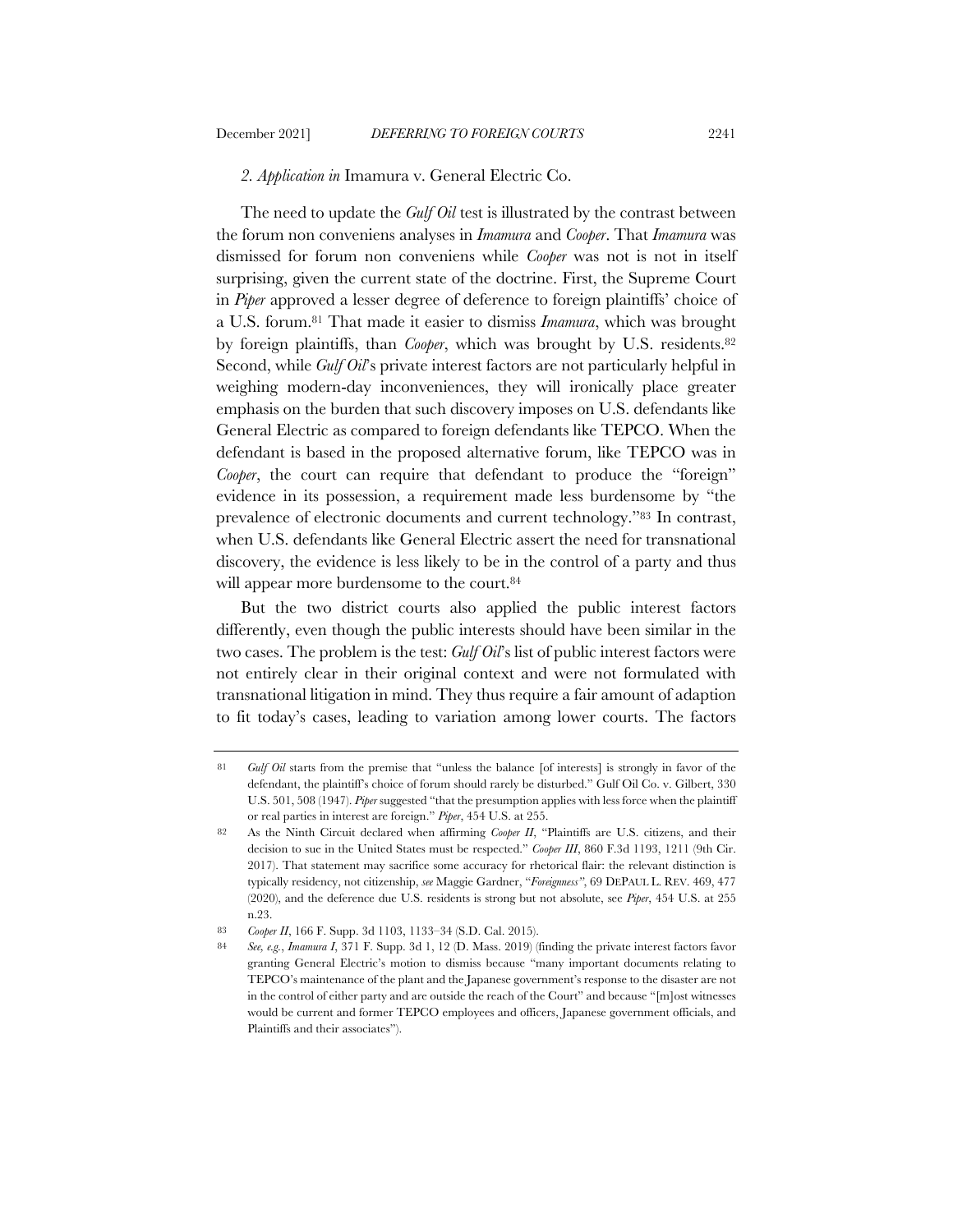### 2. *Application in* Imamura v. General Electric Co.

The need to update the *Gulf Oil* test is illustrated by the contrast between the forum non conveniens analyses in *Imamura* and *Cooper*. That *Imamura* was dismissed for forum non conveniens while *Cooper* was not is not in itself surprising, given the current state of the doctrine. First, the Supreme Court in *Piper* approved a lesser degree of deference to foreign plaintiffs' choice of a U.S. forum.[81] That made it easier to dismiss *Imamura*, which was brought by foreign plaintiffs, than *Cooper*, which was brought by U.S. residents.[82] Second, while *Gulf Oil*'s private interest factors are not particularly helpful in weighing modern-day inconveniences, they will ironically place greater emphasis on the burden that such discovery imposes on U.S. defendants like General Electric as compared to foreign defendants like TEPCO. When the defendant is based in the proposed alternative forum, like TEPCO was in *Cooper*, the court can require that defendant to produce the "foreign" evidence in its possession, a requirement made less burdensome by "the prevalence of electronic documents and current technology."[83] In contrast, when U.S. defendants like General Electric assert the need for transnational discovery, the evidence is less likely to be in the control of a party and thus will appear more burdensome to the court.[84]

But the two district courts also applied the public interest factors differently, even though the public interests should have been similar in the two cases. The problem is the test: *Gulf Oil*'s list of public interest factors were not entirely clear in their original context and were not formulated with transnational litigation in mind. They thus require a fair amount of adaption to fit today's cases, leading to variation among lower courts. The factors

---

81 *Gulf Oil* starts from the premise that "unless the balance [of interests] is strongly in favor of the defendant, the plaintiff's choice of forum should rarely be disturbed." Gulf Oil Co. v. Gilbert, 330 U.S. 501, 508 (1947). *Piper* suggested "that the presumption applies with less force when the plaintiff or real parties in interest are foreign." *Piper*, 454 U.S. at 255.

82 As the Ninth Circuit declared when affirming *Cooper II*, "Plaintiffs are U.S. citizens, and their decision to sue in the United States must be respected." *Cooper III*, 860 F.3d 1193, 1211 (9th Cir. 2017). That statement may sacrifice some accuracy for rhetorical flair: the relevant distinction is typically residency, not citizenship, *see* Maggie Gardner, "*Foreignness*", 69 DEPAUL L. REV. 469, 477 (2020), and the deference due U.S. residents is strong but not absolute, see *Piper*, 454 U.S. at 255 n.23.

83 *Cooper II*, 166 F. Supp. 3d 1103, 1133–34 (S.D. Cal. 2015).

84 *See, e.g.*, *Imamura I*, 371 F. Supp. 3d 1, 12 (D. Mass. 2019) (finding the private interest factors favor granting General Electric's motion to dismiss because "many important documents relating to TEPCO's maintenance of the plant and the Japanese government's response to the disaster are not in the control of either party and are outside the reach of the Court" and because "[m]ost witnesses would be current and former TEPCO employees and officers, Japanese government officials, and Plaintiffs and their associates").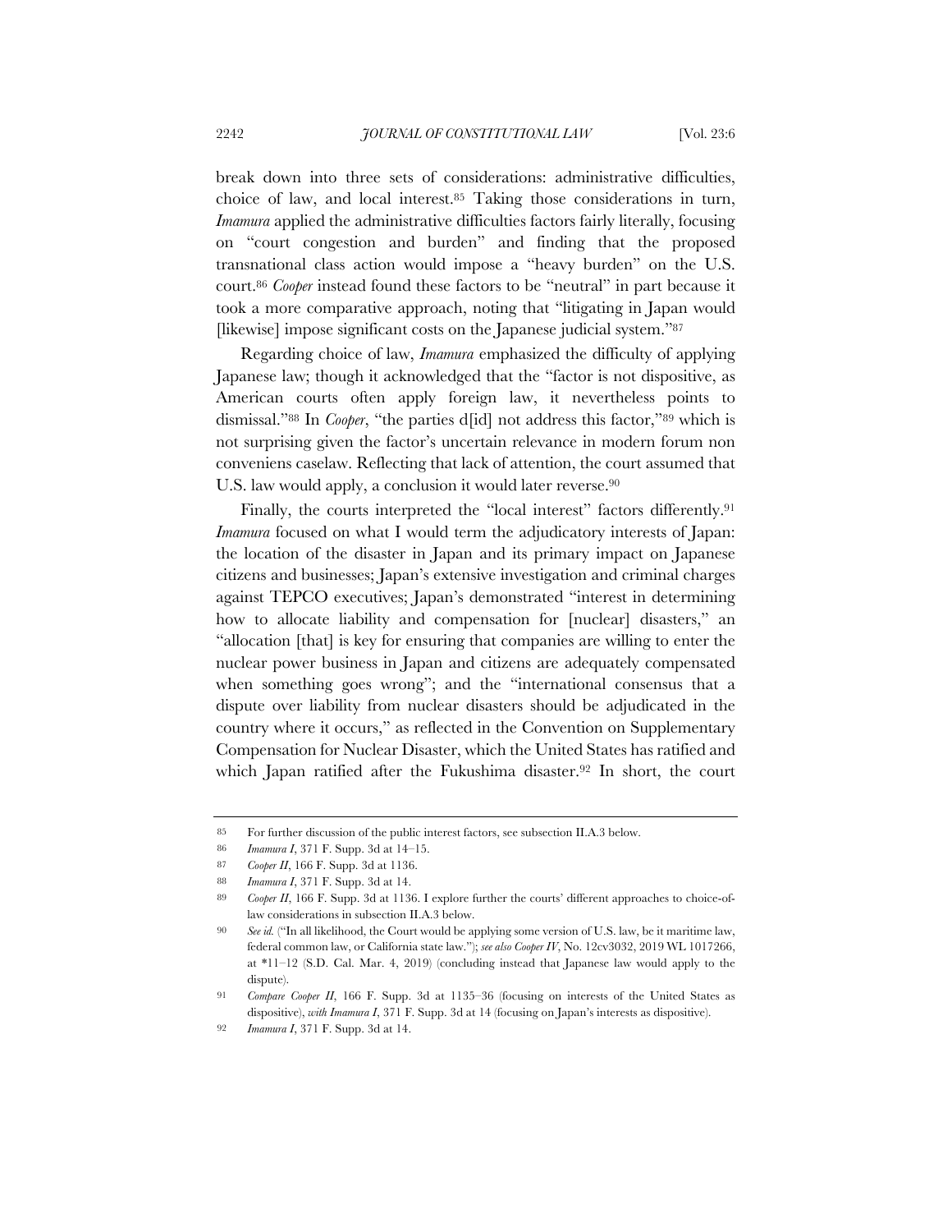break down into three sets of considerations: administrative difficulties, choice of law, and local interest.[85] Taking those considerations in turn, *Imamura* applied the administrative difficulties factors fairly literally, focusing on "court congestion and burden" and finding that the proposed transnational class action would impose a "heavy burden" on the U.S. court.[86] *Cooper* instead found these factors to be "neutral" in part because it took a more comparative approach, noting that "litigating in Japan would [likewise] impose significant costs on the Japanese judicial system."[87]

Regarding choice of law, *Imamura* emphasized the difficulty of applying Japanese law; though it acknowledged that the "factor is not dispositive, as American courts often apply foreign law, it nevertheless points to dismissal."[88] In *Cooper*, "the parties d[id] not address this factor,"[89] which is not surprising given the factor's uncertain relevance in modern forum non conveniens caselaw. Reflecting that lack of attention, the court assumed that U.S. law would apply, a conclusion it would later reverse.[90]

Finally, the courts interpreted the "local interest" factors differently.[91] *Imamura* focused on what I would term the adjudicatory interests of Japan: the location of the disaster in Japan and its primary impact on Japanese citizens and businesses; Japan's extensive investigation and criminal charges against TEPCO executives; Japan's demonstrated "interest in determining how to allocate liability and compensation for [nuclear] disasters," an "allocation [that] is key for ensuring that companies are willing to enter the nuclear power business in Japan and citizens are adequately compensated when something goes wrong"; and the "international consensus that a dispute over liability from nuclear disasters should be adjudicated in the country where it occurs," as reflected in the Convention on Supplementary Compensation for Nuclear Disaster, which the United States has ratified and which Japan ratified after the Fukushima disaster.[92] In short, the court

---

85 For further discussion of the public interest factors, see subsection II.A.3 below.

86 *Imamura I*, 371 F. Supp. 3d at 14–15.

87 *Cooper II*, 166 F. Supp. 3d at 1136.

88 *Imamura I*, 371 F. Supp. 3d at 14.

89 *Cooper II*, 166 F. Supp. 3d at 1136. I explore further the courts' different approaches to choice-of-law considerations in subsection II.A.3 below.

90 *See id.* ("In all likelihood, the Court would be applying some version of U.S. law, be it maritime law, federal common law, or California state law."); *see also Cooper IV*, No. 12cv3032, 2019 WL 1017266, at *11–12 (S.D. Cal. Mar. 4, 2019) (concluding instead that Japanese law would apply to the dispute).

91 *Compare Cooper II*, 166 F. Supp. 3d at 1135–36 (focusing on interests of the United States as dispositive), *with Imamura I*, 371 F. Supp. 3d at 14 (focusing on Japan's interests as dispositive).

92 *Imamura I*, 371 F. Supp. 3d at 14.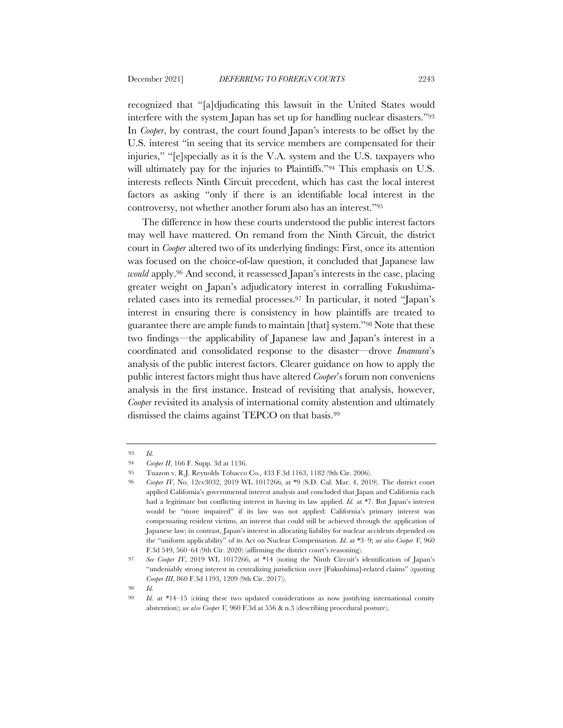recognized that "[a]djudicating this lawsuit in the United States would interfere with the system Japan has set up for handling nuclear disasters."[93] In *Cooper*, by contrast, the court found Japan's interests to be offset by the U.S. interest "in seeing that its service members are compensated for their injuries," "[e]specially as it is the V.A. system and the U.S. taxpayers who will ultimately pay for the injuries to Plaintiffs."[94] This emphasis on U.S. interests reflects Ninth Circuit precedent, which has cast the local interest factors as asking "only if there is an identifiable local interest in the controversy, not whether another forum also has an interest."[95]

The difference in how these courts understood the public interest factors may well have mattered. On remand from the Ninth Circuit, the district court in *Cooper* altered two of its underlying findings: First, once its attention was focused on the choice-of-law question, it concluded that Japanese law *would* apply.[96] And second, it reassessed Japan's interests in the case, placing greater weight on Japan's adjudicatory interest in corralling Fukushima-related cases into its remedial processes.[97] In particular, it noted "Japan's interest in ensuring there is consistency in how plaintiffs are treated to guarantee there are ample funds to maintain [that] system."[98] Note that these two findings—the applicability of Japanese law and Japan's interest in a coordinated and consolidated response to the disaster—drove *Imamura*'s analysis of the public interest factors. Clearer guidance on how to apply the public interest factors might thus have altered *Cooper*'s forum non conveniens analysis in the first instance. Instead of revisiting that analysis, however, *Cooper* revisited its analysis of international comity abstention and ultimately dismissed the claims against TEPCO on that basis.[99]

---

[93] *Id.*

[94] *Cooper II*, 166 F. Supp. 3d at 1136.

[95] Tuazon v. R.J. Reynolds Tobacco Co., 433 F.3d 1163, 1182 (9th Cir. 2006).

[96] *Cooper IV*, No. 12cv3032, 2019 WL 1017266, at *9 (S.D. Cal. Mar. 4, 2019). The district court applied California's governmental interest analysis and concluded that Japan and California each had a legitimate but conflicting interest in having its law applied. *Id.* at *7. But Japan's interest would be "more impaired" if its law was not applied: California's primary interest was compensating resident victims, an interest that could still be achieved through the application of Japanese law; in contrast, Japan's interest in allocating liability for nuclear accidents depended on the "uniform applicability" of its Act on Nuclear Compensation. *Id.* at *3–9; *see also Cooper V*, 960 F.3d 549, 560–64 (9th Cir. 2020) (affirming the district court's reasoning).

[97] *See Cooper IV*, 2019 WL 1017266, at *14 (noting the Ninth Circuit's identification of Japan's "undeniably strong interest in centralizing jurisdiction over [Fukushima]-related claims" (quoting *Cooper III*, 860 F.3d 1193, 1209 (9th Cir. 2017)).

[98] *Id.*

[99] *Id.* at *14–15 (citing these two updated considerations as now justifying international comity abstention); *see also Cooper V*, 960 F.3d at 556 & n.3 (describing procedural posture).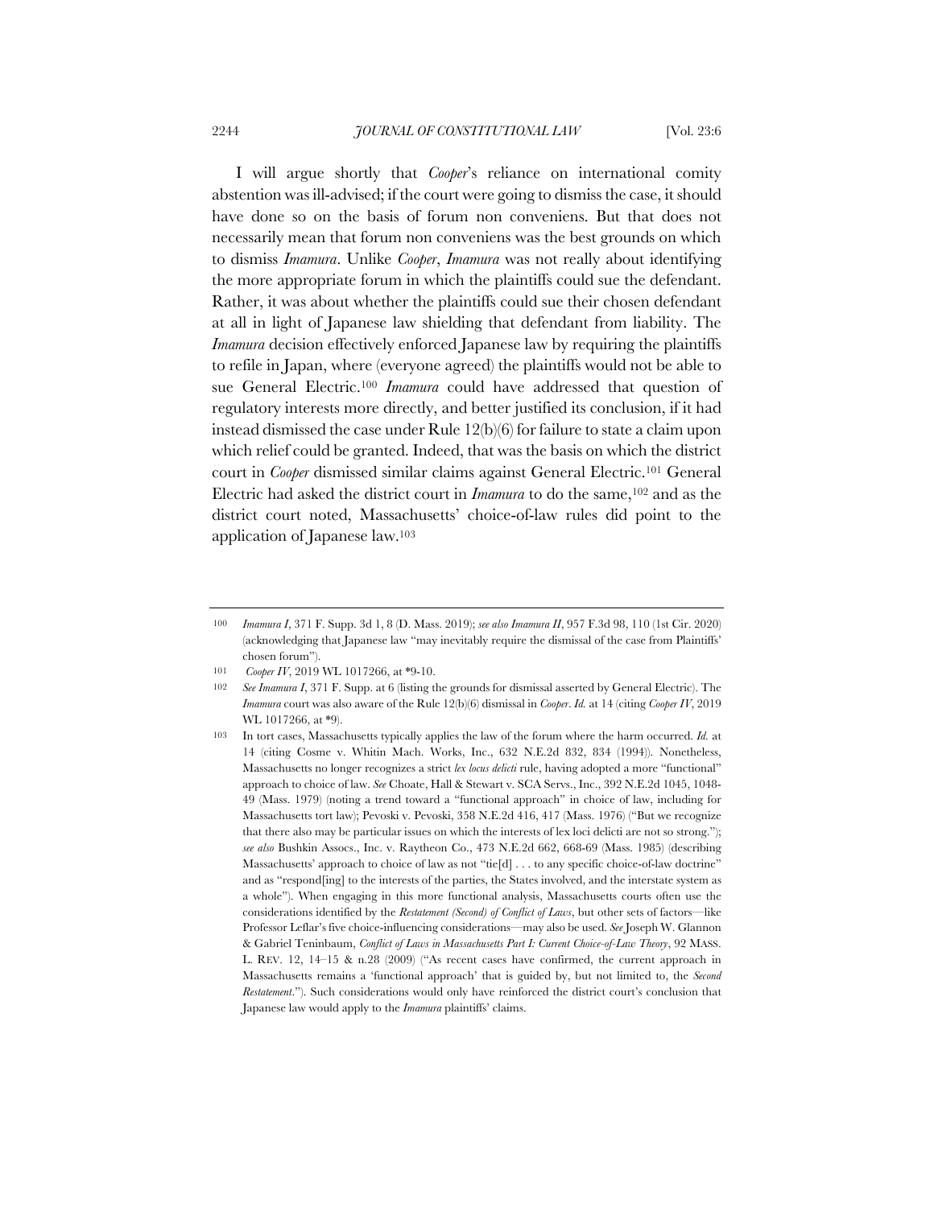I will argue shortly that *Cooper*'s reliance on international comity abstention was ill-advised; if the court were going to dismiss the case, it should have done so on the basis of forum non conveniens. But that does not necessarily mean that forum non conveniens was the best grounds on which to dismiss *Imamura*. Unlike *Cooper*, *Imamura* was not really about identifying the more appropriate forum in which the plaintiffs could sue the defendant. Rather, it was about whether the plaintiffs could sue their chosen defendant at all in light of Japanese law shielding that defendant from liability. The *Imamura* decision effectively enforced Japanese law by requiring the plaintiffs to refile in Japan, where (everyone agreed) the plaintiffs would not be able to sue General Electric.[100] *Imamura* could have addressed that question of regulatory interests more directly, and better justified its conclusion, if it had instead dismissed the case under Rule 12(b)(6) for failure to state a claim upon which relief could be granted. Indeed, that was the basis on which the district court in *Cooper* dismissed similar claims against General Electric.[101] General Electric had asked the district court in *Imamura* to do the same,[102] and as the district court noted, Massachusetts' choice-of-law rules did point to the application of Japanese law.[103]

---

[100] *Imamura I*, 371 F. Supp. 3d 1, 8 (D. Mass. 2019); *see also Imamura II*, 957 F.3d 98, 110 (1st Cir. 2020) (acknowledging that Japanese law "may inevitably require the dismissal of the case from Plaintiffs' chosen forum").

[101] *Cooper IV*, 2019 WL 1017266, at *9-10.

[102] *See Imamura I*, 371 F. Supp. at 6 (listing the grounds for dismissal asserted by General Electric). The *Imamura* court was also aware of the Rule 12(b)(6) dismissal in *Cooper*. *Id.* at 14 (citing *Cooper IV*, 2019 WL 1017266, at *9).

[103] In tort cases, Massachusetts typically applies the law of the forum where the harm occurred. *Id.* at 14 (citing Cosme v. Whitin Mach. Works, Inc., 632 N.E.2d 832, 834 (1994)). Nonetheless, Massachusetts no longer recognizes a strict *lex locus delicti* rule, having adopted a more "functional" approach to choice of law. *See* Choate, Hall & Stewart v. SCA Servs., Inc., 392 N.E.2d 1045, 1048-49 (Mass. 1979) (noting a trend toward a "functional approach" in choice of law, including for Massachusetts tort law); Pevoski v. Pevoski, 358 N.E.2d 416, 417 (Mass. 1976) ("But we recognize that there also may be particular issues on which the interests of lex loci delicti are not so strong."); *see also* Bushkin Assocs., Inc. v. Raytheon Co., 473 N.E.2d 662, 668-69 (Mass. 1985) (describing Massachusetts' approach to choice of law as not "tie[d] . . . to any specific choice-of-law doctrine" and as "respond[ing] to the interests of the parties, the States involved, and the interstate system as a whole"). When engaging in this more functional analysis, Massachusetts courts often use the considerations identified by the *Restatement (Second) of Conflict of Laws*, but other sets of factors—like Professor Leflar's five choice-influencing considerations—may also be used. *See* Joseph W. Glannon & Gabriel Teninbaum, *Conflict of Laws in Massachusetts Part I: Current Choice-of-Law Theory*, 92 MASS. L. REV. 12, 14–15 & n.28 (2009) ("As recent cases have confirmed, the current approach in Massachusetts remains a 'functional approach' that is guided by, but not limited to, the *Second Restatement*."). Such considerations would only have reinforced the district court's conclusion that Japanese law would apply to the *Imamura* plaintiffs' claims.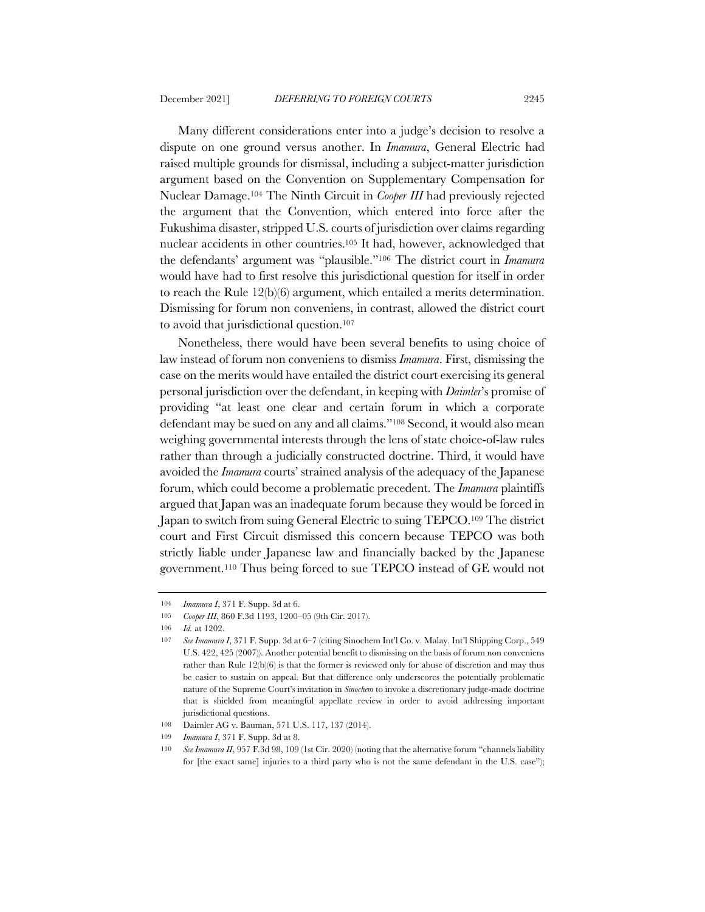Many different considerations enter into a judge's decision to resolve a dispute on one ground versus another. In *Imamura*, General Electric had raised multiple grounds for dismissal, including a subject-matter jurisdiction argument based on the Convention on Supplementary Compensation for Nuclear Damage.[104] The Ninth Circuit in *Cooper III* had previously rejected the argument that the Convention, which entered into force after the Fukushima disaster, stripped U.S. courts of jurisdiction over claims regarding nuclear accidents in other countries.[105] It had, however, acknowledged that the defendants' argument was "plausible."[106] The district court in *Imamura* would have had to first resolve this jurisdictional question for itself in order to reach the Rule 12(b)(6) argument, which entailed a merits determination. Dismissing for forum non conveniens, in contrast, allowed the district court to avoid that jurisdictional question.[107]

Nonetheless, there would have been several benefits to using choice of law instead of forum non conveniens to dismiss *Imamura*. First, dismissing the case on the merits would have entailed the district court exercising its general personal jurisdiction over the defendant, in keeping with *Daimler*'s promise of providing "at least one clear and certain forum in which a corporate defendant may be sued on any and all claims."[108] Second, it would also mean weighing governmental interests through the lens of state choice-of-law rules rather than through a judicially constructed doctrine. Third, it would have avoided the *Imamura* courts' strained analysis of the adequacy of the Japanese forum, which could become a problematic precedent. The *Imamura* plaintiffs argued that Japan was an inadequate forum because they would be forced in Japan to switch from suing General Electric to suing TEPCO.[109] The district court and First Circuit dismissed this concern because TEPCO was both strictly liable under Japanese law and financially backed by the Japanese government.[110] Thus being forced to sue TEPCO instead of GE would not

---

104 *Imamura I*, 371 F. Supp. 3d at 6.

105 *Cooper III*, 860 F.3d 1193, 1200–05 (9th Cir. 2017).

106 *Id.* at 1202.

107 *See Imamura I*, 371 F. Supp. 3d at 6–7 (citing Sinochem Int'l Co. v. Malay. Int'l Shipping Corp., 549 U.S. 422, 425 (2007)). Another potential benefit to dismissing on the basis of forum non conveniens rather than Rule 12(b)(6) is that the former is reviewed only for abuse of discretion and may thus be easier to sustain on appeal. But that difference only underscores the potentially problematic nature of the Supreme Court's invitation in *Sinochem* to invoke a discretionary judge-made doctrine that is shielded from meaningful appellate review in order to avoid addressing important jurisdictional questions.

108 Daimler AG v. Bauman, 571 U.S. 117, 137 (2014).

109 *Imamura I*, 371 F. Supp. 3d at 8.

110 *See Imamura II*, 957 F.3d 98, 109 (1st Cir. 2020) (noting that the alternative forum "channels liability for [the exact same] injuries to a third party who is not the same defendant in the U.S. case");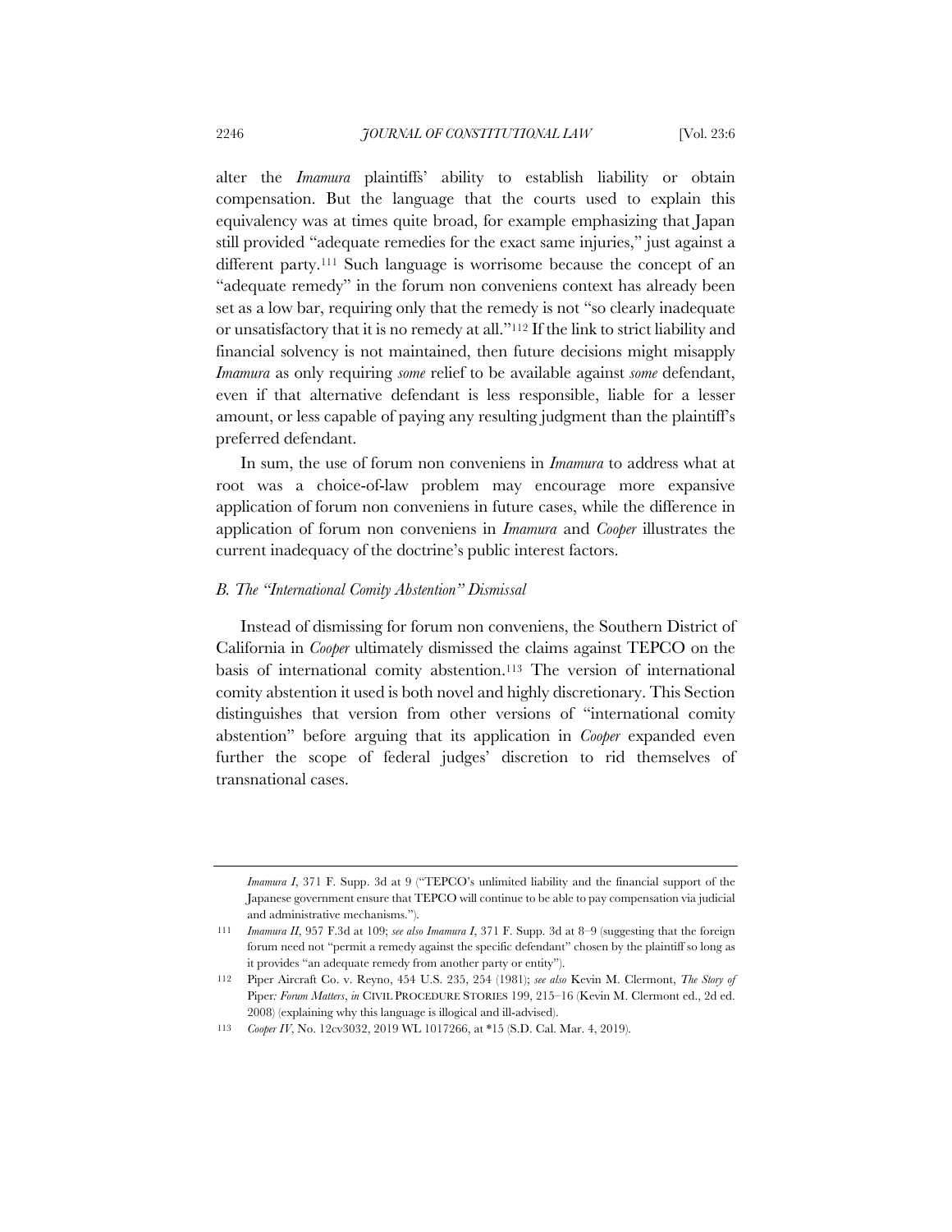alter the *Imamura* plaintiffs' ability to establish liability or obtain compensation. But the language that the courts used to explain this equivalency was at times quite broad, for example emphasizing that Japan still provided "adequate remedies for the exact same injuries," just against a different party.[111] Such language is worrisome because the concept of an "adequate remedy" in the forum non conveniens context has already been set as a low bar, requiring only that the remedy is not "so clearly inadequate or unsatisfactory that it is no remedy at all."[112] If the link to strict liability and financial solvency is not maintained, then future decisions might misapply *Imamura* as only requiring *some* relief to be available against *some* defendant, even if that alternative defendant is less responsible, liable for a lesser amount, or less capable of paying any resulting judgment than the plaintiff's preferred defendant.

In sum, the use of forum non conveniens in *Imamura* to address what at root was a choice-of-law problem may encourage more expansive application of forum non conveniens in future cases, while the difference in application of forum non conveniens in *Imamura* and *Cooper* illustrates the current inadequacy of the doctrine's public interest factors.

### *B. The "International Comity Abstention" Dismissal*

Instead of dismissing for forum non conveniens, the Southern District of California in *Cooper* ultimately dismissed the claims against TEPCO on the basis of international comity abstention.[113] The version of international comity abstention it used is both novel and highly discretionary. This Section distinguishes that version from other versions of "international comity abstention" before arguing that its application in *Cooper* expanded even further the scope of federal judges' discretion to rid themselves of transnational cases.

---

*Imamura I*, 371 F. Supp. 3d at 9 ("TEPCO's unlimited liability and the financial support of the Japanese government ensure that TEPCO will continue to be able to pay compensation via judicial and administrative mechanisms.").

111 *Imamura II*, 957 F.3d at 109; *see also Imamura I*, 371 F. Supp. 3d at 8–9 (suggesting that the foreign forum need not "permit a remedy against the specific defendant" chosen by the plaintiff so long as it provides "an adequate remedy from another party or entity").

112 Piper Aircraft Co. v. Reyno, 454 U.S. 235, 254 (1981); *see also* Kevin M. Clermont, *The Story of* Piper*: Forum Matters*, *in* CIVIL PROCEDURE STORIES 199, 215–16 (Kevin M. Clermont ed., 2d ed. 2008) (explaining why this language is illogical and ill-advised).

113 *Cooper IV*, No. 12cv3032, 2019 WL 1017266, at *15 (S.D. Cal. Mar. 4, 2019).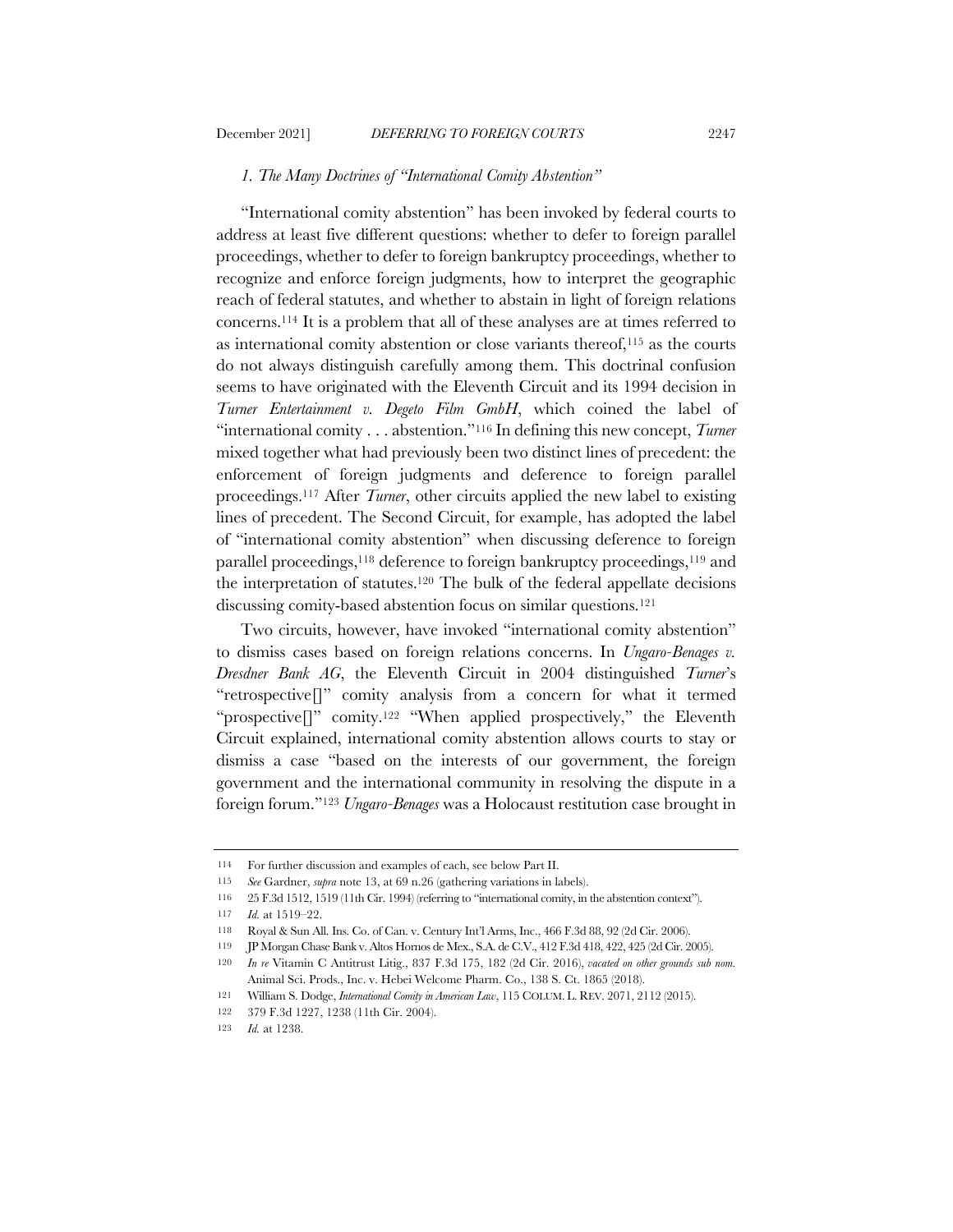### *1. The Many Doctrines of "International Comity Abstention"*

"International comity abstention" has been invoked by federal courts to address at least five different questions: whether to defer to foreign parallel proceedings, whether to defer to foreign bankruptcy proceedings, whether to recognize and enforce foreign judgments, how to interpret the geographic reach of federal statutes, and whether to abstain in light of foreign relations concerns.[114] It is a problem that all of these analyses are at times referred to as international comity abstention or close variants thereof,[115] as the courts do not always distinguish carefully among them. This doctrinal confusion seems to have originated with the Eleventh Circuit and its 1994 decision in *Turner Entertainment v. Degeto Film GmbH*, which coined the label of "international comity . . . abstention."[116] In defining this new concept, *Turner* mixed together what had previously been two distinct lines of precedent: the enforcement of foreign judgments and deference to foreign parallel proceedings.[117] After *Turner*, other circuits applied the new label to existing lines of precedent. The Second Circuit, for example, has adopted the label of "international comity abstention" when discussing deference to foreign parallel proceedings,[118] deference to foreign bankruptcy proceedings,[119] and the interpretation of statutes.[120] The bulk of the federal appellate decisions discussing comity-based abstention focus on similar questions.[121]

Two circuits, however, have invoked "international comity abstention" to dismiss cases based on foreign relations concerns. In *Ungaro-Benages v. Dresdner Bank AG*, the Eleventh Circuit in 2004 distinguished *Turner*'s "retrospective[]" comity analysis from a concern for what it termed "prospective[]" comity.[122] "When applied prospectively," the Eleventh Circuit explained, international comity abstention allows courts to stay or dismiss a case "based on the interests of our government, the foreign government and the international community in resolving the dispute in a foreign forum."[123] *Ungaro-Benages* was a Holocaust restitution case brought in

---

114 For further discussion and examples of each, see below Part II.

115 *See* Gardner, *supra* note 13, at 69 n.26 (gathering variations in labels).

116 25 F.3d 1512, 1519 (11th Cir. 1994) (referring to "international comity, in the abstention context").

117 *Id.* at 1519–22.

118 Royal & Sun All. Ins. Co. of Can. v. Century Int'l Arms, Inc., 466 F.3d 88, 92 (2d Cir. 2006).

119 JP Morgan Chase Bank v. Altos Hornos de Mex., S.A. de C.V., 412 F.3d 418, 422, 425 (2d Cir. 2005).

120 *In re* Vitamin C Antitrust Litig., 837 F.3d 175, 182 (2d Cir. 2016), *vacated on other grounds sub nom.* Animal Sci. Prods., Inc. v. Hebei Welcome Pharm. Co., 138 S. Ct. 1865 (2018).

121 William S. Dodge, *International Comity in American Law*, 115 COLUM. L. REV. 2071, 2112 (2015).

122 379 F.3d 1227, 1238 (11th Cir. 2004).

123 *Id.* at 1238.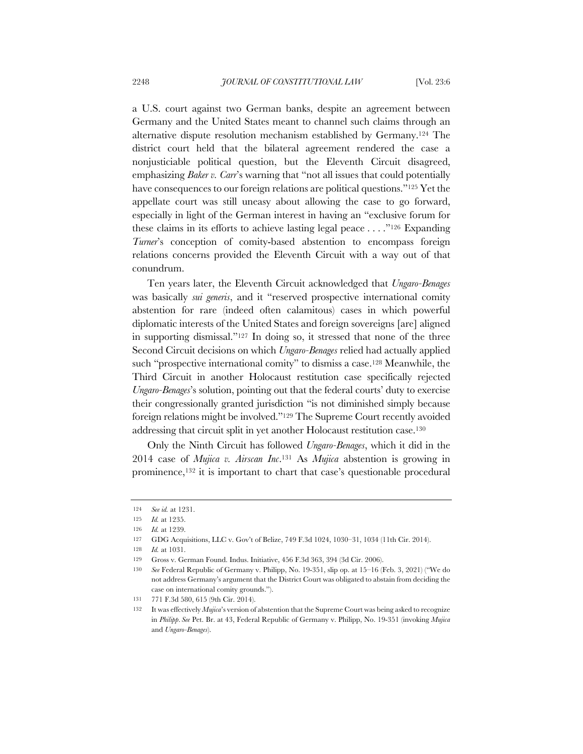a U.S. court against two German banks, despite an agreement between Germany and the United States meant to channel such claims through an alternative dispute resolution mechanism established by Germany.[124] The district court held that the bilateral agreement rendered the case a nonjusticiable political question, but the Eleventh Circuit disagreed, emphasizing *Baker v. Carr*'s warning that "not all issues that could potentially have consequences to our foreign relations are political questions."[125] Yet the appellate court was still uneasy about allowing the case to go forward, especially in light of the German interest in having an "exclusive forum for these claims in its efforts to achieve lasting legal peace . . . ."[126] Expanding *Turner*'s conception of comity-based abstention to encompass foreign relations concerns provided the Eleventh Circuit with a way out of that conundrum.

Ten years later, the Eleventh Circuit acknowledged that *Ungaro-Benages* was basically *sui generis*, and it "reserved prospective international comity abstention for rare (indeed often calamitous) cases in which powerful diplomatic interests of the United States and foreign sovereigns [are] aligned in supporting dismissal."[127] In doing so, it stressed that none of the three Second Circuit decisions on which *Ungaro-Benages* relied had actually applied such "prospective international comity" to dismiss a case.[128] Meanwhile, the Third Circuit in another Holocaust restitution case specifically rejected *Ungaro-Benages*'s solution, pointing out that the federal courts' duty to exercise their congressionally granted jurisdiction "is not diminished simply because foreign relations might be involved."[129] The Supreme Court recently avoided addressing that circuit split in yet another Holocaust restitution case.[130]

Only the Ninth Circuit has followed *Ungaro-Benages*, which it did in the 2014 case of *Mujica v. Airscan Inc*.[131] As *Mujica* abstention is growing in prominence,[132] it is important to chart that case's questionable procedural

---

124 *See id.* at 1231.

125 *Id.* at 1235.

126 *Id.* at 1239.

127 GDG Acquisitions, LLC v. Gov't of Belize, 749 F.3d 1024, 1030–31, 1034 (11th Cir. 2014).

128 *Id.* at 1031.

129 Gross v. German Found. Indus. Initiative, 456 F.3d 363, 394 (3d Cir. 2006).

130 *See* Federal Republic of Germany v. Philipp, No. 19-351, slip op. at 15–16 (Feb. 3, 2021) ("We do not address Germany's argument that the District Court was obligated to abstain from deciding the case on international comity grounds.").

131 771 F.3d 580, 615 (9th Cir. 2014).

132 It was effectively *Mujica*'s version of abstention that the Supreme Court was being asked to recognize in *Philipp*. *See* Pet. Br. at 43, Federal Republic of Germany v. Philipp, No. 19-351 (invoking *Mujica* and *Ungaro-Benages*).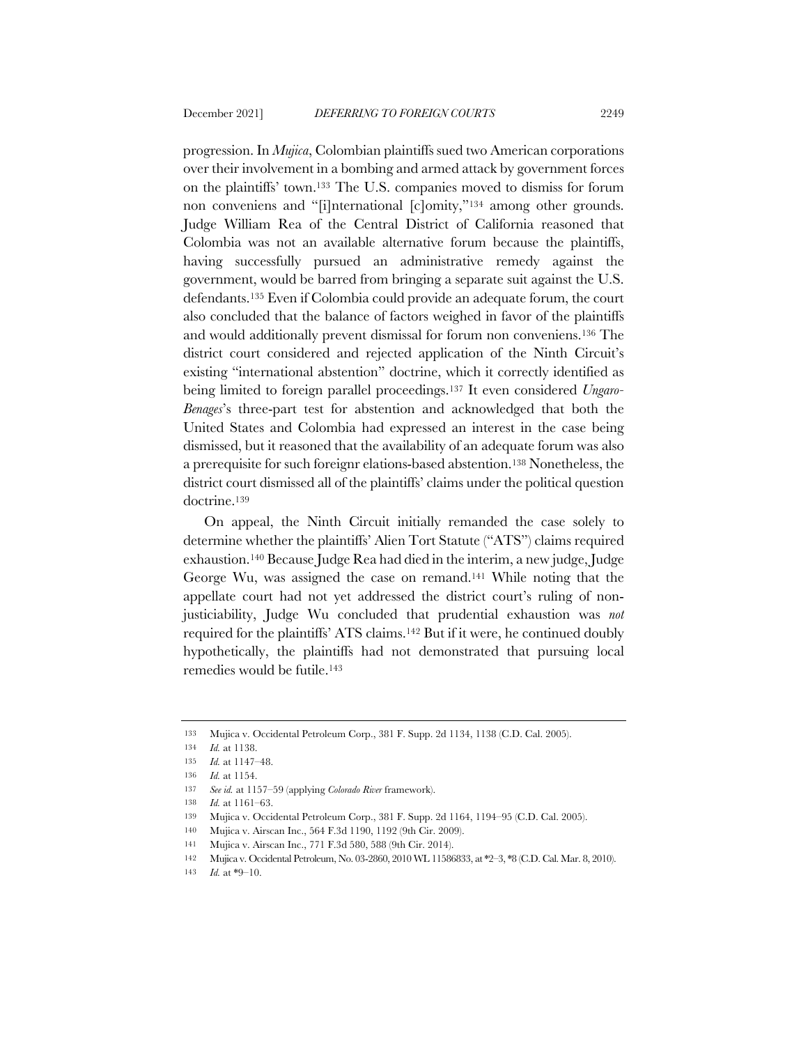progression. In *Mujica*, Colombian plaintiffs sued two American corporations over their involvement in a bombing and armed attack by government forces on the plaintiffs' town.[133] The U.S. companies moved to dismiss for forum non conveniens and "[i]nternational [c]omity,"[134] among other grounds. Judge William Rea of the Central District of California reasoned that Colombia was not an available alternative forum because the plaintiffs, having successfully pursued an administrative remedy against the government, would be barred from bringing a separate suit against the U.S. defendants.[135] Even if Colombia could provide an adequate forum, the court also concluded that the balance of factors weighed in favor of the plaintiffs and would additionally prevent dismissal for forum non conveniens.[136] The district court considered and rejected application of the Ninth Circuit's existing "international abstention" doctrine, which it correctly identified as being limited to foreign parallel proceedings.[137] It even considered *Ungaro-Benages*'s three-part test for abstention and acknowledged that both the United States and Colombia had expressed an interest in the case being dismissed, but it reasoned that the availability of an adequate forum was also a prerequisite for such foreignr elations-based abstention.[138] Nonetheless, the district court dismissed all of the plaintiffs' claims under the political question doctrine.[139]

On appeal, the Ninth Circuit initially remanded the case solely to determine whether the plaintiffs' Alien Tort Statute ("ATS") claims required exhaustion.[140] Because Judge Rea had died in the interim, a new judge, Judge George Wu, was assigned the case on remand.[141] While noting that the appellate court had not yet addressed the district court's ruling of non-justiciability, Judge Wu concluded that prudential exhaustion was *not* required for the plaintiffs' ATS claims.[142] But if it were, he continued doubly hypothetically, the plaintiffs had not demonstrated that pursuing local remedies would be futile.[143]

---

133 Mujica v. Occidental Petroleum Corp., 381 F. Supp. 2d 1134, 1138 (C.D. Cal. 2005).

134 *Id.* at 1138.

135 *Id.* at 1147–48.

136 *Id.* at 1154.

137 *See id.* at 1157–59 (applying *Colorado River* framework).

138 *Id.* at 1161–63.

139 Mujica v. Occidental Petroleum Corp., 381 F. Supp. 2d 1164, 1194–95 (C.D. Cal. 2005).

140 Mujica v. Airscan Inc., 564 F.3d 1190, 1192 (9th Cir. 2009).

141 Mujica v. Airscan Inc., 771 F.3d 580, 588 (9th Cir. 2014).

142 Mujica v. Occidental Petroleum, No. 03-2860, 2010 WL 11586833, at *2–3, *8 (C.D. Cal. Mar. 8, 2010).

143 *Id.* at *9–10.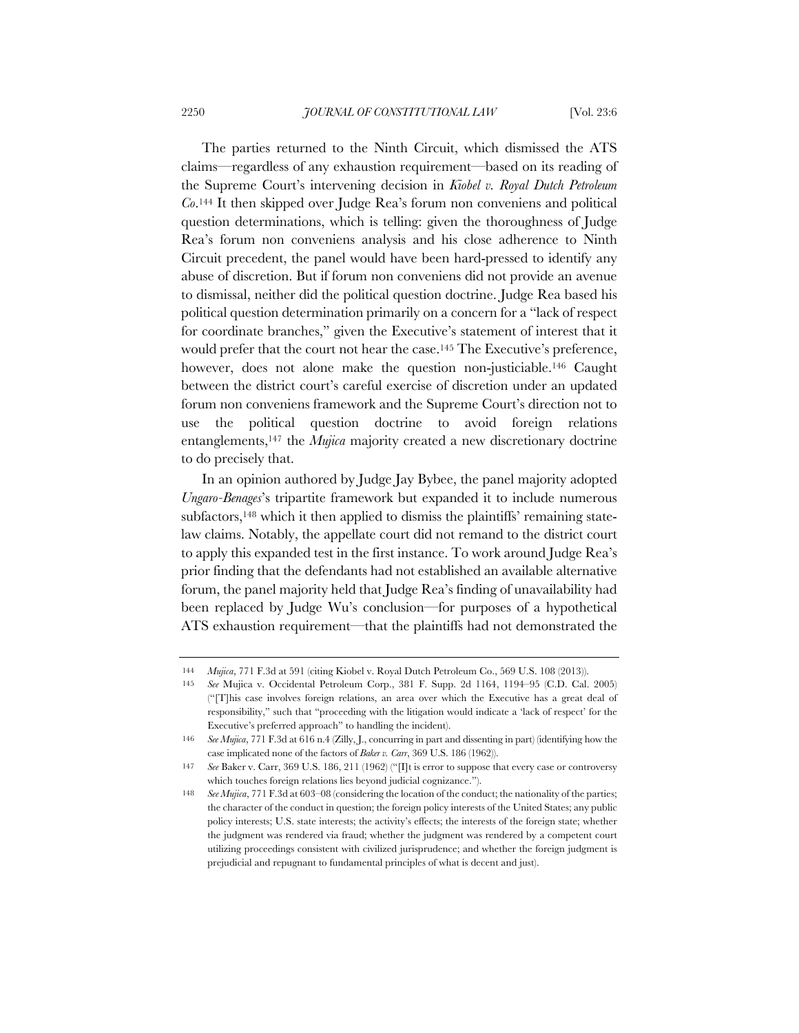The parties returned to the Ninth Circuit, which dismissed the ATS claims—regardless of any exhaustion requirement—based on its reading of the Supreme Court's intervening decision in *Kiobel v. Royal Dutch Petroleum Co*.[144] It then skipped over Judge Rea's forum non conveniens and political question determinations, which is telling: given the thoroughness of Judge Rea's forum non conveniens analysis and his close adherence to Ninth Circuit precedent, the panel would have been hard-pressed to identify any abuse of discretion. But if forum non conveniens did not provide an avenue to dismissal, neither did the political question doctrine. Judge Rea based his political question determination primarily on a concern for a "lack of respect for coordinate branches," given the Executive's statement of interest that it would prefer that the court not hear the case.[145] The Executive's preference, however, does not alone make the question non-justiciable.[146] Caught between the district court's careful exercise of discretion under an updated forum non conveniens framework and the Supreme Court's direction not to use the political question doctrine to avoid foreign relations entanglements,[147] the *Mujica* majority created a new discretionary doctrine to do precisely that.

In an opinion authored by Judge Jay Bybee, the panel majority adopted *Ungaro-Benages*'s tripartite framework but expanded it to include numerous subfactors,[148] which it then applied to dismiss the plaintiffs' remaining state-law claims. Notably, the appellate court did not remand to the district court to apply this expanded test in the first instance. To work around Judge Rea's prior finding that the defendants had not established an available alternative forum, the panel majority held that Judge Rea's finding of unavailability had been replaced by Judge Wu's conclusion—for purposes of a hypothetical ATS exhaustion requirement—that the plaintiffs had not demonstrated the

---

144 *Mujica*, 771 F.3d at 591 (citing Kiobel v. Royal Dutch Petroleum Co., 569 U.S. 108 (2013)).

145 *See* Mujica v. Occidental Petroleum Corp., 381 F. Supp. 2d 1164, 1194–95 (C.D. Cal. 2005) ("[T]his case involves foreign relations, an area over which the Executive has a great deal of responsibility," such that "proceeding with the litigation would indicate a 'lack of respect' for the Executive's preferred approach" to handling the incident).

146 *See Mujica*, 771 F.3d at 616 n.4 (Zilly, J., concurring in part and dissenting in part) (identifying how the case implicated none of the factors of *Baker v. Carr*, 369 U.S. 186 (1962)).

147 *See* Baker v. Carr, 369 U.S. 186, 211 (1962) ("[I]t is error to suppose that every case or controversy which touches foreign relations lies beyond judicial cognizance.").

148 *See Mujica*, 771 F.3d at 603–08 (considering the location of the conduct; the nationality of the parties; the character of the conduct in question; the foreign policy interests of the United States; any public policy interests; U.S. state interests; the activity's effects; the interests of the foreign state; whether the judgment was rendered via fraud; whether the judgment was rendered by a competent court utilizing proceedings consistent with civilized jurisprudence; and whether the foreign judgment is prejudicial and repugnant to fundamental principles of what is decent and just).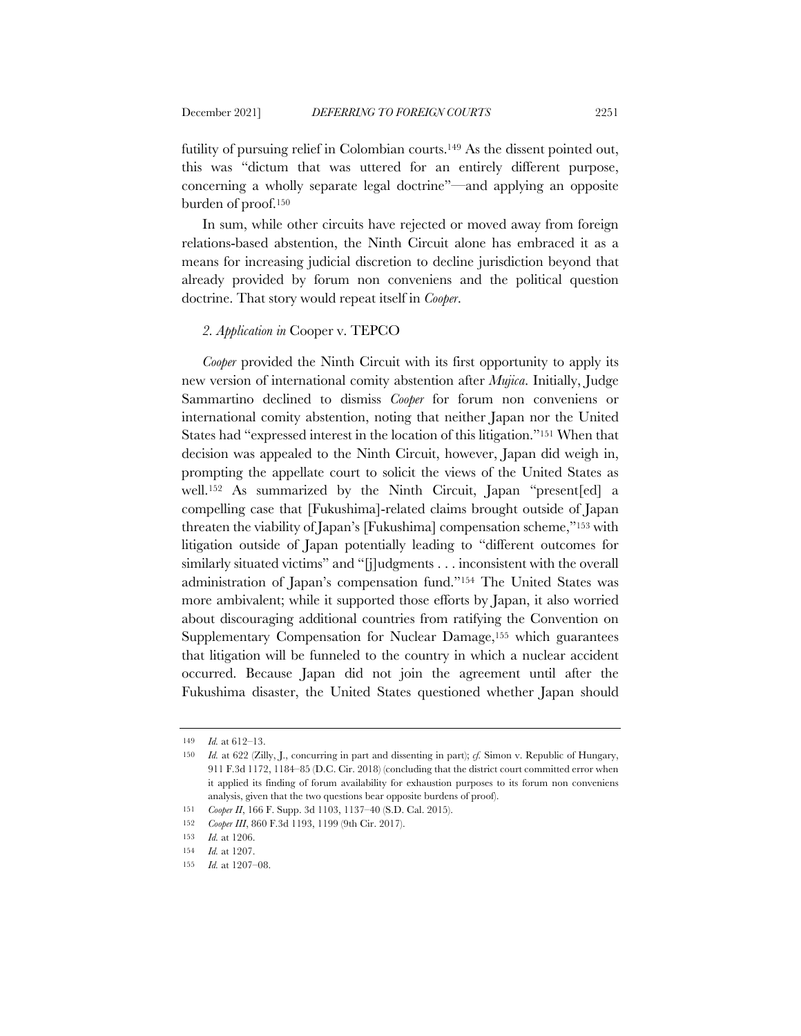futility of pursuing relief in Colombian courts.[149] As the dissent pointed out, this was "dictum that was uttered for an entirely different purpose, concerning a wholly separate legal doctrine"—and applying an opposite burden of proof.[150]

In sum, while other circuits have rejected or moved away from foreign relations-based abstention, the Ninth Circuit alone has embraced it as a means for increasing judicial discretion to decline jurisdiction beyond that already provided by forum non conveniens and the political question doctrine. That story would repeat itself in *Cooper*.

### *2. Application in* Cooper v. TEPCO

*Cooper* provided the Ninth Circuit with its first opportunity to apply its new version of international comity abstention after *Mujica*. Initially, Judge Sammartino declined to dismiss *Cooper* for forum non conveniens or international comity abstention, noting that neither Japan nor the United States had "expressed interest in the location of this litigation."[151] When that decision was appealed to the Ninth Circuit, however, Japan did weigh in, prompting the appellate court to solicit the views of the United States as well.[152] As summarized by the Ninth Circuit, Japan "present[ed] a compelling case that [Fukushima]-related claims brought outside of Japan threaten the viability of Japan's [Fukushima] compensation scheme,"[153] with litigation outside of Japan potentially leading to "different outcomes for similarly situated victims" and "[j]udgments . . . inconsistent with the overall administration of Japan's compensation fund."[154] The United States was more ambivalent; while it supported those efforts by Japan, it also worried about discouraging additional countries from ratifying the Convention on Supplementary Compensation for Nuclear Damage,[155] which guarantees that litigation will be funneled to the country in which a nuclear accident occurred. Because Japan did not join the agreement until after the Fukushima disaster, the United States questioned whether Japan should

---

149 *Id.* at 612–13.

150 *Id.* at 622 (Zilly, J., concurring in part and dissenting in part); *cf.* Simon v. Republic of Hungary, 911 F.3d 1172, 1184–85 (D.C. Cir. 2018) (concluding that the district court committed error when it applied its finding of forum availability for exhaustion purposes to its forum non conveniens analysis, given that the two questions bear opposite burdens of proof).

151 *Cooper II*, 166 F. Supp. 3d 1103, 1137–40 (S.D. Cal. 2015).

152 *Cooper III*, 860 F.3d 1193, 1199 (9th Cir. 2017).

153 *Id.* at 1206.

154 *Id.* at 1207.

155 *Id.* at 1207–08.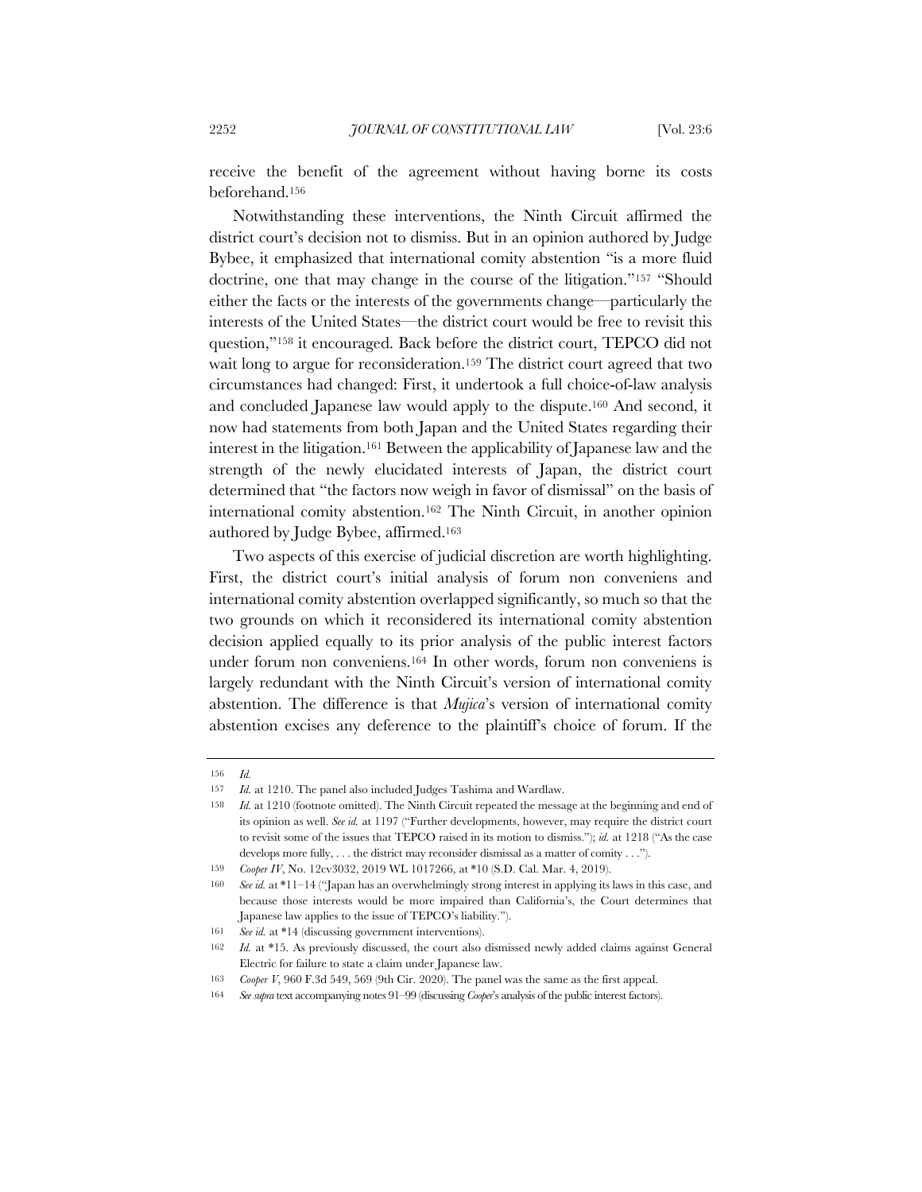receive the benefit of the agreement without having borne its costs beforehand.[156]

Notwithstanding these interventions, the Ninth Circuit affirmed the district court's decision not to dismiss. But in an opinion authored by Judge Bybee, it emphasized that international comity abstention "is a more fluid doctrine, one that may change in the course of the litigation."[157] "Should either the facts or the interests of the governments change—particularly the interests of the United States—the district court would be free to revisit this question,"[158] it encouraged. Back before the district court, TEPCO did not wait long to argue for reconsideration.[159] The district court agreed that two circumstances had changed: First, it undertook a full choice-of-law analysis and concluded Japanese law would apply to the dispute.[160] And second, it now had statements from both Japan and the United States regarding their interest in the litigation.[161] Between the applicability of Japanese law and the strength of the newly elucidated interests of Japan, the district court determined that "the factors now weigh in favor of dismissal" on the basis of international comity abstention.[162] The Ninth Circuit, in another opinion authored by Judge Bybee, affirmed.[163]

Two aspects of this exercise of judicial discretion are worth highlighting. First, the district court's initial analysis of forum non conveniens and international comity abstention overlapped significantly, so much so that the two grounds on which it reconsidered its international comity abstention decision applied equally to its prior analysis of the public interest factors under forum non conveniens.[164] In other words, forum non conveniens is largely redundant with the Ninth Circuit's version of international comity abstention. The difference is that *Mujica*'s version of international comity abstention excises any deference to the plaintiff's choice of forum. If the

---

156 *Id.*

157 *Id.* at 1210. The panel also included Judges Tashima and Wardlaw.

158 *Id.* at 1210 (footnote omitted). The Ninth Circuit repeated the message at the beginning and end of its opinion as well. *See id.* at 1197 ("Further developments, however, may require the district court to revisit some of the issues that TEPCO raised in its motion to dismiss."); *id.* at 1218 ("As the case develops more fully, . . . the district may reconsider dismissal as a matter of comity . . .").

159 *Cooper IV*, No. 12cv3032, 2019 WL 1017266, at *10 (S.D. Cal. Mar. 4, 2019).

160 *See id.* at *11–14 ("Japan has an overwhelmingly strong interest in applying its laws in this case, and because those interests would be more impaired than California's, the Court determines that Japanese law applies to the issue of TEPCO's liability.").

161 *See id.* at *14 (discussing government interventions).

162 *Id.* at *15. As previously discussed, the court also dismissed newly added claims against General Electric for failure to state a claim under Japanese law.

163 *Cooper V*, 960 F.3d 549, 569 (9th Cir. 2020). The panel was the same as the first appeal.

164 *See supra* text accompanying notes 91–99 (discussing *Cooper*'s analysis of the public interest factors).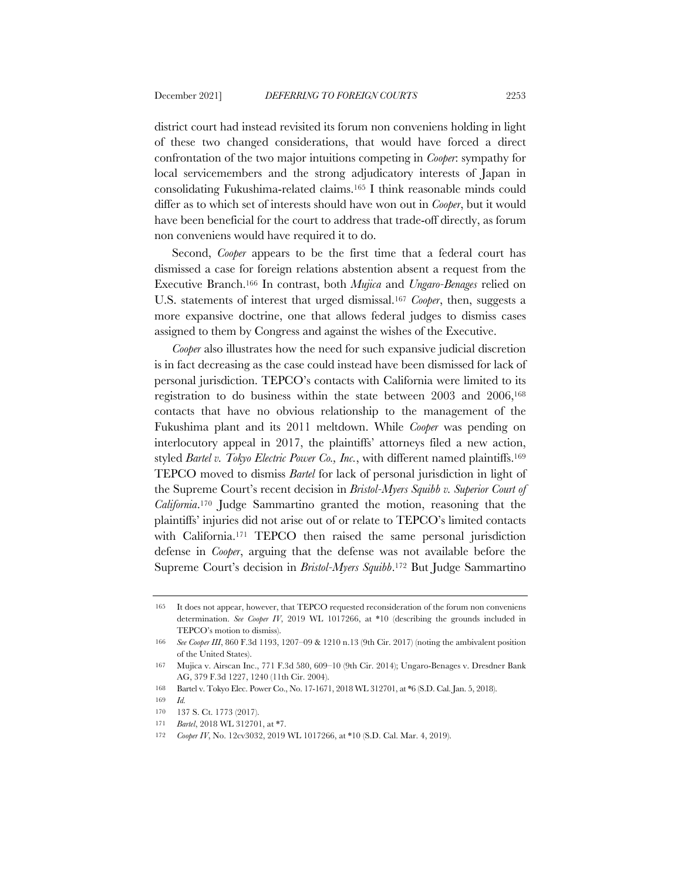district court had instead revisited its forum non conveniens holding in light of these two changed considerations, that would have forced a direct confrontation of the two major intuitions competing in *Cooper*: sympathy for local servicemembers and the strong adjudicatory interests of Japan in consolidating Fukushima-related claims.[165] I think reasonable minds could differ as to which set of interests should have won out in *Cooper*, but it would have been beneficial for the court to address that trade-off directly, as forum non conveniens would have required it to do.

Second, *Cooper* appears to be the first time that a federal court has dismissed a case for foreign relations abstention absent a request from the Executive Branch.[166] In contrast, both *Mujica* and *Ungaro-Benages* relied on U.S. statements of interest that urged dismissal.[167] *Cooper*, then, suggests a more expansive doctrine, one that allows federal judges to dismiss cases assigned to them by Congress and against the wishes of the Executive.

*Cooper* also illustrates how the need for such expansive judicial discretion is in fact decreasing as the case could instead have been dismissed for lack of personal jurisdiction. TEPCO's contacts with California were limited to its registration to do business within the state between 2003 and 2006,[168] contacts that have no obvious relationship to the management of the Fukushima plant and its 2011 meltdown. While *Cooper* was pending on interlocutory appeal in 2017, the plaintiffs' attorneys filed a new action, styled *Bartel v. Tokyo Electric Power Co., Inc.*, with different named plaintiffs.[169] TEPCO moved to dismiss *Bartel* for lack of personal jurisdiction in light of the Supreme Court's recent decision in *Bristol-Myers Squibb v. Superior Court of California*.[170] Judge Sammartino granted the motion, reasoning that the plaintiffs' injuries did not arise out of or relate to TEPCO's limited contacts with California.[171] TEPCO then raised the same personal jurisdiction defense in *Cooper*, arguing that the defense was not available before the Supreme Court's decision in *Bristol-Myers Squibb*.[172] But Judge Sammartino

---

165 It does not appear, however, that TEPCO requested reconsideration of the forum non conveniens determination. *See Cooper IV*, 2019 WL 1017266, at *10 (describing the grounds included in TEPCO's motion to dismiss).

166 *See Cooper III*, 860 F.3d 1193, 1207–09 & 1210 n.13 (9th Cir. 2017) (noting the ambivalent position of the United States).

167 Mujica v. Airscan Inc., 771 F.3d 580, 609–10 (9th Cir. 2014); Ungaro-Benages v. Dresdner Bank AG, 379 F.3d 1227, 1240 (11th Cir. 2004).

168 Bartel v. Tokyo Elec. Power Co., No. 17-1671, 2018 WL 312701, at *6 (S.D. Cal. Jan. 5, 2018).

169 *Id.*

170 137 S. Ct. 1773 (2017).

171 *Bartel*, 2018 WL 312701, at *7.

172 *Cooper IV*, No. 12cv3032, 2019 WL 1017266, at *10 (S.D. Cal. Mar. 4, 2019).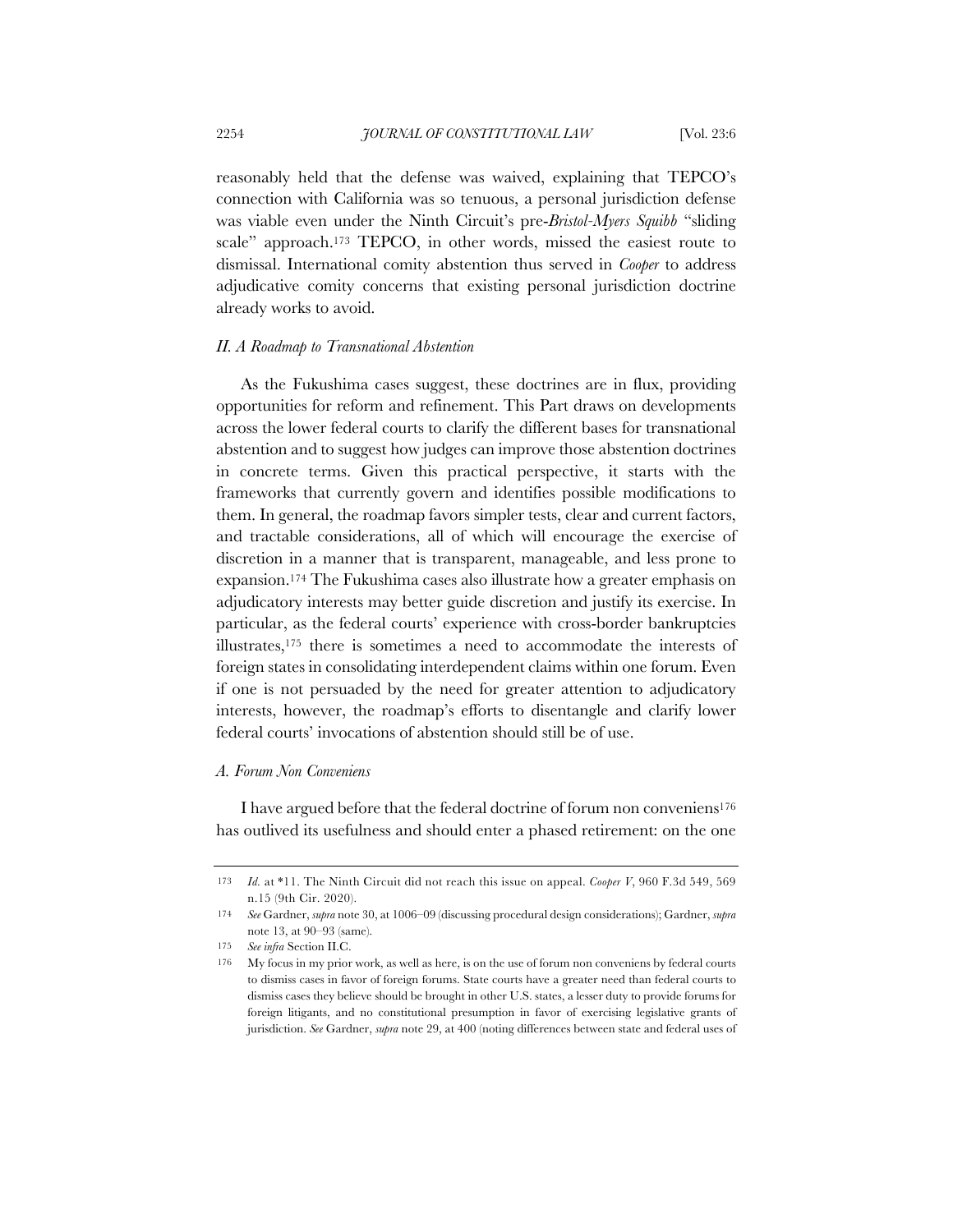reasonably held that the defense was waived, explaining that TEPCO's connection with California was so tenuous, a personal jurisdiction defense was viable even under the Ninth Circuit's pre-*Bristol-Myers Squibb* "sliding scale" approach.[173] TEPCO, in other words, missed the easiest route to dismissal. International comity abstention thus served in *Cooper* to address adjudicative comity concerns that existing personal jurisdiction doctrine already works to avoid.

## *II. A Roadmap to Transnational Abstention*

As the Fukushima cases suggest, these doctrines are in flux, providing opportunities for reform and refinement. This Part draws on developments across the lower federal courts to clarify the different bases for transnational abstention and to suggest how judges can improve those abstention doctrines in concrete terms. Given this practical perspective, it starts with the frameworks that currently govern and identifies possible modifications to them. In general, the roadmap favors simpler tests, clear and current factors, and tractable considerations, all of which will encourage the exercise of discretion in a manner that is transparent, manageable, and less prone to expansion.[174] The Fukushima cases also illustrate how a greater emphasis on adjudicatory interests may better guide discretion and justify its exercise. In particular, as the federal courts' experience with cross-border bankruptcies illustrates,[175] there is sometimes a need to accommodate the interests of foreign states in consolidating interdependent claims within one forum. Even if one is not persuaded by the need for greater attention to adjudicatory interests, however, the roadmap's efforts to disentangle and clarify lower federal courts' invocations of abstention should still be of use.

### *A. Forum Non Conveniens*

I have argued before that the federal doctrine of forum non conveniens[176] has outlived its usefulness and should enter a phased retirement: on the one

---

173 *Id.* at *11. The Ninth Circuit did not reach this issue on appeal. *Cooper V*, 960 F.3d 549, 569 n.15 (9th Cir. 2020).

174 *See* Gardner, *supra* note 30, at 1006–09 (discussing procedural design considerations); Gardner, *supra* note 13, at 90–93 (same).

175 *See infra* Section II.C.

176 My focus in my prior work, as well as here, is on the use of forum non conveniens by federal courts to dismiss cases in favor of foreign forums. State courts have a greater need than federal courts to dismiss cases they believe should be brought in other U.S. states, a lesser duty to provide forums for foreign litigants, and no constitutional presumption in favor of exercising legislative grants of jurisdiction. *See* Gardner, *supra* note 29, at 400 (noting differences between state and federal uses of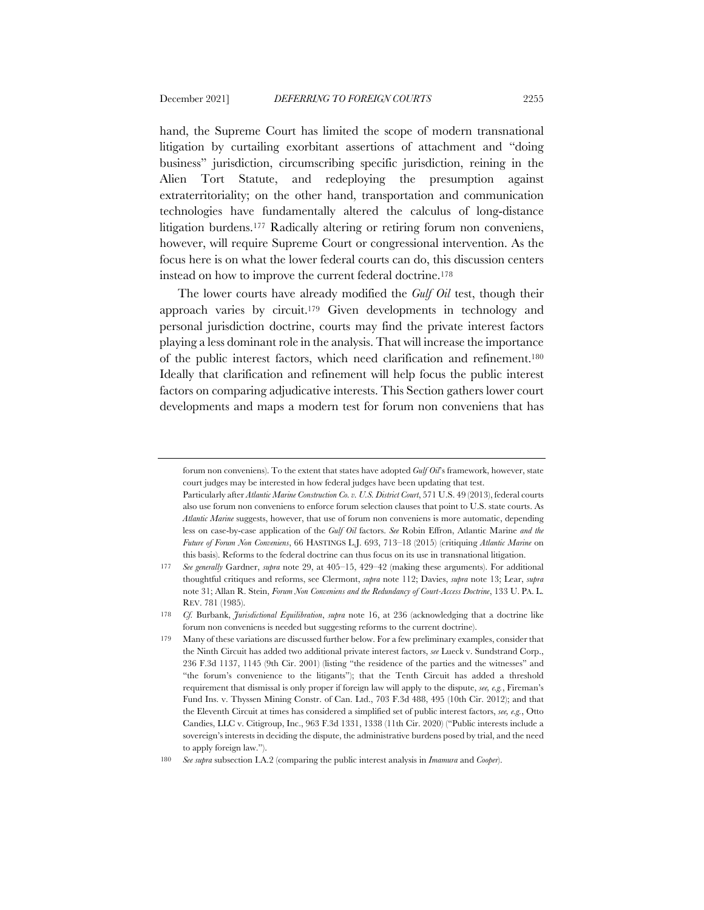hand, the Supreme Court has limited the scope of modern transnational litigation by curtailing exorbitant assertions of attachment and "doing business" jurisdiction, circumscribing specific jurisdiction, reining in the Alien Tort Statute, and redeploying the presumption against extraterritoriality; on the other hand, transportation and communication technologies have fundamentally altered the calculus of long-distance litigation burdens.[177] Radically altering or retiring forum non conveniens, however, will require Supreme Court or congressional intervention. As the focus here is on what the lower federal courts can do, this discussion centers instead on how to improve the current federal doctrine.[178]

The lower courts have already modified the *Gulf Oil* test, though their approach varies by circuit.[179] Given developments in technology and personal jurisdiction doctrine, courts may find the private interest factors playing a less dominant role in the analysis. That will increase the importance of the public interest factors, which need clarification and refinement.[180] Ideally that clarification and refinement will help focus the public interest factors on comparing adjudicative interests. This Section gathers lower court developments and maps a modern test for forum non conveniens that has

---

forum non conveniens). To the extent that states have adopted *Gulf Oil*'s framework, however, state court judges may be interested in how federal judges have been updating that test.

Particularly after *Atlantic Marine Construction Co. v. U.S. District Court*, 571 U.S. 49 (2013), federal courts also use forum non conveniens to enforce forum selection clauses that point to U.S. state courts. As *Atlantic Marine* suggests, however, that use of forum non conveniens is more automatic, depending less on case-by-case application of the *Gulf Oil* factors. *See* Robin Effron, Atlantic Marine *and the Future of Forum Non Conveniens*, 66 HASTINGS L.J. 693, 713–18 (2015) (critiquing *Atlantic Marine* on this basis). Reforms to the federal doctrine can thus focus on its use in transnational litigation.

177 *See generally* Gardner, *supra* note 29, at 405–15, 429–42 (making these arguments). For additional thoughtful critiques and reforms, see Clermont, *supra* note 112; Davies, *supra* note 13; Lear, *supra* note 31; Allan R. Stein, *Forum Non Conveniens and the Redundancy of Court-Access Doctrine*, 133 U. PA. L. REV. 781 (1985).

178 *Cf.* Burbank, *Jurisdictional Equilibration*, *supra* note 16, at 236 (acknowledging that a doctrine like forum non conveniens is needed but suggesting reforms to the current doctrine).

179 Many of these variations are discussed further below. For a few preliminary examples, consider that the Ninth Circuit has added two additional private interest factors, *see* Lueck v. Sundstrand Corp., 236 F.3d 1137, 1145 (9th Cir. 2001) (listing "the residence of the parties and the witnesses" and "the forum's convenience to the litigants"); that the Tenth Circuit has added a threshold requirement that dismissal is only proper if foreign law will apply to the dispute, *see, e.g.*, Fireman's Fund Ins. v. Thyssen Mining Constr. of Can. Ltd., 703 F.3d 488, 495 (10th Cir. 2012); and that the Eleventh Circuit at times has considered a simplified set of public interest factors, *see, e.g.*, Otto Candies, LLC v. Citigroup, Inc., 963 F.3d 1331, 1338 (11th Cir. 2020) ("Public interests include a sovereign's interests in deciding the dispute, the administrative burdens posed by trial, and the need to apply foreign law.").

180 *See supra* subsection I.A.2 (comparing the public interest analysis in *Imamura* and *Cooper*).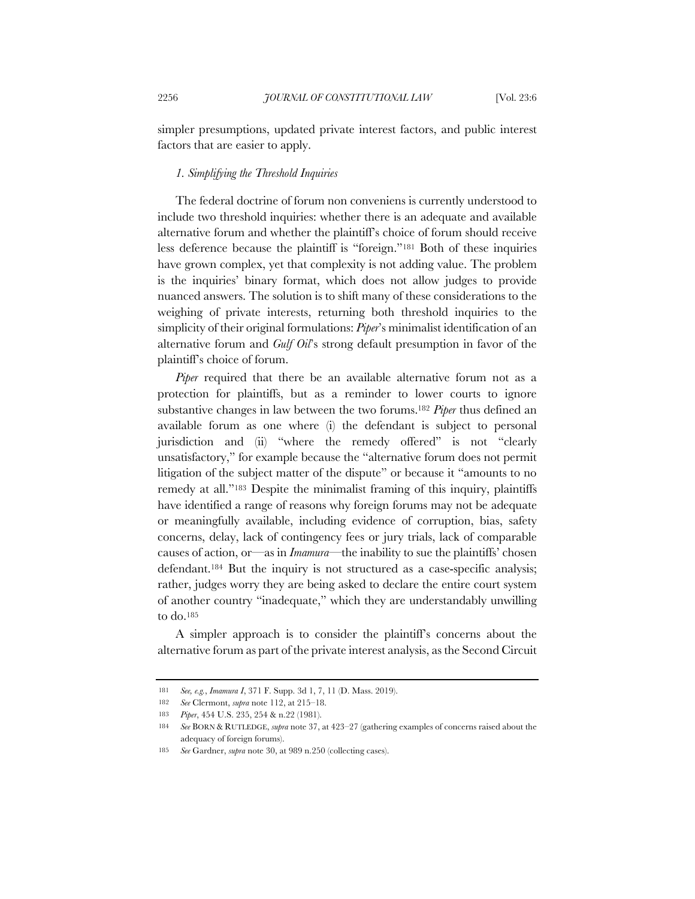simpler presumptions, updated private interest factors, and public interest factors that are easier to apply.

### *1. Simplifying the Threshold Inquiries*

The federal doctrine of forum non conveniens is currently understood to include two threshold inquiries: whether there is an adequate and available alternative forum and whether the plaintiff's choice of forum should receive less deference because the plaintiff is "foreign."[181] Both of these inquiries have grown complex, yet that complexity is not adding value. The problem is the inquiries' binary format, which does not allow judges to provide nuanced answers. The solution is to shift many of these considerations to the weighing of private interests, returning both threshold inquiries to the simplicity of their original formulations: *Piper*'s minimalist identification of an alternative forum and *Gulf Oil*'s strong default presumption in favor of the plaintiff's choice of forum.

*Piper* required that there be an available alternative forum not as a protection for plaintiffs, but as a reminder to lower courts to ignore substantive changes in law between the two forums.[182] *Piper* thus defined an available forum as one where (i) the defendant is subject to personal jurisdiction and (ii) "where the remedy offered" is not "clearly unsatisfactory," for example because the "alternative forum does not permit litigation of the subject matter of the dispute" or because it "amounts to no remedy at all."[183] Despite the minimalist framing of this inquiry, plaintiffs have identified a range of reasons why foreign forums may not be adequate or meaningfully available, including evidence of corruption, bias, safety concerns, delay, lack of contingency fees or jury trials, lack of comparable causes of action, or—as in *Imamura*—the inability to sue the plaintiffs' chosen defendant.[184] But the inquiry is not structured as a case-specific analysis; rather, judges worry they are being asked to declare the entire court system of another country "inadequate," which they are understandably unwilling to do.[185]

A simpler approach is to consider the plaintiff's concerns about the alternative forum as part of the private interest analysis, as the Second Circuit

---

181 *See, e.g.*, *Imamura I*, 371 F. Supp. 3d 1, 7, 11 (D. Mass. 2019).

182 *See* Clermont, *supra* note 112, at 215–18.

183 *Piper*, 454 U.S. 235, 254 & n.22 (1981).

184 *See* BORN & RUTLEDGE, *supra* note 37, at 423–27 (gathering examples of concerns raised about the adequacy of foreign forums).

185 *See* Gardner, *supra* note 30, at 989 n.250 (collecting cases).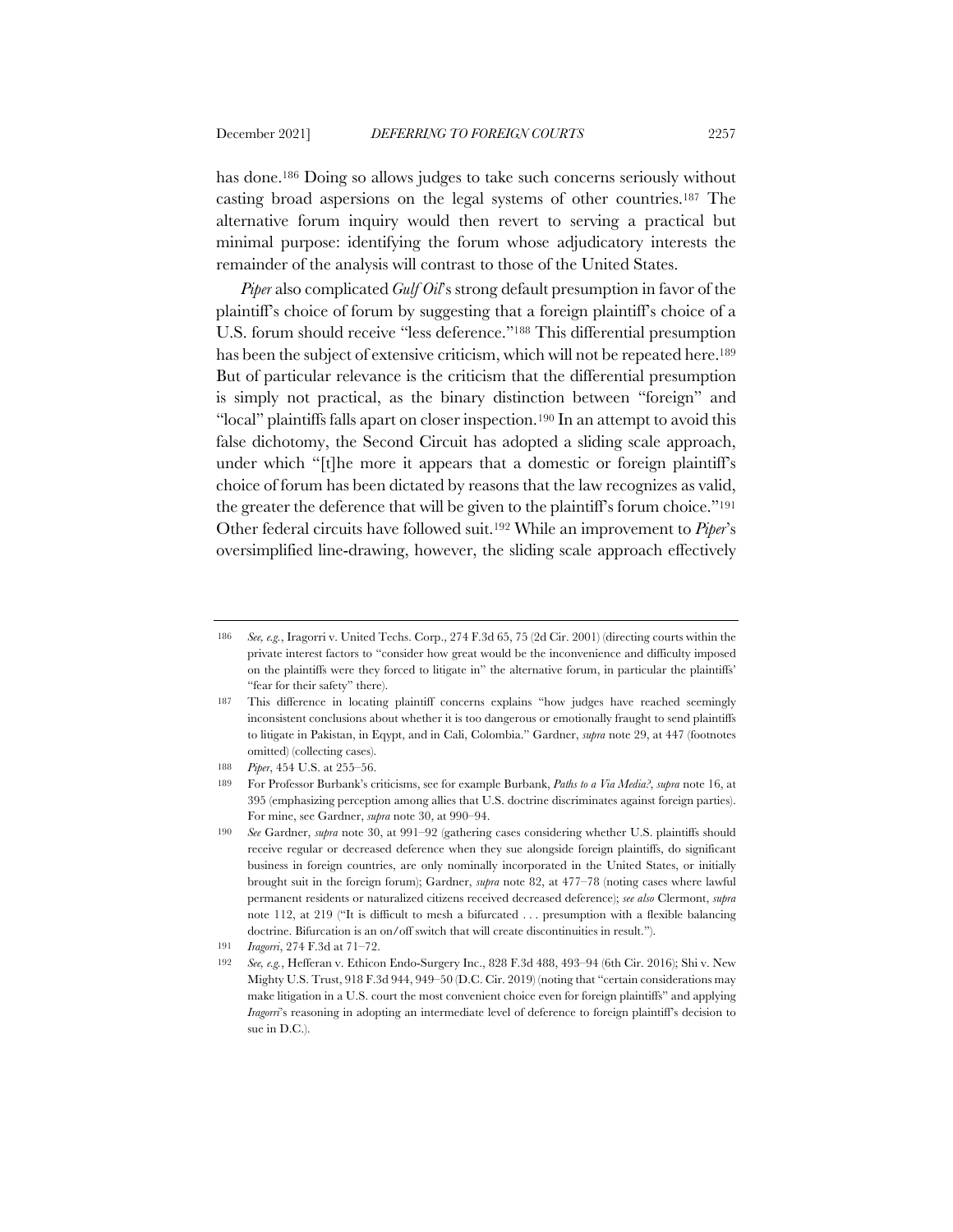has done.[186] Doing so allows judges to take such concerns seriously without casting broad aspersions on the legal systems of other countries.[187] The alternative forum inquiry would then revert to serving a practical but minimal purpose: identifying the forum whose adjudicatory interests the remainder of the analysis will contrast to those of the United States.

*Piper* also complicated *Gulf Oil*'s strong default presumption in favor of the plaintiff's choice of forum by suggesting that a foreign plaintiff's choice of a U.S. forum should receive "less deference."[188] This differential presumption has been the subject of extensive criticism, which will not be repeated here.[189] But of particular relevance is the criticism that the differential presumption is simply not practical, as the binary distinction between "foreign" and "local" plaintiffs falls apart on closer inspection.[190] In an attempt to avoid this false dichotomy, the Second Circuit has adopted a sliding scale approach, under which "[t]he more it appears that a domestic or foreign plaintiff's choice of forum has been dictated by reasons that the law recognizes as valid, the greater the deference that will be given to the plaintiff's forum choice."[191] Other federal circuits have followed suit.[192] While an improvement to *Piper*'s oversimplified line-drawing, however, the sliding scale approach effectively

---

186 *See, e.g.*, Iragorri v. United Techs. Corp., 274 F.3d 65, 75 (2d Cir. 2001) (directing courts within the private interest factors to "consider how great would be the inconvenience and difficulty imposed on the plaintiffs were they forced to litigate in" the alternative forum, in particular the plaintiffs' "fear for their safety" there).

187 This difference in locating plaintiff concerns explains "how judges have reached seemingly inconsistent conclusions about whether it is too dangerous or emotionally fraught to send plaintiffs to litigate in Pakistan, in Eqypt, and in Cali, Colombia." Gardner, *supra* note 29, at 447 (footnotes omitted) (collecting cases).

188 *Piper*, 454 U.S. at 255–56.

189 For Professor Burbank's criticisms, see for example Burbank, *Paths to a Via Media?*, *supra* note 16, at 395 (emphasizing perception among allies that U.S. doctrine discriminates against foreign parties). For mine, see Gardner, *supra* note 30, at 990–94.

190 *See* Gardner, *supra* note 30, at 991–92 (gathering cases considering whether U.S. plaintiffs should receive regular or decreased deference when they sue alongside foreign plaintiffs, do significant business in foreign countries, are only nominally incorporated in the United States, or initially brought suit in the foreign forum); Gardner, *supra* note 82, at 477–78 (noting cases where lawful permanent residents or naturalized citizens received decreased deference); *see also* Clermont, *supra* note 112, at 219 ("It is difficult to mesh a bifurcated . . . presumption with a flexible balancing doctrine. Bifurcation is an on/off switch that will create discontinuities in result.").

191 *Iragorri*, 274 F.3d at 71–72.

192 *See, e.g.*, Hefferan v. Ethicon Endo-Surgery Inc., 828 F.3d 488, 493–94 (6th Cir. 2016); Shi v. New Mighty U.S. Trust, 918 F.3d 944, 949–50 (D.C. Cir. 2019) (noting that "certain considerations may make litigation in a U.S. court the most convenient choice even for foreign plaintiffs" and applying *Iragorri*'s reasoning in adopting an intermediate level of deference to foreign plaintiff's decision to sue in D.C.).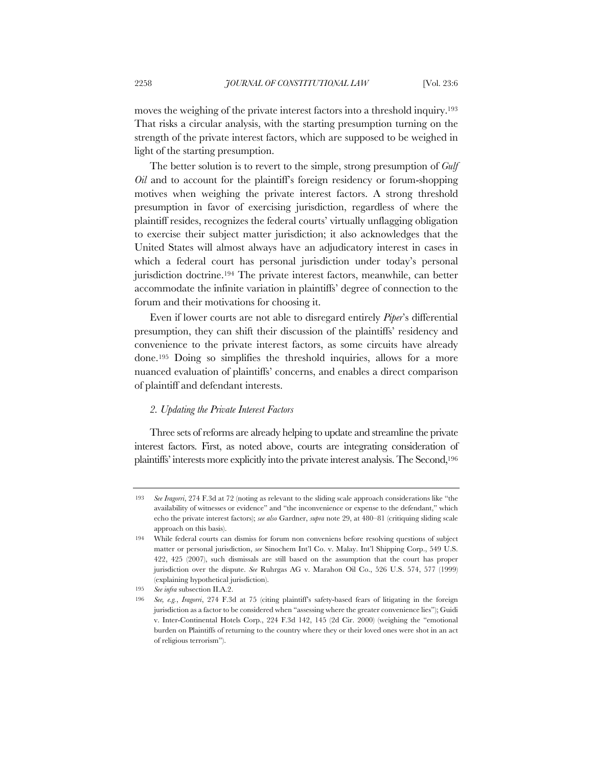moves the weighing of the private interest factors into a threshold inquiry.[193] That risks a circular analysis, with the starting presumption turning on the strength of the private interest factors, which are supposed to be weighed in light of the starting presumption.

The better solution is to revert to the simple, strong presumption of *Gulf Oil* and to account for the plaintiff's foreign residency or forum-shopping motives when weighing the private interest factors. A strong threshold presumption in favor of exercising jurisdiction, regardless of where the plaintiff resides, recognizes the federal courts' virtually unflagging obligation to exercise their subject matter jurisdiction; it also acknowledges that the United States will almost always have an adjudicatory interest in cases in which a federal court has personal jurisdiction under today's personal jurisdiction doctrine.[194] The private interest factors, meanwhile, can better accommodate the infinite variation in plaintiffs' degree of connection to the forum and their motivations for choosing it.

Even if lower courts are not able to disregard entirely *Piper*'s differential presumption, they can shift their discussion of the plaintiffs' residency and convenience to the private interest factors, as some circuits have already done.[195] Doing so simplifies the threshold inquiries, allows for a more nuanced evaluation of plaintiffs' concerns, and enables a direct comparison of plaintiff and defendant interests.

### *2. Updating the Private Interest Factors*

Three sets of reforms are already helping to update and streamline the private interest factors. First, as noted above, courts are integrating consideration of plaintiffs' interests more explicitly into the private interest analysis. The Second,[196]

---

193 *See Iragorri*, 274 F.3d at 72 (noting as relevant to the sliding scale approach considerations like "the availability of witnesses or evidence" and "the inconvenience or expense to the defendant," which echo the private interest factors); *see also* Gardner, *supra* note 29, at 480–81 (critiquing sliding scale approach on this basis).

194 While federal courts can dismiss for forum non conveniens before resolving questions of subject matter or personal jurisdiction, *see* Sinochem Int'l Co. v. Malay. Int'l Shipping Corp., 549 U.S. 422, 425 (2007), such dismissals are still based on the assumption that the court has proper jurisdiction over the dispute. *See* Ruhrgas AG v. Marahon Oil Co., 526 U.S. 574, 577 (1999) (explaining hypothetical jurisdiction).

195 *See infra* subsection II.A.2.

196 *See, e.g.*, *Iragorri*, 274 F.3d at 75 (citing plaintiff's safety-based fears of litigating in the foreign jurisdiction as a factor to be considered when "assessing where the greater convenience lies"); Guidi v. Inter-Continental Hotels Corp., 224 F.3d 142, 145 (2d Cir. 2000) (weighing the "emotional burden on Plaintiffs of returning to the country where they or their loved ones were shot in an act of religious terrorism").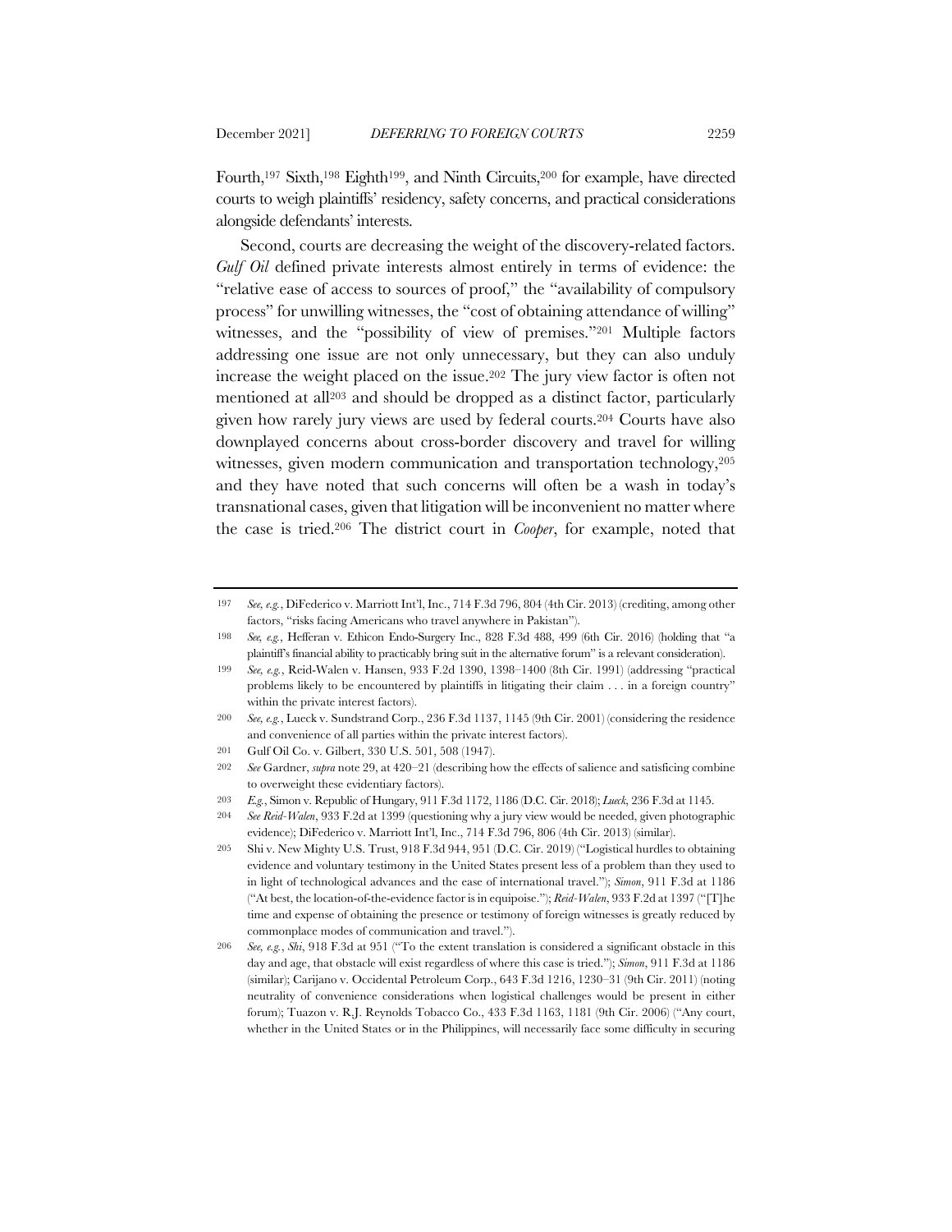Fourth,[197] Sixth,[198] Eighth[199], and Ninth Circuits,[200] for example, have directed courts to weigh plaintiffs' residency, safety concerns, and practical considerations alongside defendants' interests.

Second, courts are decreasing the weight of the discovery-related factors. *Gulf Oil* defined private interests almost entirely in terms of evidence: the "relative ease of access to sources of proof," the "availability of compulsory process" for unwilling witnesses, the "cost of obtaining attendance of willing" witnesses, and the "possibility of view of premises."[201] Multiple factors addressing one issue are not only unnecessary, but they can also unduly increase the weight placed on the issue.[202] The jury view factor is often not mentioned at all[203] and should be dropped as a distinct factor, particularly given how rarely jury views are used by federal courts.[204] Courts have also downplayed concerns about cross-border discovery and travel for willing witnesses, given modern communication and transportation technology,[205] and they have noted that such concerns will often be a wash in today's transnational cases, given that litigation will be inconvenient no matter where the case is tried.[206] The district court in *Cooper*, for example, noted that

---

197 *See, e.g.*, DiFederico v. Marriott Int'l, Inc., 714 F.3d 796, 804 (4th Cir. 2013) (crediting, among other factors, "risks facing Americans who travel anywhere in Pakistan").

198 *See, e.g.*, Hefferan v. Ethicon Endo-Surgery Inc., 828 F.3d 488, 499 (6th Cir. 2016) (holding that "a plaintiff's financial ability to practicably bring suit in the alternative forum" is a relevant consideration).

199 *See, e.g.*, Reid-Walen v. Hansen, 933 F.2d 1390, 1398–1400 (8th Cir. 1991) (addressing "practical problems likely to be encountered by plaintiffs in litigating their claim . . . in a foreign country" within the private interest factors).

200 *See, e.g.*, Lueck v. Sundstrand Corp., 236 F.3d 1137, 1145 (9th Cir. 2001) (considering the residence and convenience of all parties within the private interest factors).

201 Gulf Oil Co. v. Gilbert, 330 U.S. 501, 508 (1947).

202 *See* Gardner, *supra* note 29, at 420–21 (describing how the effects of salience and satisficing combine to overweight these evidentiary factors).

203 *E.g.*, Simon v. Republic of Hungary, 911 F.3d 1172, 1186 (D.C. Cir. 2018); *Lueck*, 236 F.3d at 1145.

204 *See Reid-Walen*, 933 F.2d at 1399 (questioning why a jury view would be needed, given photographic evidence); DiFederico v. Marriott Int'l, Inc., 714 F.3d 796, 806 (4th Cir. 2013) (similar).

205 Shi v. New Mighty U.S. Trust, 918 F.3d 944, 951 (D.C. Cir. 2019) ("Logistical hurdles to obtaining evidence and voluntary testimony in the United States present less of a problem than they used to in light of technological advances and the ease of international travel."); *Simon*, 911 F.3d at 1186 ("At best, the location-of-the-evidence factor is in equipoise."); *Reid-Walen*, 933 F.2d at 1397 ("[T]he time and expense of obtaining the presence or testimony of foreign witnesses is greatly reduced by commonplace modes of communication and travel.").

206 *See, e.g.*, *Shi*, 918 F.3d at 951 ("To the extent translation is considered a significant obstacle in this day and age, that obstacle will exist regardless of where this case is tried."); *Simon*, 911 F.3d at 1186 (similar); Carijano v. Occidental Petroleum Corp., 643 F.3d 1216, 1230–31 (9th Cir. 2011) (noting neutrality of convenience considerations when logistical challenges would be present in either forum); Tuazon v. R.J. Reynolds Tobacco Co., 433 F.3d 1163, 1181 (9th Cir. 2006) ("Any court, whether in the United States or in the Philippines, will necessarily face some difficulty in securing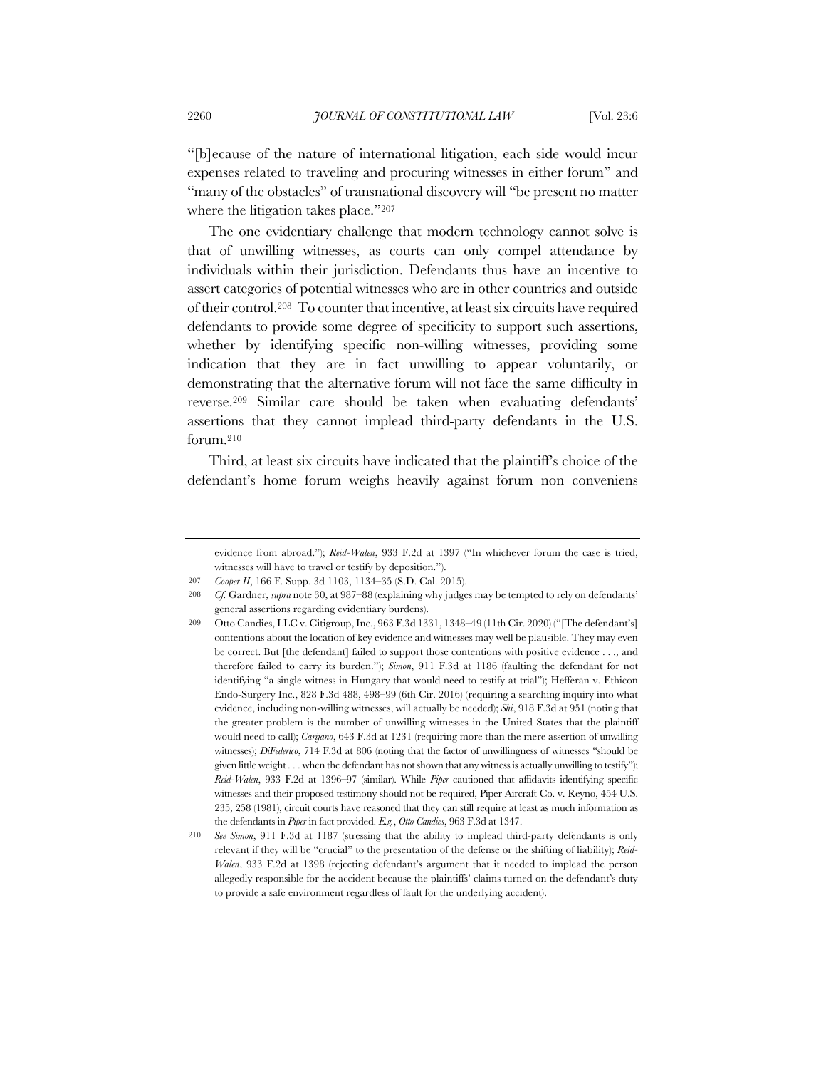"[b]ecause of the nature of international litigation, each side would incur expenses related to traveling and procuring witnesses in either forum" and "many of the obstacles" of transnational discovery will "be present no matter where the litigation takes place."[207]

The one evidentiary challenge that modern technology cannot solve is that of unwilling witnesses, as courts can only compel attendance by individuals within their jurisdiction. Defendants thus have an incentive to assert categories of potential witnesses who are in other countries and outside of their control.[208] To counter that incentive, at least six circuits have required defendants to provide some degree of specificity to support such assertions, whether by identifying specific non-willing witnesses, providing some indication that they are in fact unwilling to appear voluntarily, or demonstrating that the alternative forum will not face the same difficulty in reverse.[209] Similar care should be taken when evaluating defendants' assertions that they cannot implead third-party defendants in the U.S. forum.[210]

Third, at least six circuits have indicated that the plaintiff's choice of the defendant's home forum weighs heavily against forum non conveniens

---

evidence from abroad."); *Reid-Walen*, 933 F.2d at 1397 ("In whichever forum the case is tried, witnesses will have to travel or testify by deposition.").

207 *Cooper II*, 166 F. Supp. 3d 1103, 1134–35 (S.D. Cal. 2015).

208 *Cf.* Gardner, *supra* note 30, at 987–88 (explaining why judges may be tempted to rely on defendants' general assertions regarding evidentiary burdens).

209 Otto Candies, LLC v. Citigroup, Inc., 963 F.3d 1331, 1348–49 (11th Cir. 2020) ("[The defendant's] contentions about the location of key evidence and witnesses may well be plausible. They may even be correct. But [the defendant] failed to support those contentions with positive evidence . . ., and therefore failed to carry its burden."); *Simon*, 911 F.3d at 1186 (faulting the defendant for not identifying "a single witness in Hungary that would need to testify at trial"); Hefferan v. Ethicon Endo-Surgery Inc., 828 F.3d 488, 498–99 (6th Cir. 2016) (requiring a searching inquiry into what evidence, including non-willing witnesses, will actually be needed); *Shi*, 918 F.3d at 951 (noting that the greater problem is the number of unwilling witnesses in the United States that the plaintiff would need to call); *Carijano*, 643 F.3d at 1231 (requiring more than the mere assertion of unwilling witnesses); *DiFederico*, 714 F.3d at 806 (noting that the factor of unwillingness of witnesses "should be given little weight . . . when the defendant has not shown that any witness is actually unwilling to testify"); *Reid-Walen*, 933 F.2d at 1396–97 (similar). While *Piper* cautioned that affidavits identifying specific witnesses and their proposed testimony should not be required, Piper Aircraft Co. v. Reyno, 454 U.S. 235, 258 (1981), circuit courts have reasoned that they can still require at least as much information as the defendants in *Piper* in fact provided. *E.g.*, *Otto Candies*, 963 F.3d at 1347.

210 *See Simon*, 911 F.3d at 1187 (stressing that the ability to implead third-party defendants is only relevant if they will be "crucial" to the presentation of the defense or the shifting of liability); *Reid-Walen*, 933 F.2d at 1398 (rejecting defendant's argument that it needed to implead the person allegedly responsible for the accident because the plaintiffs' claims turned on the defendant's duty to provide a safe environment regardless of fault for the underlying accident).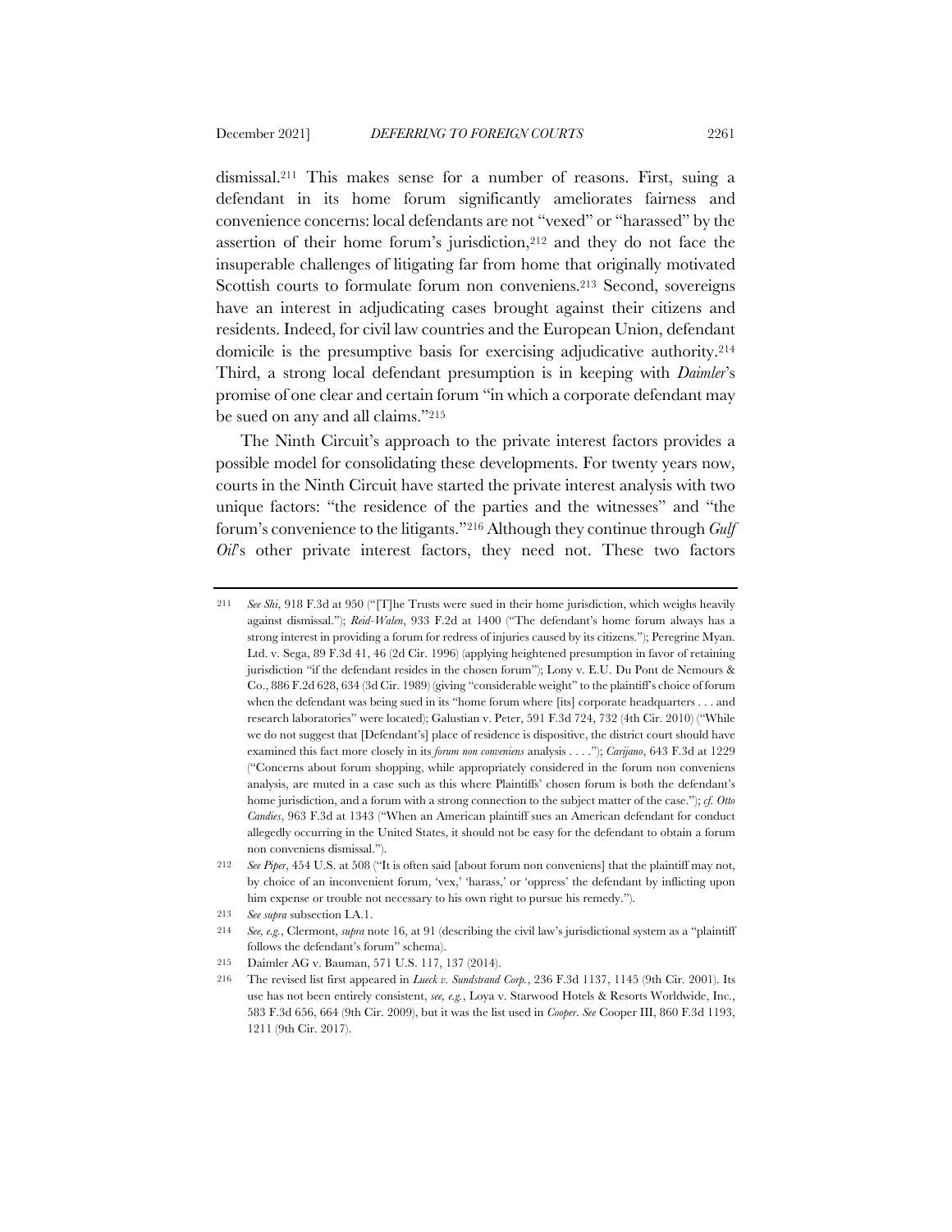dismissal.[211] This makes sense for a number of reasons. First, suing a defendant in its home forum significantly ameliorates fairness and convenience concerns: local defendants are not "vexed" or "harassed" by the assertion of their home forum's jurisdiction,[212] and they do not face the insuperable challenges of litigating far from home that originally motivated Scottish courts to formulate forum non conveniens.[213] Second, sovereigns have an interest in adjudicating cases brought against their citizens and residents. Indeed, for civil law countries and the European Union, defendant domicile is the presumptive basis for exercising adjudicative authority.[214] Third, a strong local defendant presumption is in keeping with *Daimler*'s promise of one clear and certain forum "in which a corporate defendant may be sued on any and all claims."[215]

The Ninth Circuit's approach to the private interest factors provides a possible model for consolidating these developments. For twenty years now, courts in the Ninth Circuit have started the private interest analysis with two unique factors: "the residence of the parties and the witnesses" and "the forum's convenience to the litigants."[216] Although they continue through *Gulf Oil*'s other private interest factors, they need not. These two factors

---

211 *See Shi*, 918 F.3d at 950 ("[T]he Trusts were sued in their home jurisdiction, which weighs heavily against dismissal."); *Reid-Walen*, 933 F.2d at 1400 ("The defendant's home forum always has a strong interest in providing a forum for redress of injuries caused by its citizens."); Peregrine Myan. Ltd. v. Sega, 89 F.3d 41, 46 (2d Cir. 1996) (applying heightened presumption in favor of retaining jurisdiction "if the defendant resides in the chosen forum"); Lony v. E.U. Du Pont de Nemours & Co., 886 F.2d 628, 634 (3d Cir. 1989) (giving "considerable weight" to the plaintiff's choice of forum when the defendant was being sued in its "home forum where [its] corporate headquarters . . . and research laboratories" were located); Galustian v. Peter, 591 F.3d 724, 732 (4th Cir. 2010) ("While we do not suggest that [Defendant's] place of residence is dispositive, the district court should have examined this fact more closely in its *forum non conveniens* analysis . . . ."); *Carijano*, 643 F.3d at 1229 ("Concerns about forum shopping, while appropriately considered in the forum non conveniens analysis, are muted in a case such as this where Plaintiffs' chosen forum is both the defendant's home jurisdiction, and a forum with a strong connection to the subject matter of the case."); *cf. Otto Candies*, 963 F.3d at 1343 ("When an American plaintiff sues an American defendant for conduct allegedly occurring in the United States, it should not be easy for the defendant to obtain a forum non conveniens dismissal.").

212 *See Piper*, 454 U.S. at 508 ("It is often said [about forum non conveniens] that the plaintiff may not, by choice of an inconvenient forum, 'vex,' 'harass,' or 'oppress' the defendant by inflicting upon him expense or trouble not necessary to his own right to pursue his remedy.").

213 *See supra* subsection I.A.1.

214 *See, e.g.*, Clermont, *supra* note 16, at 91 (describing the civil law's jurisdictional system as a "plaintiff follows the defendant's forum" schema).

215 Daimler AG v. Bauman, 571 U.S. 117, 137 (2014).

216 The revised list first appeared in *Lueck v. Sundstrand Corp.*, 236 F.3d 1137, 1145 (9th Cir. 2001). Its use has not been entirely consistent, *see, e.g.*, Loya v. Starwood Hotels & Resorts Worldwide, Inc., 583 F.3d 656, 664 (9th Cir. 2009), but it was the list used in *Cooper*. *See* Cooper III, 860 F.3d 1193, 1211 (9th Cir. 2017).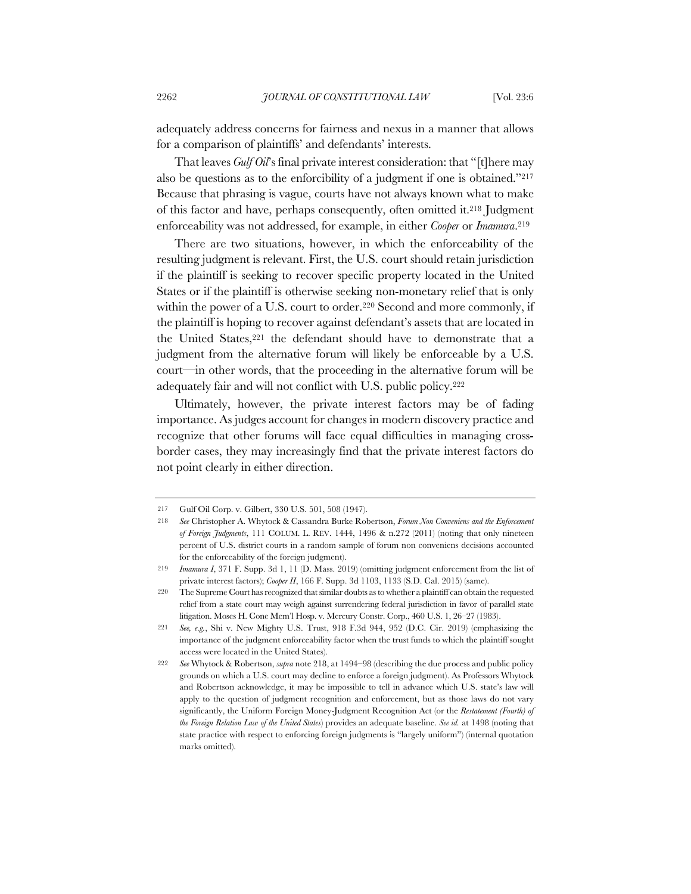adequately address concerns for fairness and nexus in a manner that allows for a comparison of plaintiffs' and defendants' interests.

That leaves *Gulf Oil*'s final private interest consideration: that "[t]here may also be questions as to the enforcibility of a judgment if one is obtained."[217] Because that phrasing is vague, courts have not always known what to make of this factor and have, perhaps consequently, often omitted it.[218] Judgment enforceability was not addressed, for example, in either *Cooper* or *Imamura*.[219]

There are two situations, however, in which the enforceability of the resulting judgment is relevant. First, the U.S. court should retain jurisdiction if the plaintiff is seeking to recover specific property located in the United States or if the plaintiff is otherwise seeking non-monetary relief that is only within the power of a U.S. court to order.[220] Second and more commonly, if the plaintiff is hoping to recover against defendant's assets that are located in the United States,[221] the defendant should have to demonstrate that a judgment from the alternative forum will likely be enforceable by a U.S. court—in other words, that the proceeding in the alternative forum will be adequately fair and will not conflict with U.S. public policy.[222]

Ultimately, however, the private interest factors may be of fading importance. As judges account for changes in modern discovery practice and recognize that other forums will face equal difficulties in managing cross-border cases, they may increasingly find that the private interest factors do not point clearly in either direction.

---

217 Gulf Oil Corp. v. Gilbert, 330 U.S. 501, 508 (1947).

218 *See* Christopher A. Whytock & Cassandra Burke Robertson, *Forum Non Conveniens and the Enforcement of Foreign Judgments*, 111 COLUM. L. REV. 1444, 1496 & n.272 (2011) (noting that only nineteen percent of U.S. district courts in a random sample of forum non conveniens decisions accounted for the enforceability of the foreign judgment).

219 *Imamura I*, 371 F. Supp. 3d 1, 11 (D. Mass. 2019) (omitting judgment enforcement from the list of private interest factors); *Cooper II*, 166 F. Supp. 3d 1103, 1133 (S.D. Cal. 2015) (same).

220 The Supreme Court has recognized that similar doubts as to whether a plaintiff can obtain the requested relief from a state court may weigh against surrendering federal jurisdiction in favor of parallel state litigation. Moses H. Cone Mem'l Hosp. v. Mercury Constr. Corp., 460 U.S. 1, 26–27 (1983).

221 *See, e.g.*, Shi v. New Mighty U.S. Trust, 918 F.3d 944, 952 (D.C. Cir. 2019) (emphasizing the importance of the judgment enforceability factor when the trust funds to which the plaintiff sought access were located in the United States).

222 *See* Whytock & Robertson, *supra* note 218, at 1494–98 (describing the due process and public policy grounds on which a U.S. court may decline to enforce a foreign judgment). As Professors Whytock and Robertson acknowledge, it may be impossible to tell in advance which U.S. state's law will apply to the question of judgment recognition and enforcement, but as those laws do not vary significantly, the Uniform Foreign Money-Judgment Recognition Act (or the *Restatement (Fourth) of the Foreign Relation Law of the United States*) provides an adequate baseline. *See id.* at 1498 (noting that state practice with respect to enforcing foreign judgments is "largely uniform") (internal quotation marks omitted).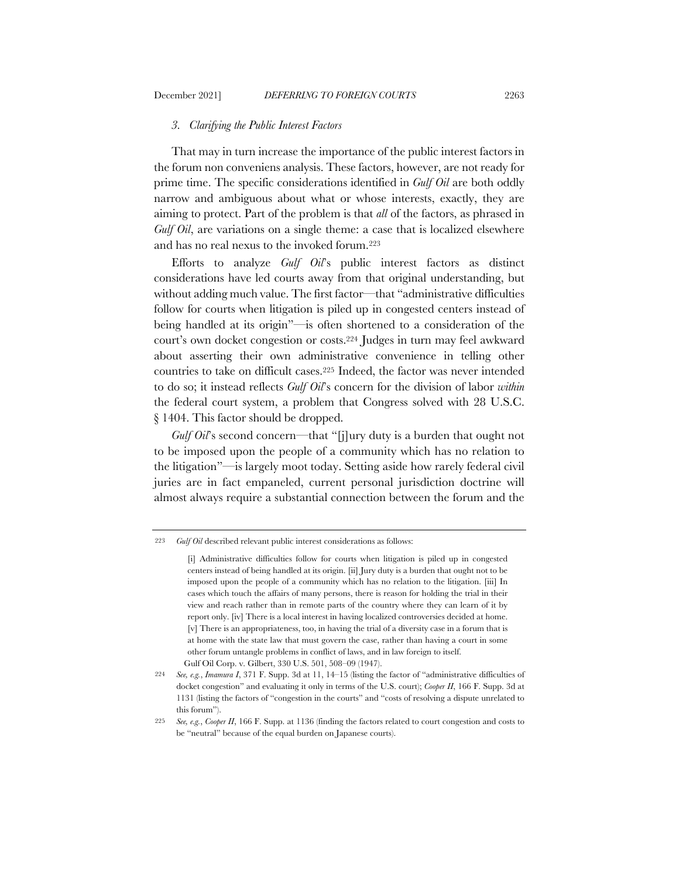### *3. Clarifying the Public Interest Factors*

That may in turn increase the importance of the public interest factors in the forum non conveniens analysis. These factors, however, are not ready for prime time. The specific considerations identified in *Gulf Oil* are both oddly narrow and ambiguous about what or whose interests, exactly, they are aiming to protect. Part of the problem is that *all* of the factors, as phrased in *Gulf Oil*, are variations on a single theme: a case that is localized elsewhere and has no real nexus to the invoked forum.[223]

Efforts to analyze *Gulf Oil*'s public interest factors as distinct considerations have led courts away from that original understanding, but without adding much value. The first factor—that "administrative difficulties follow for courts when litigation is piled up in congested centers instead of being handled at its origin"—is often shortened to a consideration of the court's own docket congestion or costs.[224] Judges in turn may feel awkward about asserting their own administrative convenience in telling other countries to take on difficult cases.[225] Indeed, the factor was never intended to do so; it instead reflects *Gulf Oil*'s concern for the division of labor *within* the federal court system, a problem that Congress solved with 28 U.S.C. § 1404. This factor should be dropped.

*Gulf Oil*'s second concern—that "[j]ury duty is a burden that ought not to be imposed upon the people of a community which has no relation to the litigation"—is largely moot today. Setting aside how rarely federal civil juries are in fact empaneled, current personal jurisdiction doctrine will almost always require a substantial connection between the forum and the

---

223 *Gulf Oil* described relevant public interest considerations as follows:

> [i] Administrative difficulties follow for courts when litigation is piled up in congested centers instead of being handled at its origin. [ii] Jury duty is a burden that ought not to be imposed upon the people of a community which has no relation to the litigation. [iii] In cases which touch the affairs of many persons, there is reason for holding the trial in their view and reach rather than in remote parts of the country where they can learn of it by report only. [iv] There is a local interest in having localized controversies decided at home. [v] There is an appropriateness, too, in having the trial of a diversity case in a forum that is at home with the state law that must govern the case, rather than having a court in some other forum untangle problems in conflict of laws, and in law foreign to itself.

Gulf Oil Corp. v. Gilbert, 330 U.S. 501, 508–09 (1947).

224 *See, e.g.*, *Imamura I*, 371 F. Supp. 3d at 11, 14–15 (listing the factor of "administrative difficulties of docket congestion" and evaluating it only in terms of the U.S. court); *Cooper II*, 166 F. Supp. 3d at 1131 (listing the factors of "congestion in the courts" and "costs of resolving a dispute unrelated to this forum").

225 *See, e.g.*, *Cooper II*, 166 F. Supp. at 1136 (finding the factors related to court congestion and costs to be "neutral" because of the equal burden on Japanese courts).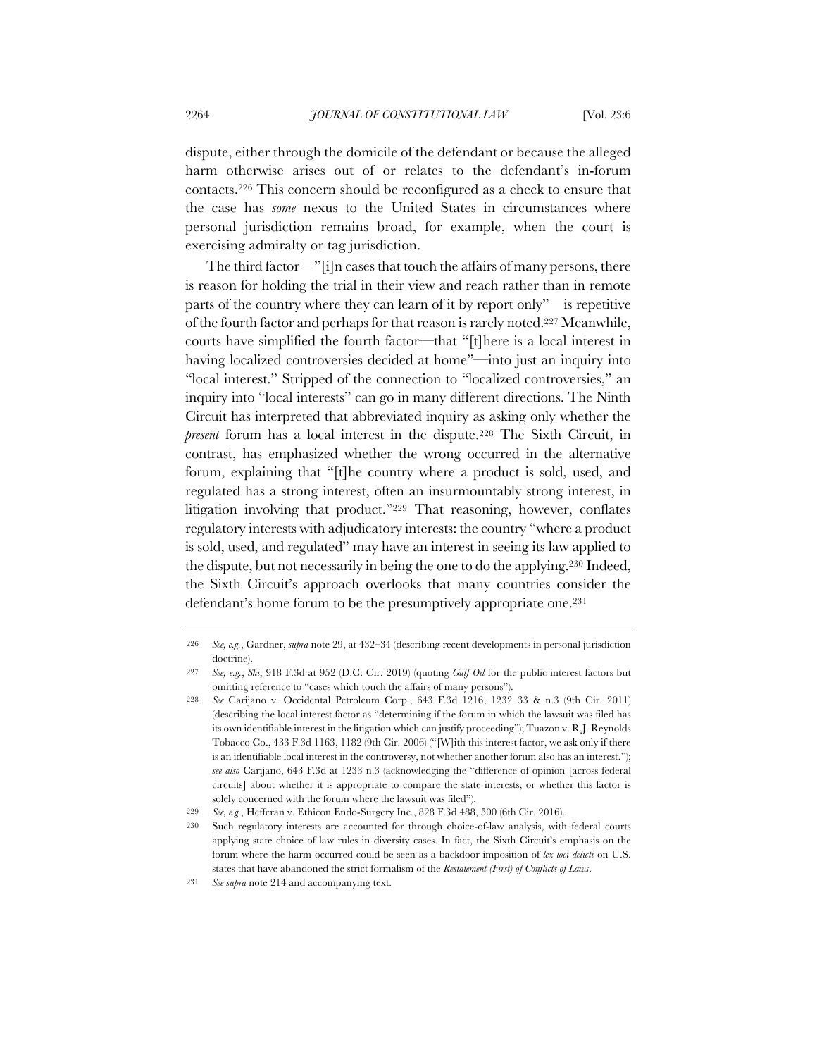dispute, either through the domicile of the defendant or because the alleged harm otherwise arises out of or relates to the defendant's in-forum contacts.[226] This concern should be reconfigured as a check to ensure that the case has *some* nexus to the United States in circumstances where personal jurisdiction remains broad, for example, when the court is exercising admiralty or tag jurisdiction.

The third factor—"[i]n cases that touch the affairs of many persons, there is reason for holding the trial in their view and reach rather than in remote parts of the country where they can learn of it by report only"—is repetitive of the fourth factor and perhaps for that reason is rarely noted.[227] Meanwhile, courts have simplified the fourth factor—that "[t]here is a local interest in having localized controversies decided at home"—into just an inquiry into "local interest." Stripped of the connection to "localized controversies," an inquiry into "local interests" can go in many different directions. The Ninth Circuit has interpreted that abbreviated inquiry as asking only whether the *present* forum has a local interest in the dispute.[228] The Sixth Circuit, in contrast, has emphasized whether the wrong occurred in the alternative forum, explaining that "[t]he country where a product is sold, used, and regulated has a strong interest, often an insurmountably strong interest, in litigation involving that product."[229] That reasoning, however, conflates regulatory interests with adjudicatory interests: the country "where a product is sold, used, and regulated" may have an interest in seeing its law applied to the dispute, but not necessarily in being the one to do the applying.[230] Indeed, the Sixth Circuit's approach overlooks that many countries consider the defendant's home forum to be the presumptively appropriate one.[231]

---

226 *See, e.g.*, Gardner, *supra* note 29, at 432–34 (describing recent developments in personal jurisdiction doctrine).

227 *See, e.g.*, *Shi*, 918 F.3d at 952 (D.C. Cir. 2019) (quoting *Gulf Oil* for the public interest factors but omitting reference to "cases which touch the affairs of many persons").

228 *See* Carijano v. Occidental Petroleum Corp., 643 F.3d 1216, 1232–33 & n.3 (9th Cir. 2011) (describing the local interest factor as "determining if the forum in which the lawsuit was filed has its own identifiable interest in the litigation which can justify proceeding"); Tuazon v. R.J. Reynolds Tobacco Co., 433 F.3d 1163, 1182 (9th Cir. 2006) ("[W]ith this interest factor, we ask only if there is an identifiable local interest in the controversy, not whether another forum also has an interest."); *see also* Carijano, 643 F.3d at 1233 n.3 (acknowledging the "difference of opinion [across federal circuits] about whether it is appropriate to compare the state interests, or whether this factor is solely concerned with the forum where the lawsuit was filed").

229 *See, e.g.*, Hefferan v. Ethicon Endo-Surgery Inc., 828 F.3d 488, 500 (6th Cir. 2016).

230 Such regulatory interests are accounted for through choice-of-law analysis, with federal courts applying state choice of law rules in diversity cases. In fact, the Sixth Circuit's emphasis on the forum where the harm occurred could be seen as a backdoor imposition of *lex loci delicti* on U.S. states that have abandoned the strict formalism of the *Restatement (First) of Conflicts of Laws*.

231 *See supra* note 214 and accompanying text.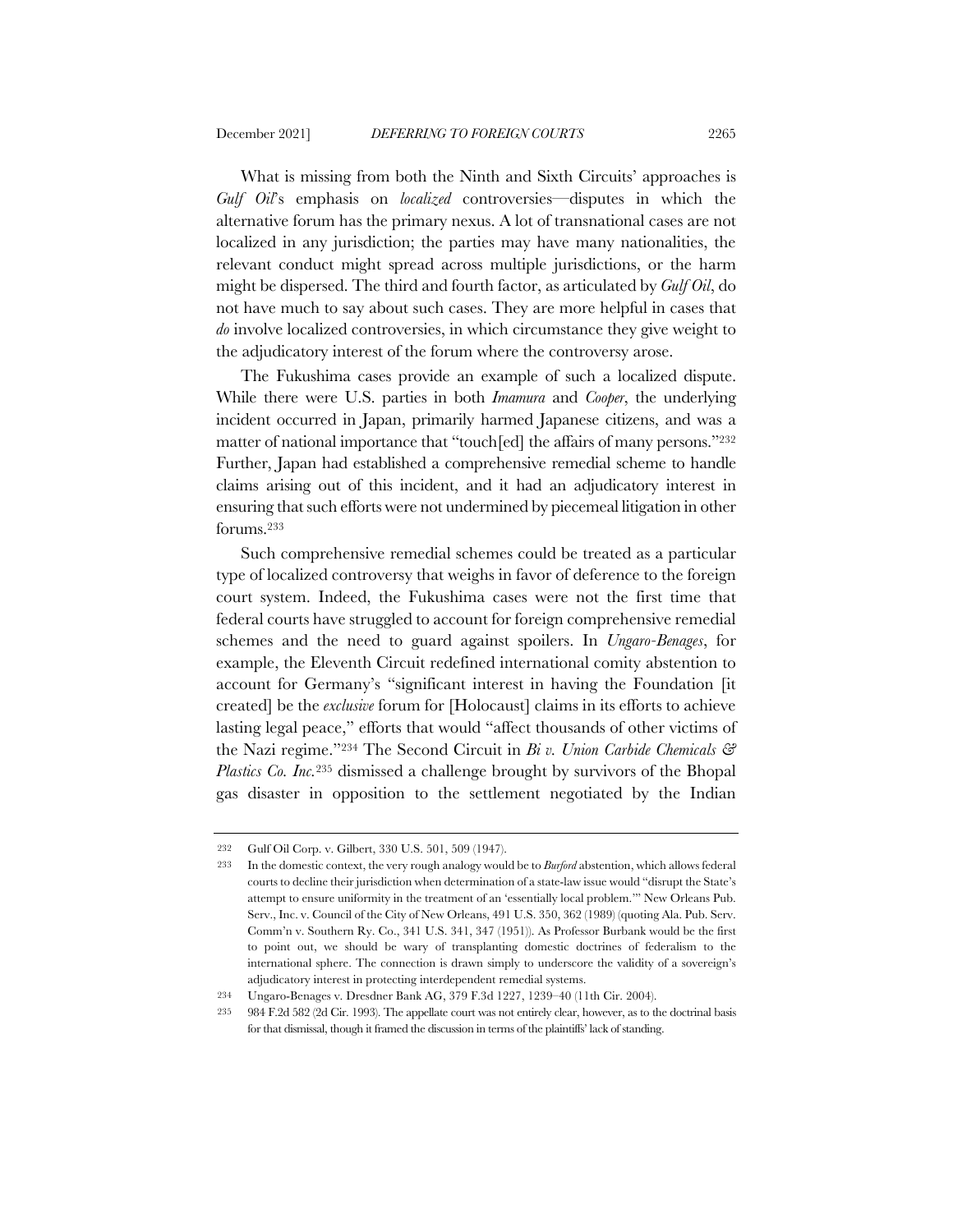What is missing from both the Ninth and Sixth Circuits' approaches is *Gulf Oil*'s emphasis on *localized* controversies—disputes in which the alternative forum has the primary nexus. A lot of transnational cases are not localized in any jurisdiction; the parties may have many nationalities, the relevant conduct might spread across multiple jurisdictions, or the harm might be dispersed. The third and fourth factor, as articulated by *Gulf Oil*, do not have much to say about such cases. They are more helpful in cases that *do* involve localized controversies, in which circumstance they give weight to the adjudicatory interest of the forum where the controversy arose.

The Fukushima cases provide an example of such a localized dispute. While there were U.S. parties in both *Imamura* and *Cooper*, the underlying incident occurred in Japan, primarily harmed Japanese citizens, and was a matter of national importance that "touch[ed] the affairs of many persons."[232] Further, Japan had established a comprehensive remedial scheme to handle claims arising out of this incident, and it had an adjudicatory interest in ensuring that such efforts were not undermined by piecemeal litigation in other forums.[233]

Such comprehensive remedial schemes could be treated as a particular type of localized controversy that weighs in favor of deference to the foreign court system. Indeed, the Fukushima cases were not the first time that federal courts have struggled to account for foreign comprehensive remedial schemes and the need to guard against spoilers. In *Ungaro-Benages*, for example, the Eleventh Circuit redefined international comity abstention to account for Germany's "significant interest in having the Foundation [it created] be the *exclusive* forum for [Holocaust] claims in its efforts to achieve lasting legal peace," efforts that would "affect thousands of other victims of the Nazi regime."[234] The Second Circuit in *Bi v. Union Carbide Chemicals & Plastics Co. Inc.*[235] dismissed a challenge brought by survivors of the Bhopal gas disaster in opposition to the settlement negotiated by the Indian

---

232 Gulf Oil Corp. v. Gilbert, 330 U.S. 501, 509 (1947).

233 In the domestic context, the very rough analogy would be to *Burford* abstention, which allows federal courts to decline their jurisdiction when determination of a state-law issue would "disrupt the State's attempt to ensure uniformity in the treatment of an 'essentially local problem.'" New Orleans Pub. Serv., Inc. v. Council of the City of New Orleans, 491 U.S. 350, 362 (1989) (quoting Ala. Pub. Serv. Comm'n v. Southern Ry. Co., 341 U.S. 341, 347 (1951)). As Professor Burbank would be the first to point out, we should be wary of transplanting domestic doctrines of federalism to the international sphere. The connection is drawn simply to underscore the validity of a sovereign's adjudicatory interest in protecting interdependent remedial systems.

234 Ungaro-Benages v. Dresdner Bank AG, 379 F.3d 1227, 1239–40 (11th Cir. 2004).

235 984 F.2d 582 (2d Cir. 1993). The appellate court was not entirely clear, however, as to the doctrinal basis for that dismissal, though it framed the discussion in terms of the plaintiffs' lack of standing.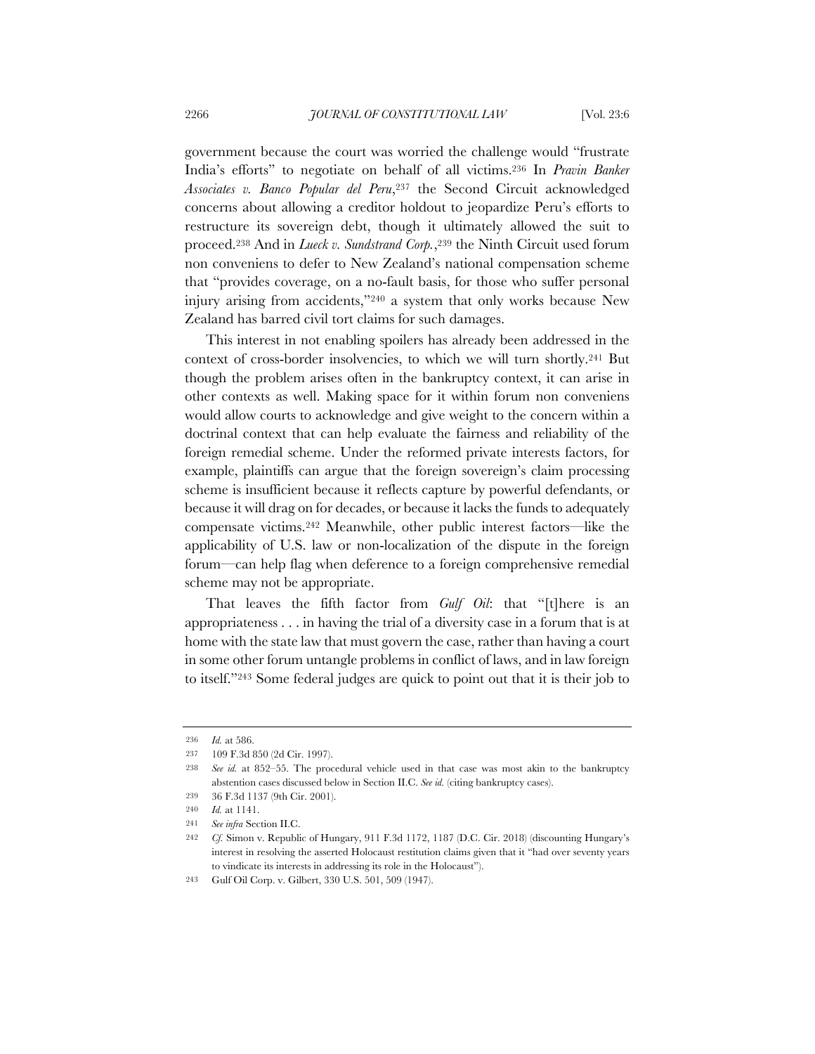government because the court was worried the challenge would "frustrate India's efforts" to negotiate on behalf of all victims.[236] In *Pravin Banker Associates v. Banco Popular del Peru*,[237] the Second Circuit acknowledged concerns about allowing a creditor holdout to jeopardize Peru's efforts to restructure its sovereign debt, though it ultimately allowed the suit to proceed.[238] And in *Lueck v. Sundstrand Corp.*,[239] the Ninth Circuit used forum non conveniens to defer to New Zealand's national compensation scheme that "provides coverage, on a no-fault basis, for those who suffer personal injury arising from accidents,"[240] a system that only works because New Zealand has barred civil tort claims for such damages.

This interest in not enabling spoilers has already been addressed in the context of cross-border insolvencies, to which we will turn shortly.[241] But though the problem arises often in the bankruptcy context, it can arise in other contexts as well. Making space for it within forum non conveniens would allow courts to acknowledge and give weight to the concern within a doctrinal context that can help evaluate the fairness and reliability of the foreign remedial scheme. Under the reformed private interests factors, for example, plaintiffs can argue that the foreign sovereign's claim processing scheme is insufficient because it reflects capture by powerful defendants, or because it will drag on for decades, or because it lacks the funds to adequately compensate victims.[242] Meanwhile, other public interest factors—like the applicability of U.S. law or non-localization of the dispute in the foreign forum—can help flag when deference to a foreign comprehensive remedial scheme may not be appropriate.

That leaves the fifth factor from *Gulf Oil*: that "[t]here is an appropriateness . . . in having the trial of a diversity case in a forum that is at home with the state law that must govern the case, rather than having a court in some other forum untangle problems in conflict of laws, and in law foreign to itself."[243] Some federal judges are quick to point out that it is their job to

---

236 *Id.* at 586.

237 109 F.3d 850 (2d Cir. 1997).

238 *See id.* at 852–55. The procedural vehicle used in that case was most akin to the bankruptcy abstention cases discussed below in Section II.C. *See id.* (citing bankruptcy cases).

239 36 F.3d 1137 (9th Cir. 2001).

240 *Id.* at 1141.

241 *See infra* Section II.C.

242 *Cf.* Simon v. Republic of Hungary, 911 F.3d 1172, 1187 (D.C. Cir. 2018) (discounting Hungary's interest in resolving the asserted Holocaust restitution claims given that it "had over seventy years to vindicate its interests in addressing its role in the Holocaust").

243 Gulf Oil Corp. v. Gilbert, 330 U.S. 501, 509 (1947).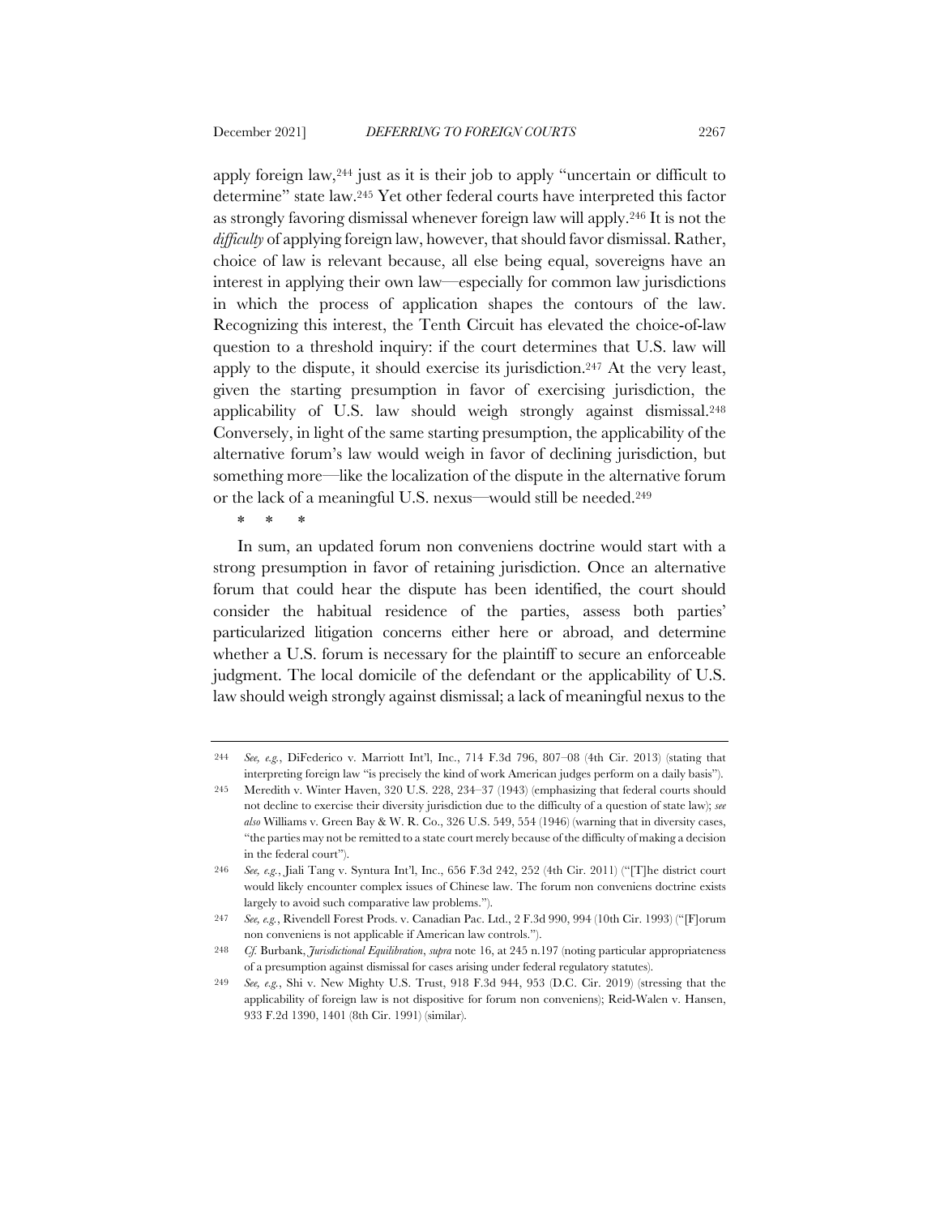apply foreign law,[244] just as it is their job to apply "uncertain or difficult to determine" state law.[245] Yet other federal courts have interpreted this factor as strongly favoring dismissal whenever foreign law will apply.[246] It is not the *difficulty* of applying foreign law, however, that should favor dismissal. Rather, choice of law is relevant because, all else being equal, sovereigns have an interest in applying their own law—especially for common law jurisdictions in which the process of application shapes the contours of the law. Recognizing this interest, the Tenth Circuit has elevated the choice-of-law question to a threshold inquiry: if the court determines that U.S. law will apply to the dispute, it should exercise its jurisdiction.[247] At the very least, given the starting presumption in favor of exercising jurisdiction, the applicability of U.S. law should weigh strongly against dismissal.[248] Conversely, in light of the same starting presumption, the applicability of the alternative forum's law would weigh in favor of declining jurisdiction, but something more—like the localization of the dispute in the alternative forum or the lack of a meaningful U.S. nexus—would still be needed.[249]

\* \* \*

In sum, an updated forum non conveniens doctrine would start with a strong presumption in favor of retaining jurisdiction. Once an alternative forum that could hear the dispute has been identified, the court should consider the habitual residence of the parties, assess both parties' particularized litigation concerns either here or abroad, and determine whether a U.S. forum is necessary for the plaintiff to secure an enforceable judgment. The local domicile of the defendant or the applicability of U.S. law should weigh strongly against dismissal; a lack of meaningful nexus to the

---

244 *See, e.g.*, DiFederico v. Marriott Int'l, Inc., 714 F.3d 796, 807–08 (4th Cir. 2013) (stating that interpreting foreign law "is precisely the kind of work American judges perform on a daily basis").

245 Meredith v. Winter Haven, 320 U.S. 228, 234–37 (1943) (emphasizing that federal courts should not decline to exercise their diversity jurisdiction due to the difficulty of a question of state law); *see also* Williams v. Green Bay & W. R. Co., 326 U.S. 549, 554 (1946) (warning that in diversity cases, "the parties may not be remitted to a state court merely because of the difficulty of making a decision in the federal court").

246 *See, e.g.*, Jiali Tang v. Syntura Int'l, Inc., 656 F.3d 242, 252 (4th Cir. 2011) ("[T]he district court would likely encounter complex issues of Chinese law. The forum non conveniens doctrine exists largely to avoid such comparative law problems.").

247 *See, e.g.*, Rivendell Forest Prods. v. Canadian Pac. Ltd., 2 F.3d 990, 994 (10th Cir. 1993) ("[F]orum non conveniens is not applicable if American law controls.").

248 *Cf.* Burbank, *Jurisdictional Equilibration*, *supra* note 16, at 245 n.197 (noting particular appropriateness of a presumption against dismissal for cases arising under federal regulatory statutes).

249 *See, e.g.*, Shi v. New Mighty U.S. Trust, 918 F.3d 944, 953 (D.C. Cir. 2019) (stressing that the applicability of foreign law is not dispositive for forum non conveniens); Reid-Walen v. Hansen, 933 F.2d 1390, 1401 (8th Cir. 1991) (similar).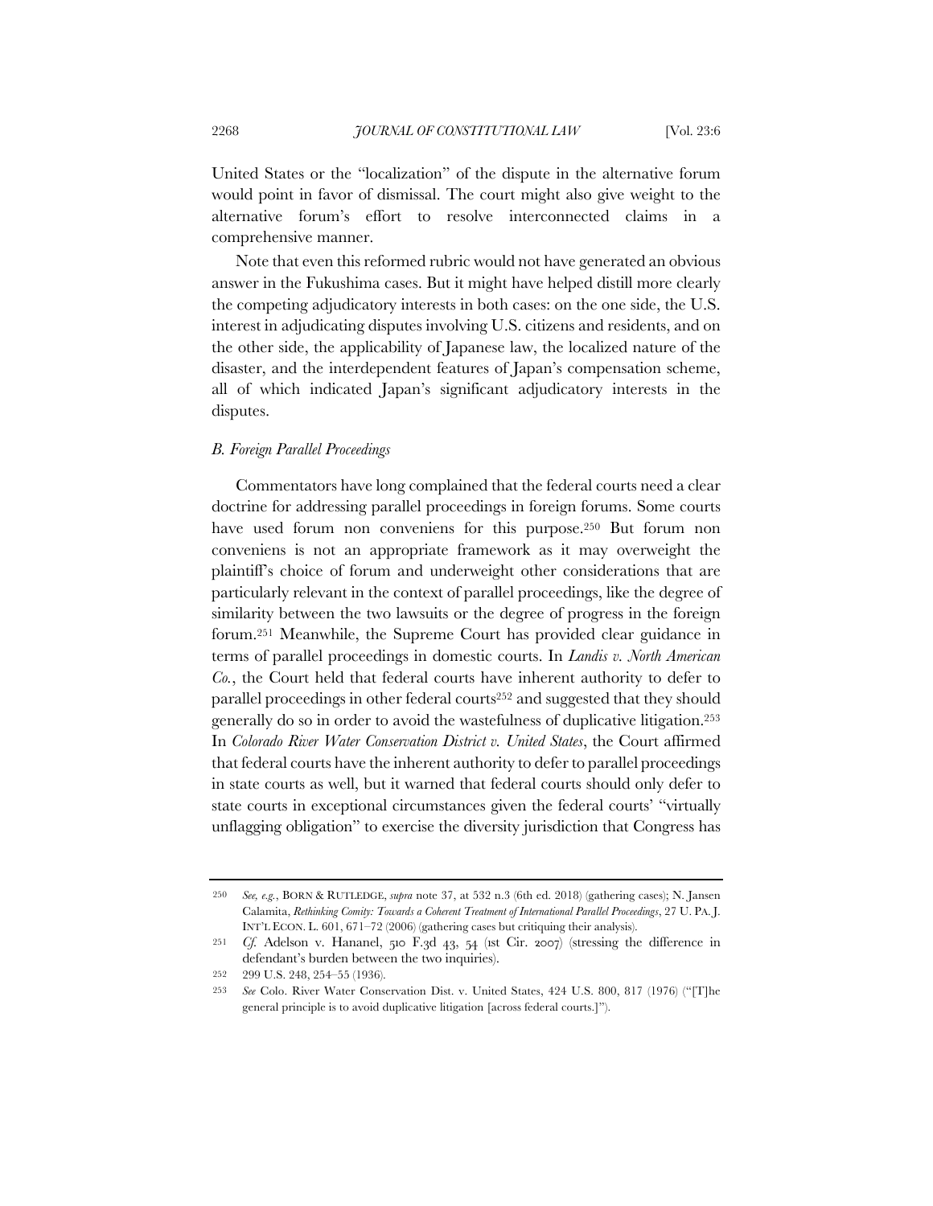United States or the "localization" of the dispute in the alternative forum would point in favor of dismissal. The court might also give weight to the alternative forum's effort to resolve interconnected claims in a comprehensive manner.

Note that even this reformed rubric would not have generated an obvious answer in the Fukushima cases. But it might have helped distill more clearly the competing adjudicatory interests in both cases: on the one side, the U.S. interest in adjudicating disputes involving U.S. citizens and residents, and on the other side, the applicability of Japanese law, the localized nature of the disaster, and the interdependent features of Japan's compensation scheme, all of which indicated Japan's significant adjudicatory interests in the disputes.

### *B. Foreign Parallel Proceedings*

Commentators have long complained that the federal courts need a clear doctrine for addressing parallel proceedings in foreign forums. Some courts have used forum non conveniens for this purpose.[250] But forum non conveniens is not an appropriate framework as it may overweight the plaintiff's choice of forum and underweight other considerations that are particularly relevant in the context of parallel proceedings, like the degree of similarity between the two lawsuits or the degree of progress in the foreign forum.[251] Meanwhile, the Supreme Court has provided clear guidance in terms of parallel proceedings in domestic courts. In *Landis v. North American Co.*, the Court held that federal courts have inherent authority to defer to parallel proceedings in other federal courts[252] and suggested that they should generally do so in order to avoid the wastefulness of duplicative litigation.[253] In *Colorado River Water Conservation District v. United States*, the Court affirmed that federal courts have the inherent authority to defer to parallel proceedings in state courts as well, but it warned that federal courts should only defer to state courts in exceptional circumstances given the federal courts' "virtually unflagging obligation" to exercise the diversity jurisdiction that Congress has

---

250 *See, e.g.*, BORN & RUTLEDGE, *supra* note 37, at 532 n.3 (6th ed. 2018) (gathering cases); N. Jansen Calamita, *Rethinking Comity: Towards a Coherent Treatment of International Parallel Proceedings*, 27 U. PA. J. INT'L ECON. L. 601, 671–72 (2006) (gathering cases but critiquing their analysis).

251 *Cf.* Adelson v. Hananel, 510 F.3d 43, 54 (1st Cir. 2007) (stressing the difference in defendant's burden between the two inquiries).

252 299 U.S. 248, 254–55 (1936).

253 *See* Colo. River Water Conservation Dist. v. United States, 424 U.S. 800, 817 (1976) ("[T]he general principle is to avoid duplicative litigation [across federal courts.]").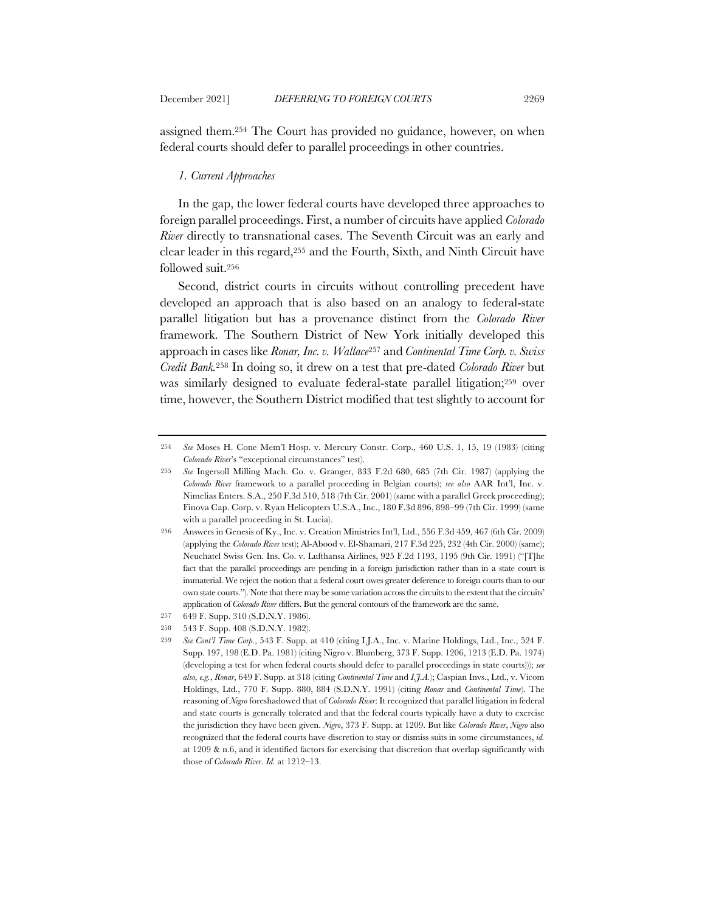assigned them.[254] The Court has provided no guidance, however, on when federal courts should defer to parallel proceedings in other countries.

### *1. Current Approaches*

In the gap, the lower federal courts have developed three approaches to foreign parallel proceedings. First, a number of circuits have applied *Colorado River* directly to transnational cases. The Seventh Circuit was an early and clear leader in this regard,[255] and the Fourth, Sixth, and Ninth Circuit have followed suit.[256]

Second, district courts in circuits without controlling precedent have developed an approach that is also based on an analogy to federal-state parallel litigation but has a provenance distinct from the *Colorado River* framework. The Southern District of New York initially developed this approach in cases like *Ronar, Inc. v. Wallace*[257] and *Continental Time Corp. v. Swiss Credit Bank.*[258] In doing so, it drew on a test that pre-dated *Colorado River* but was similarly designed to evaluate federal-state parallel litigation;[259] over time, however, the Southern District modified that test slightly to account for

---

[254] *See* Moses H. Cone Mem'l Hosp. v. Mercury Constr. Corp., 460 U.S. 1, 15, 19 (1983) (citing *Colorado River*'s "exceptional circumstances" test).

[255] *See* Ingersoll Milling Mach. Co. v. Granger, 833 F.2d 680, 685 (7th Cir. 1987) (applying the *Colorado River* framework to a parallel proceeding in Belgian courts); *see also* AAR Int'l, Inc. v. Nimelias Enters. S.A., 250 F.3d 510, 518 (7th Cir. 2001) (same with a parallel Greek proceeding); Finova Cap. Corp. v. Ryan Helicopters U.S.A., Inc., 180 F.3d 896, 898–99 (7th Cir. 1999) (same with a parallel proceeding in St. Lucia).

[256] Answers in Genesis of Ky., Inc. v. Creation Ministries Int'l, Ltd., 556 F.3d 459, 467 (6th Cir. 2009) (applying the *Colorado River* test); Al-Abood v. El-Shamari, 217 F.3d 225, 232 (4th Cir. 2000) (same); Neuchatel Swiss Gen. Ins. Co. v. Lufthansa Airlines, 925 F.2d 1193, 1195 (9th Cir. 1991) ("[T]he fact that the parallel proceedings are pending in a foreign jurisdiction rather than in a state court is immaterial. We reject the notion that a federal court owes greater deference to foreign courts than to our own state courts."). Note that there may be some variation across the circuits to the extent that the circuits' application of *Colorado River* differs. But the general contours of the framework are the same.

[257] 649 F. Supp. 310 (S.D.N.Y. 1986).

[258] 543 F. Supp. 408 (S.D.N.Y. 1982).

[259] *See Cont'l Time Corp.*, 543 F. Supp. at 410 (citing I.J.A., Inc. v. Marine Holdings, Ltd., Inc., 524 F. Supp. 197, 198 (E.D. Pa. 1981) (citing Nigro v. Blumberg, 373 F. Supp. 1206, 1213 (E.D. Pa. 1974) (developing a test for when federal courts should defer to parallel proceedings in state courts))); *see also, e.g.*, *Ronar*, 649 F. Supp. at 318 (citing *Continental Time* and *I.J.A.*); Caspian Invs., Ltd., v. Vicom Holdings, Ltd., 770 F. Supp. 880, 884 (S.D.N.Y. 1991) (citing *Ronar* and *Continental Time*). The reasoning of *Nigro* foreshadowed that of *Colorado River*: It recognized that parallel litigation in federal and state courts is generally tolerated and that the federal courts typically have a duty to exercise the jurisdiction they have been given. *Nigro*, 373 F. Supp. at 1209. But like *Colorado River*, *Nigro* also recognized that the federal courts have discretion to stay or dismiss suits in some circumstances, *id.* at 1209 & n.6, and it identified factors for exercising that discretion that overlap significantly with those of *Colorado River*. *Id.* at 1212–13.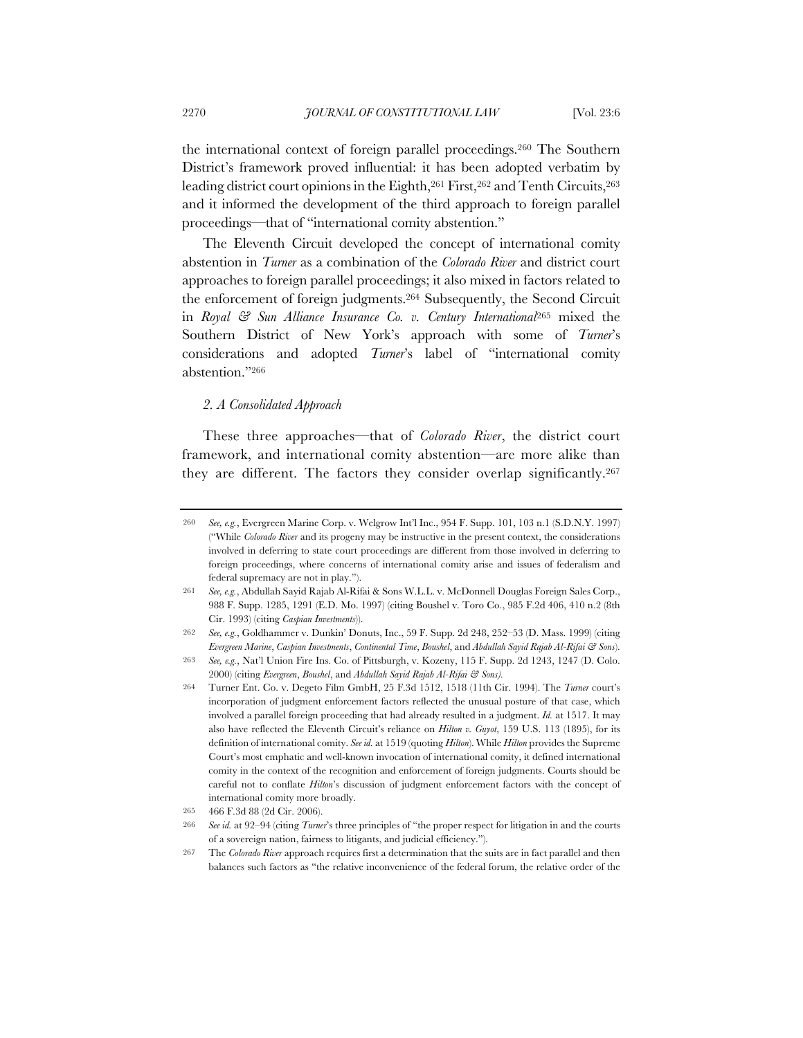the international context of foreign parallel proceedings.[260] The Southern District's framework proved influential: it has been adopted verbatim by leading district court opinions in the Eighth,[261] First,[262] and Tenth Circuits,[263] and it informed the development of the third approach to foreign parallel proceedings—that of "international comity abstention."

The Eleventh Circuit developed the concept of international comity abstention in *Turner* as a combination of the *Colorado River* and district court approaches to foreign parallel proceedings; it also mixed in factors related to the enforcement of foreign judgments.[264] Subsequently, the Second Circuit in *Royal & Sun Alliance Insurance Co. v. Century International*[265] mixed the Southern District of New York's approach with some of *Turner*'s considerations and adopted *Turner*'s label of "international comity abstention."[266]

### *2. A Consolidated Approach*

These three approaches—that of *Colorado River*, the district court framework, and international comity abstention—are more alike than they are different. The factors they consider overlap significantly.[267]

---

260 *See, e.g.*, Evergreen Marine Corp. v. Welgrow Int'l Inc., 954 F. Supp. 101, 103 n.1 (S.D.N.Y. 1997) ("While *Colorado River* and its progeny may be instructive in the present context, the considerations involved in deferring to state court proceedings are different from those involved in deferring to foreign proceedings, where concerns of international comity arise and issues of federalism and federal supremacy are not in play.").

261 *See, e.g.*, Abdullah Sayid Rajab Al-Rifai & Sons W.L.L. v. McDonnell Douglas Foreign Sales Corp., 988 F. Supp. 1285, 1291 (E.D. Mo. 1997) (citing Boushel v. Toro Co., 985 F.2d 406, 410 n.2 (8th Cir. 1993) (citing *Caspian Investments*)).

262 *See, e.g.*, Goldhammer v. Dunkin' Donuts, Inc., 59 F. Supp. 2d 248, 252–53 (D. Mass. 1999) (citing *Evergreen Marine*, *Caspian Investments*, *Continental Time*, *Boushel*, and *Abdullah Sayid Rajab Al-Rifai & Sons*).

263 *See, e.g.*, Nat'l Union Fire Ins. Co. of Pittsburgh, v. Kozeny, 115 F. Supp. 2d 1243, 1247 (D. Colo. 2000) (citing *Evergreen*, *Boushel*, and *Abdullah Sayid Rajab Al-Rifai & Sons)*.

264 Turner Ent. Co. v. Degeto Film GmbH, 25 F.3d 1512, 1518 (11th Cir. 1994). The *Turner* court's incorporation of judgment enforcement factors reflected the unusual posture of that case, which involved a parallel foreign proceeding that had already resulted in a judgment. *Id.* at 1517. It may also have reflected the Eleventh Circuit's reliance on *Hilton v. Guyot*, 159 U.S. 113 (1895), for its definition of international comity. *See id.* at 1519 (quoting *Hilton*). While *Hilton* provides the Supreme Court's most emphatic and well-known invocation of international comity, it defined international comity in the context of the recognition and enforcement of foreign judgments. Courts should be careful not to conflate *Hilton*'s discussion of judgment enforcement factors with the concept of international comity more broadly.

265 466 F.3d 88 (2d Cir. 2006).

266 *See id.* at 92–94 (citing *Turner*'s three principles of "the proper respect for litigation in and the courts of a sovereign nation, fairness to litigants, and judicial efficiency.").

267 The *Colorado River* approach requires first a determination that the suits are in fact parallel and then balances such factors as "the relative inconvenience of the federal forum, the relative order of the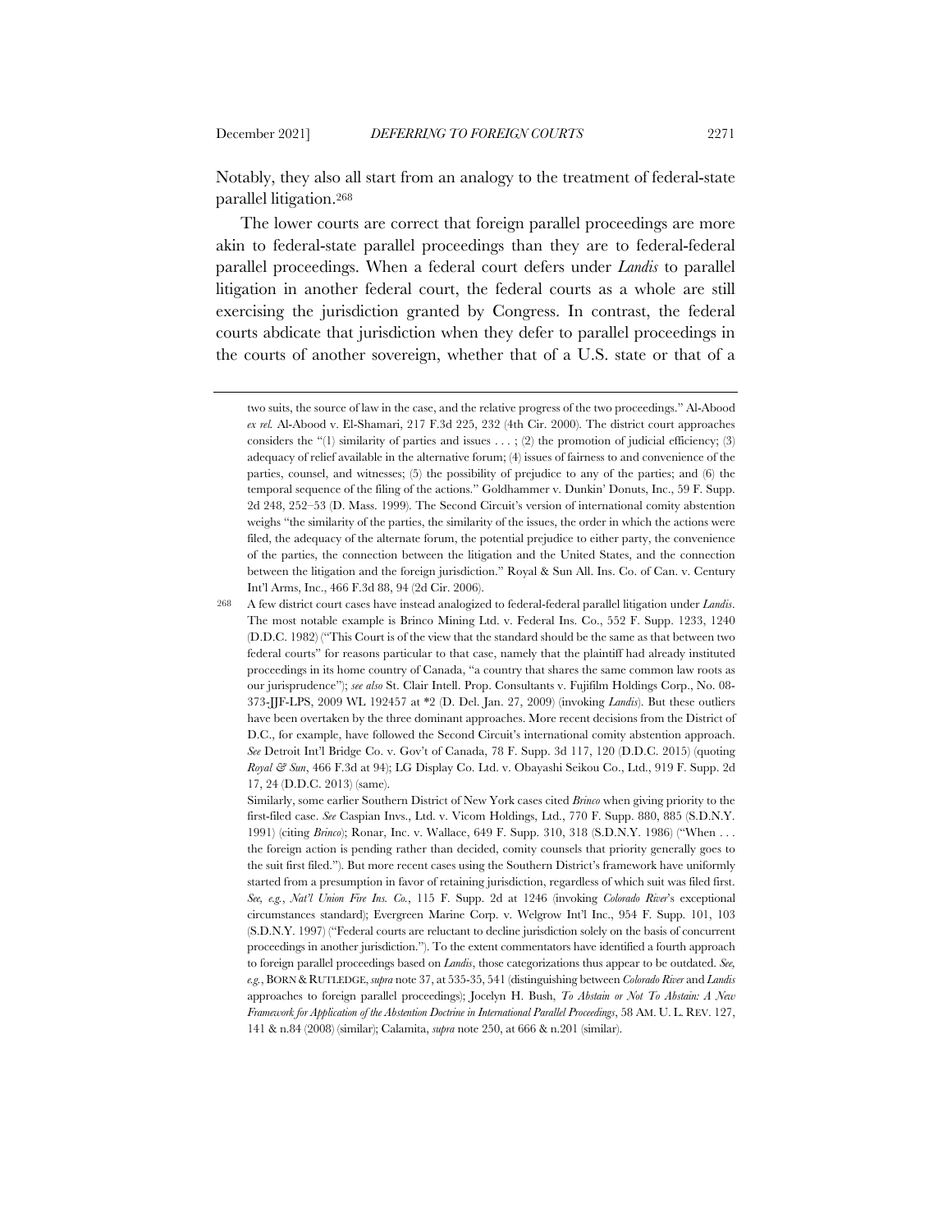Notably, they also all start from an analogy to the treatment of federal-state parallel litigation.[268]

The lower courts are correct that foreign parallel proceedings are more akin to federal-state parallel proceedings than they are to federal-federal parallel proceedings. When a federal court defers under *Landis* to parallel litigation in another federal court, the federal courts as a whole are still exercising the jurisdiction granted by Congress. In contrast, the federal courts abdicate that jurisdiction when they defer to parallel proceedings in the courts of another sovereign, whether that of a U.S. state or that of a

---

two suits, the source of law in the case, and the relative progress of the two proceedings." Al-Abood *ex rel.* Al-Abood v. El-Shamari, 217 F.3d 225, 232 (4th Cir. 2000). The district court approaches considers the "(1) similarity of parties and issues . . . ; (2) the promotion of judicial efficiency; (3) adequacy of relief available in the alternative forum; (4) issues of fairness to and convenience of the parties, counsel, and witnesses; (5) the possibility of prejudice to any of the parties; and (6) the temporal sequence of the filing of the actions." Goldhammer v. Dunkin' Donuts, Inc., 59 F. Supp. 2d 248, 252–53 (D. Mass. 1999). The Second Circuit's version of international comity abstention weighs "the similarity of the parties, the similarity of the issues, the order in which the actions were filed, the adequacy of the alternate forum, the potential prejudice to either party, the convenience of the parties, the connection between the litigation and the United States, and the connection between the litigation and the foreign jurisdiction." Royal & Sun All. Ins. Co. of Can. v. Century Int'l Arms, Inc., 466 F.3d 88, 94 (2d Cir. 2006).

268 A few district court cases have instead analogized to federal-federal parallel litigation under *Landis*. The most notable example is Brinco Mining Ltd. v. Federal Ins. Co., 552 F. Supp. 1233, 1240 (D.D.C. 1982) ("This Court is of the view that the standard should be the same as that between two federal courts" for reasons particular to that case, namely that the plaintiff had already instituted proceedings in its home country of Canada, "a country that shares the same common law roots as our jurisprudence"); *see also* St. Clair Intell. Prop. Consultants v. Fujifilm Holdings Corp., No. 08-373-JJF-LPS, 2009 WL 192457 at *2 (D. Del. Jan. 27, 2009) (invoking *Landis*). But these outliers have been overtaken by the three dominant approaches. More recent decisions from the District of D.C., for example, have followed the Second Circuit's international comity abstention approach. *See* Detroit Int'l Bridge Co. v. Gov't of Canada, 78 F. Supp. 3d 117, 120 (D.D.C. 2015) (quoting *Royal & Sun*, 466 F.3d at 94); LG Display Co. Ltd. v. Obayashi Seikou Co., Ltd., 919 F. Supp. 2d 17, 24 (D.D.C. 2013) (same).

Similarly, some earlier Southern District of New York cases cited *Brinco* when giving priority to the first-filed case. *See* Caspian Invs., Ltd. v. Vicom Holdings, Ltd., 770 F. Supp. 880, 885 (S.D.N.Y. 1991) (citing *Brinco*); Ronar, Inc. v. Wallace, 649 F. Supp. 310, 318 (S.D.N.Y. 1986) ("When . . . the foreign action is pending rather than decided, comity counsels that priority generally goes to the suit first filed."). But more recent cases using the Southern District's framework have uniformly started from a presumption in favor of retaining jurisdiction, regardless of which suit was filed first. *See, e.g.*, *Nat'l Union Fire Ins. Co.*, 115 F. Supp. 2d at 1246 (invoking *Colorado River*'s exceptional circumstances standard); Evergreen Marine Corp. v. Welgrow Int'l Inc., 954 F. Supp. 101, 103 (S.D.N.Y. 1997) ("Federal courts are reluctant to decline jurisdiction solely on the basis of concurrent proceedings in another jurisdiction."). To the extent commentators have identified a fourth approach to foreign parallel proceedings based on *Landis*, those categorizations thus appear to be outdated. *See, e.g.*, BORN & RUTLEDGE, *supra* note 37, at 535-35, 541 (distinguishing between *Colorado River* and *Landis* approaches to foreign parallel proceedings); Jocelyn H. Bush, *To Abstain or Not To Abstain: A New Framework for Application of the Abstention Doctrine in International Parallel Proceedings*, 58 AM. U. L. REV. 127, 141 & n.84 (2008) (similar); Calamita, *supra* note 250, at 666 & n.201 (similar).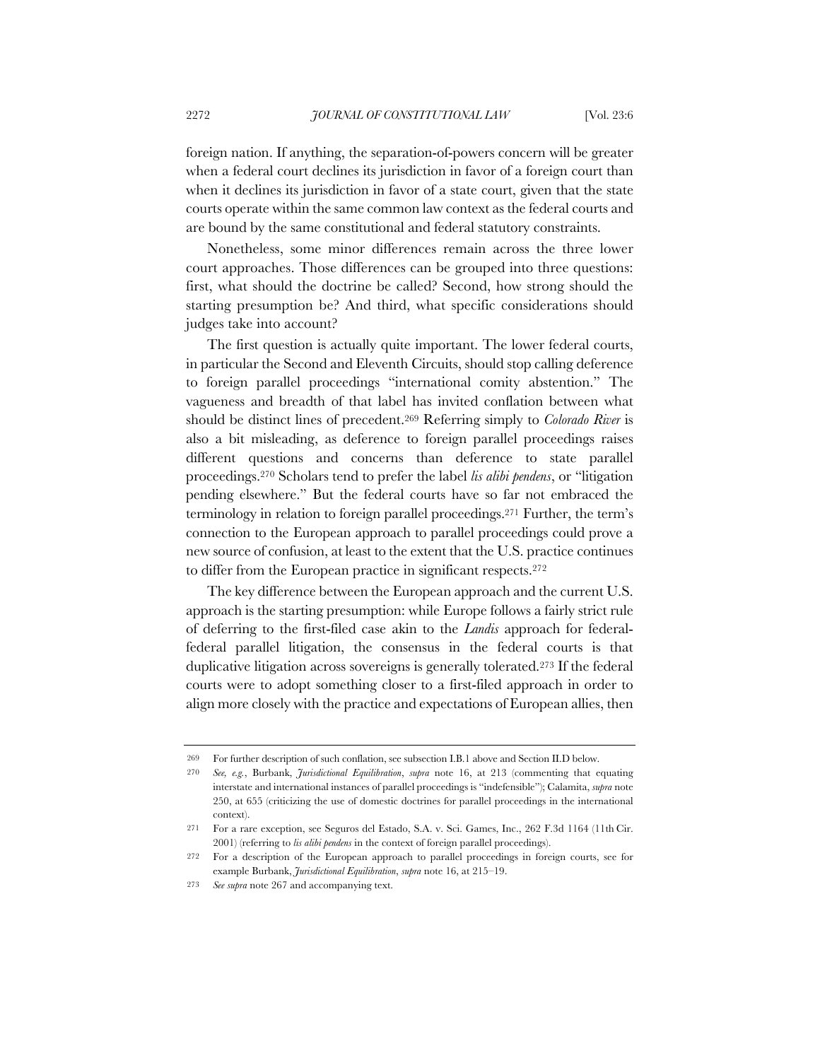foreign nation. If anything, the separation-of-powers concern will be greater when a federal court declines its jurisdiction in favor of a foreign court than when it declines its jurisdiction in favor of a state court, given that the state courts operate within the same common law context as the federal courts and are bound by the same constitutional and federal statutory constraints.

Nonetheless, some minor differences remain across the three lower court approaches. Those differences can be grouped into three questions: first, what should the doctrine be called? Second, how strong should the starting presumption be? And third, what specific considerations should judges take into account?

The first question is actually quite important. The lower federal courts, in particular the Second and Eleventh Circuits, should stop calling deference to foreign parallel proceedings "international comity abstention." The vagueness and breadth of that label has invited conflation between what should be distinct lines of precedent.[269] Referring simply to *Colorado River* is also a bit misleading, as deference to foreign parallel proceedings raises different questions and concerns than deference to state parallel proceedings.[270] Scholars tend to prefer the label *lis alibi pendens*, or "litigation pending elsewhere." But the federal courts have so far not embraced the terminology in relation to foreign parallel proceedings.[271] Further, the term's connection to the European approach to parallel proceedings could prove a new source of confusion, at least to the extent that the U.S. practice continues to differ from the European practice in significant respects.[272]

The key difference between the European approach and the current U.S. approach is the starting presumption: while Europe follows a fairly strict rule of deferring to the first-filed case akin to the *Landis* approach for federal-federal parallel litigation, the consensus in the federal courts is that duplicative litigation across sovereigns is generally tolerated.[273] If the federal courts were to adopt something closer to a first-filed approach in order to align more closely with the practice and expectations of European allies, then

---

269 For further description of such conflation, see subsection I.B.1 above and Section II.D below.

270 *See, e.g.*, Burbank, *Jurisdictional Equilibration*, *supra* note 16, at 213 (commenting that equating interstate and international instances of parallel proceedings is "indefensible"); Calamita, *supra* note 250, at 655 (criticizing the use of domestic doctrines for parallel proceedings in the international context).

271 For a rare exception, see Seguros del Estado, S.A. v. Sci. Games, Inc., 262 F.3d 1164 (11th Cir. 2001) (referring to *lis alibi pendens* in the context of foreign parallel proceedings).

272 For a description of the European approach to parallel proceedings in foreign courts, see for example Burbank, *Jurisdictional Equilibration*, *supra* note 16, at 215–19.

273 *See supra* note 267 and accompanying text.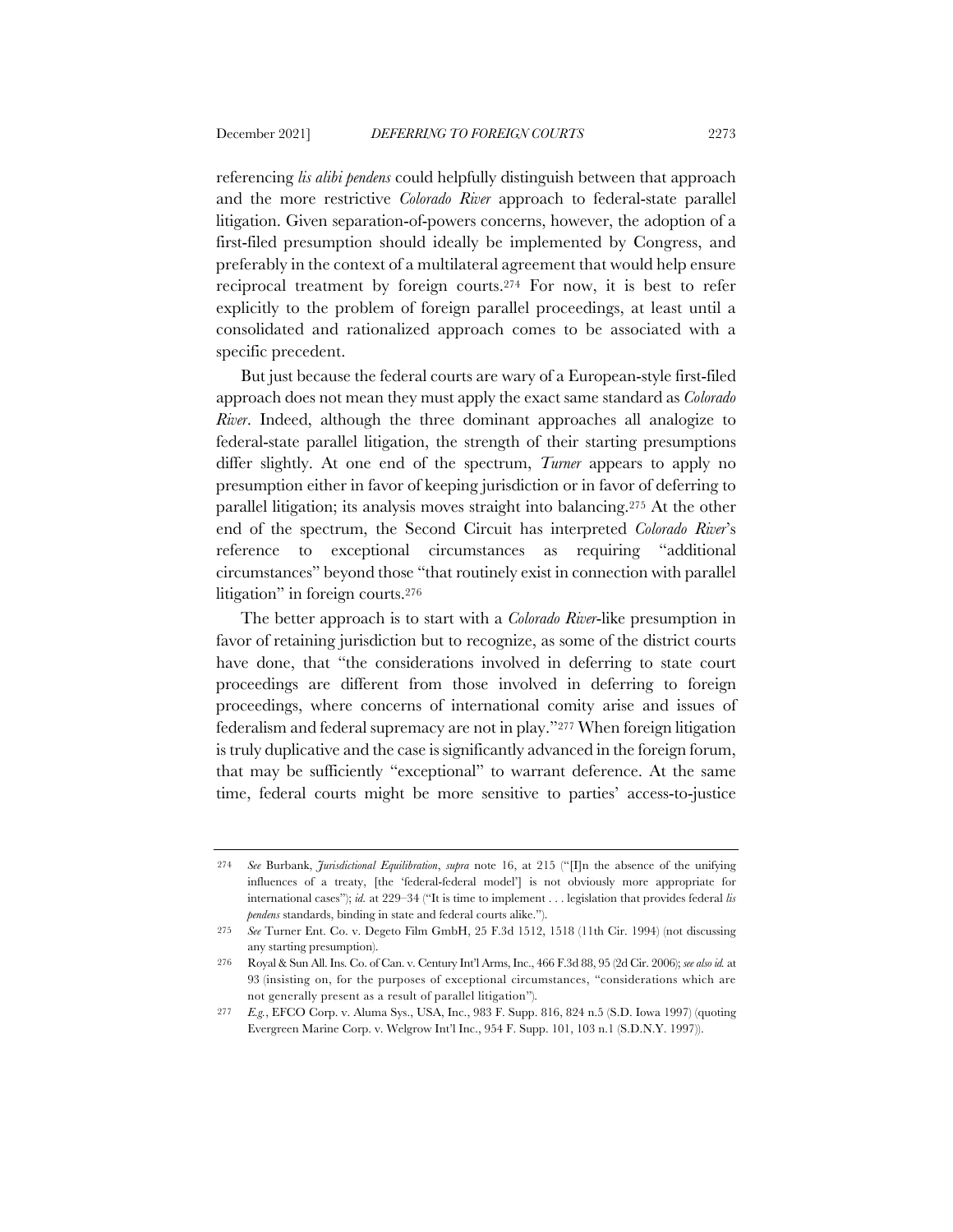referencing *lis alibi pendens* could helpfully distinguish between that approach and the more restrictive *Colorado River* approach to federal-state parallel litigation. Given separation-of-powers concerns, however, the adoption of a first-filed presumption should ideally be implemented by Congress, and preferably in the context of a multilateral agreement that would help ensure reciprocal treatment by foreign courts.[274] For now, it is best to refer explicitly to the problem of foreign parallel proceedings, at least until a consolidated and rationalized approach comes to be associated with a specific precedent.

But just because the federal courts are wary of a European-style first-filed approach does not mean they must apply the exact same standard as *Colorado River*. Indeed, although the three dominant approaches all analogize to federal-state parallel litigation, the strength of their starting presumptions differ slightly. At one end of the spectrum, *Turner* appears to apply no presumption either in favor of keeping jurisdiction or in favor of deferring to parallel litigation; its analysis moves straight into balancing.[275] At the other end of the spectrum, the Second Circuit has interpreted *Colorado River*'s reference to exceptional circumstances as requiring "additional circumstances" beyond those "that routinely exist in connection with parallel litigation" in foreign courts.[276]

The better approach is to start with a *Colorado River*-like presumption in favor of retaining jurisdiction but to recognize, as some of the district courts have done, that "the considerations involved in deferring to state court proceedings are different from those involved in deferring to foreign proceedings, where concerns of international comity arise and issues of federalism and federal supremacy are not in play."[277] When foreign litigation is truly duplicative and the case is significantly advanced in the foreign forum, that may be sufficiently "exceptional" to warrant deference. At the same time, federal courts might be more sensitive to parties' access-to-justice

---

274 *See* Burbank, *Jurisdictional Equilibration*, *supra* note 16, at 215 ("[I]n the absence of the unifying influences of a treaty, [the 'federal-federal model'] is not obviously more appropriate for international cases"); *id.* at 229–34 ("It is time to implement . . . legislation that provides federal *lis pendens* standards, binding in state and federal courts alike.").

275 *See* Turner Ent. Co. v. Degeto Film GmbH, 25 F.3d 1512, 1518 (11th Cir. 1994) (not discussing any starting presumption).

276 Royal & Sun All. Ins. Co. of Can. v. Century Int'l Arms, Inc., 466 F.3d 88, 95 (2d Cir. 2006); *see also id.* at 93 (insisting on, for the purposes of exceptional circumstances, "considerations which are not generally present as a result of parallel litigation").

277 *E.g.*, EFCO Corp. v. Aluma Sys., USA, Inc., 983 F. Supp. 816, 824 n.5 (S.D. Iowa 1997) (quoting Evergreen Marine Corp. v. Welgrow Int'l Inc., 954 F. Supp. 101, 103 n.1 (S.D.N.Y. 1997)).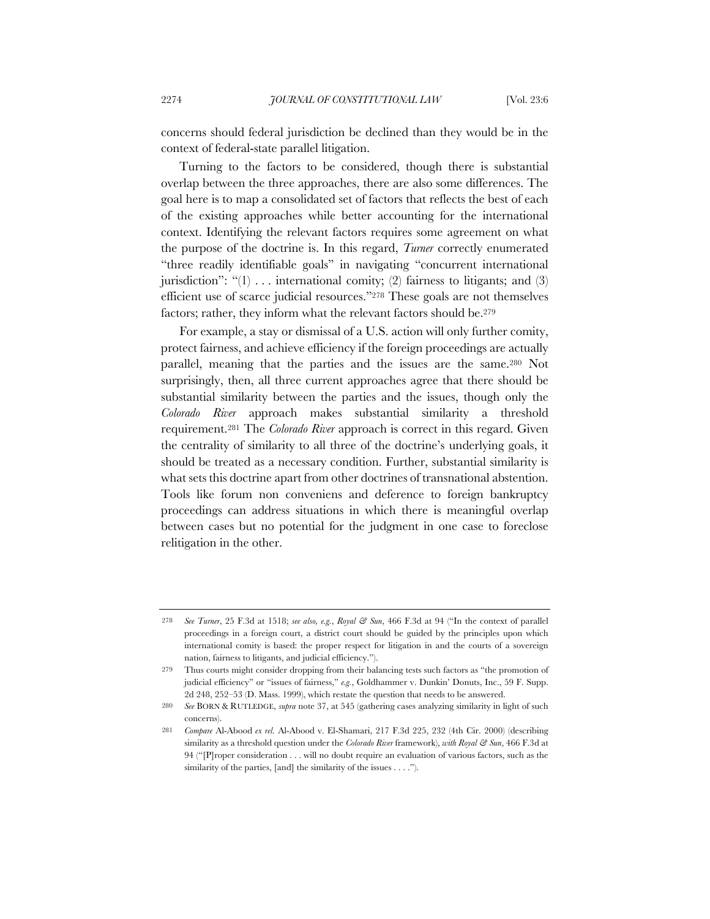concerns should federal jurisdiction be declined than they would be in the context of federal-state parallel litigation.

Turning to the factors to be considered, though there is substantial overlap between the three approaches, there are also some differences. The goal here is to map a consolidated set of factors that reflects the best of each of the existing approaches while better accounting for the international context. Identifying the relevant factors requires some agreement on what the purpose of the doctrine is. In this regard, *Turner* correctly enumerated "three readily identifiable goals" in navigating "concurrent international jurisdiction": "(1) . . . international comity; (2) fairness to litigants; and (3) efficient use of scarce judicial resources."[278] These goals are not themselves factors; rather, they inform what the relevant factors should be.[279]

For example, a stay or dismissal of a U.S. action will only further comity, protect fairness, and achieve efficiency if the foreign proceedings are actually parallel, meaning that the parties and the issues are the same.[280] Not surprisingly, then, all three current approaches agree that there should be substantial similarity between the parties and the issues, though only the *Colorado River* approach makes substantial similarity a threshold requirement.[281] The *Colorado River* approach is correct in this regard. Given the centrality of similarity to all three of the doctrine's underlying goals, it should be treated as a necessary condition. Further, substantial similarity is what sets this doctrine apart from other doctrines of transnational abstention. Tools like forum non conveniens and deference to foreign bankruptcy proceedings can address situations in which there is meaningful overlap between cases but no potential for the judgment in one case to foreclose relitigation in the other.

---

278 *See Turner*, 25 F.3d at 1518; *see also, e.g.*, *Royal & Sun*, 466 F.3d at 94 ("In the context of parallel proceedings in a foreign court, a district court should be guided by the principles upon which international comity is based: the proper respect for litigation in and the courts of a sovereign nation, fairness to litigants, and judicial efficiency.").

279 Thus courts might consider dropping from their balancing tests such factors as "the promotion of judicial efficiency" or "issues of fairness," *e.g.*, Goldhammer v. Dunkin' Donuts, Inc., 59 F. Supp. 2d 248, 252–53 (D. Mass. 1999), which restate the question that needs to be answered.

280 *See* BORN & RUTLEDGE, *supra* note 37, at 545 (gathering cases analyzing similarity in light of such concerns).

281 *Compare* Al-Abood *ex rel.* Al-Abood v. El-Shamari, 217 F.3d 225, 232 (4th Cir. 2000) (describing similarity as a threshold question under the *Colorado River* framework), *with Royal & Sun*, 466 F.3d at 94 ("[P]roper consideration . . . will no doubt require an evaluation of various factors, such as the similarity of the parties, [and] the similarity of the issues . . . .").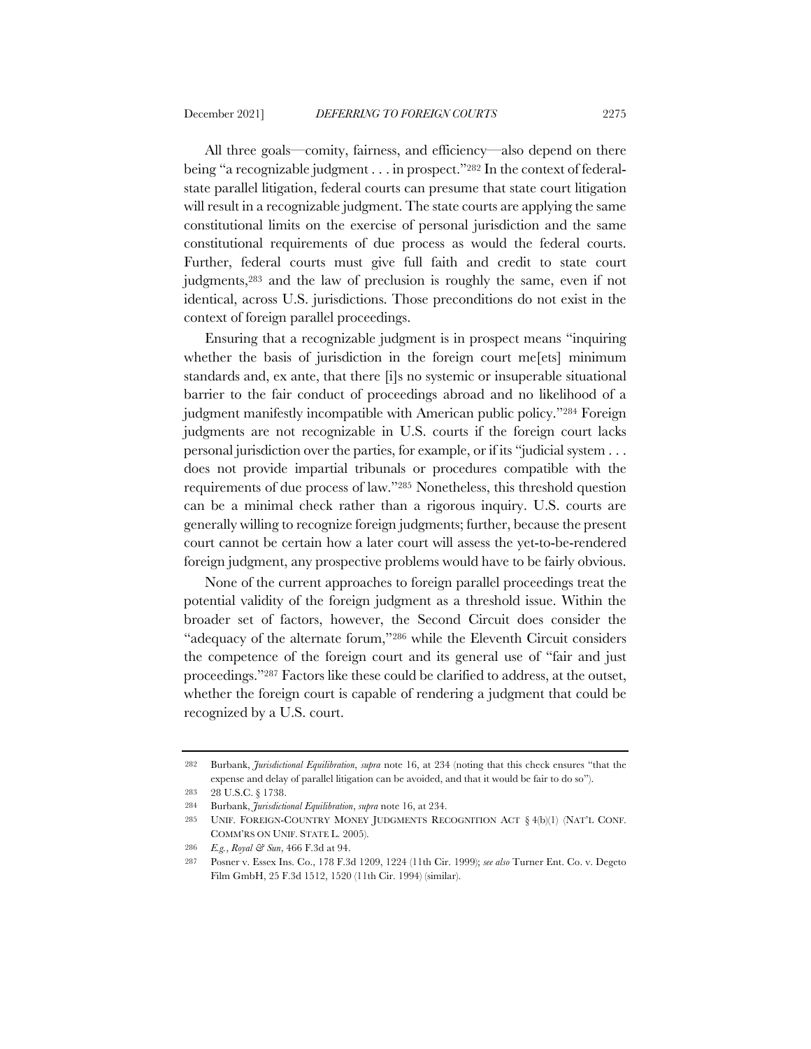All three goals—comity, fairness, and efficiency—also depend on there being "a recognizable judgment . . . in prospect."[282] In the context of federal-state parallel litigation, federal courts can presume that state court litigation will result in a recognizable judgment. The state courts are applying the same constitutional limits on the exercise of personal jurisdiction and the same constitutional requirements of due process as would the federal courts. Further, federal courts must give full faith and credit to state court judgments,[283] and the law of preclusion is roughly the same, even if not identical, across U.S. jurisdictions. Those preconditions do not exist in the context of foreign parallel proceedings.

Ensuring that a recognizable judgment is in prospect means "inquiring whether the basis of jurisdiction in the foreign court me[ets] minimum standards and, ex ante, that there [i]s no systemic or insuperable situational barrier to the fair conduct of proceedings abroad and no likelihood of a judgment manifestly incompatible with American public policy."[284] Foreign judgments are not recognizable in U.S. courts if the foreign court lacks personal jurisdiction over the parties, for example, or if its "judicial system . . . does not provide impartial tribunals or procedures compatible with the requirements of due process of law."[285] Nonetheless, this threshold question can be a minimal check rather than a rigorous inquiry. U.S. courts are generally willing to recognize foreign judgments; further, because the present court cannot be certain how a later court will assess the yet-to-be-rendered foreign judgment, any prospective problems would have to be fairly obvious.

None of the current approaches to foreign parallel proceedings treat the potential validity of the foreign judgment as a threshold issue. Within the broader set of factors, however, the Second Circuit does consider the "adequacy of the alternate forum,"[286] while the Eleventh Circuit considers the competence of the foreign court and its general use of "fair and just proceedings."[287] Factors like these could be clarified to address, at the outset, whether the foreign court is capable of rendering a judgment that could be recognized by a U.S. court.

---

282 Burbank, *Jurisdictional Equilibration*, *supra* note 16, at 234 (noting that this check ensures "that the expense and delay of parallel litigation can be avoided, and that it would be fair to do so").

283 28 U.S.C. § 1738.

284 Burbank, *Jurisdictional Equilibration*, *supra* note 16, at 234.

285 UNIF. FOREIGN-COUNTRY MONEY JUDGMENTS RECOGNITION ACT § 4(b)(1) (NAT'L CONF. COMM'RS ON UNIF. STATE L. 2005).

286 *E.g.*, *Royal & Sun*, 466 F.3d at 94.

287 Posner v. Essex Ins. Co., 178 F.3d 1209, 1224 (11th Cir. 1999); *see also* Turner Ent. Co. v. Degeto Film GmbH, 25 F.3d 1512, 1520 (11th Cir. 1994) (similar).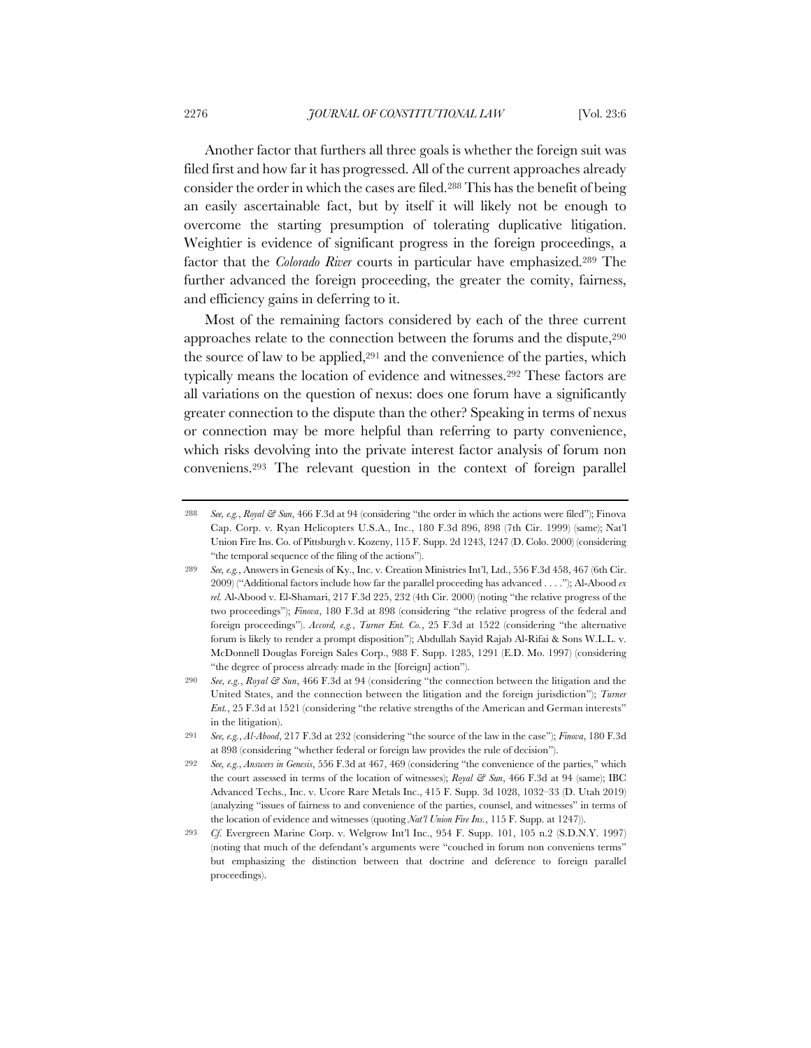Another factor that furthers all three goals is whether the foreign suit was filed first and how far it has progressed. All of the current approaches already consider the order in which the cases are filed.[288] This has the benefit of being an easily ascertainable fact, but by itself it will likely not be enough to overcome the starting presumption of tolerating duplicative litigation. Weightier is evidence of significant progress in the foreign proceedings, a factor that the *Colorado River* courts in particular have emphasized.[289] The further advanced the foreign proceeding, the greater the comity, fairness, and efficiency gains in deferring to it.

Most of the remaining factors considered by each of the three current approaches relate to the connection between the forums and the dispute,[290] the source of law to be applied,[291] and the convenience of the parties, which typically means the location of evidence and witnesses.[292] These factors are all variations on the question of nexus: does one forum have a significantly greater connection to the dispute than the other? Speaking in terms of nexus or connection may be more helpful than referring to party convenience, which risks devolving into the private interest factor analysis of forum non conveniens.[293] The relevant question in the context of foreign parallel

---

288 *See, e.g.*, *Royal & Sun*, 466 F.3d at 94 (considering "the order in which the actions were filed"); Finova Cap. Corp. v. Ryan Helicopters U.S.A., Inc., 180 F.3d 896, 898 (7th Cir. 1999) (same); Nat'l Union Fire Ins. Co. of Pittsburgh v. Kozeny, 115 F. Supp. 2d 1243, 1247 (D. Colo. 2000) (considering "the temporal sequence of the filing of the actions").

289 *See, e.g.*, Answers in Genesis of Ky., Inc. v. Creation Ministries Int'l, Ltd., 556 F.3d 458, 467 (6th Cir. 2009) ("Additional factors include how far the parallel proceeding has advanced . . . ."); Al-Abood *ex rel.* Al-Abood v. El-Shamari, 217 F.3d 225, 232 (4th Cir. 2000) (noting "the relative progress of the two proceedings"); *Finova*, 180 F.3d at 898 (considering "the relative progress of the federal and foreign proceedings"). *Accord, e.g.*, *Turner Ent. Co.*, 25 F.3d at 1522 (considering "the alternative forum is likely to render a prompt disposition"); Abdullah Sayid Rajab Al-Rifai & Sons W.L.L. v. McDonnell Douglas Foreign Sales Corp., 988 F. Supp. 1285, 1291 (E.D. Mo. 1997) (considering "the degree of process already made in the [foreign] action").

290 *See, e.g.*, *Royal & Sun*, 466 F.3d at 94 (considering "the connection between the litigation and the United States, and the connection between the litigation and the foreign jurisdiction"); *Turner Ent.*, 25 F.3d at 1521 (considering "the relative strengths of the American and German interests" in the litigation).

291 *See, e.g.*, *Al-Abood*, 217 F.3d at 232 (considering "the source of the law in the case"); *Finova*, 180 F.3d at 898 (considering "whether federal or foreign law provides the rule of decision").

292 *See, e.g.*, *Answers in Genesis*, 556 F.3d at 467, 469 (considering "the convenience of the parties," which the court assessed in terms of the location of witnesses); *Royal & Sun*, 466 F.3d at 94 (same); IBC Advanced Techs., Inc. v. Ucore Rare Metals Inc., 415 F. Supp. 3d 1028, 1032–33 (D. Utah 2019) (analyzing "issues of fairness to and convenience of the parties, counsel, and witnesses" in terms of the location of evidence and witnesses (quoting *Nat'l Union Fire Ins.*, 115 F. Supp. at 1247)).

293 *Cf.* Evergreen Marine Corp. v. Welgrow Int'l Inc., 954 F. Supp. 101, 105 n.2 (S.D.N.Y. 1997) (noting that much of the defendant's arguments were "couched in forum non conveniens terms" but emphasizing the distinction between that doctrine and deference to foreign parallel proceedings).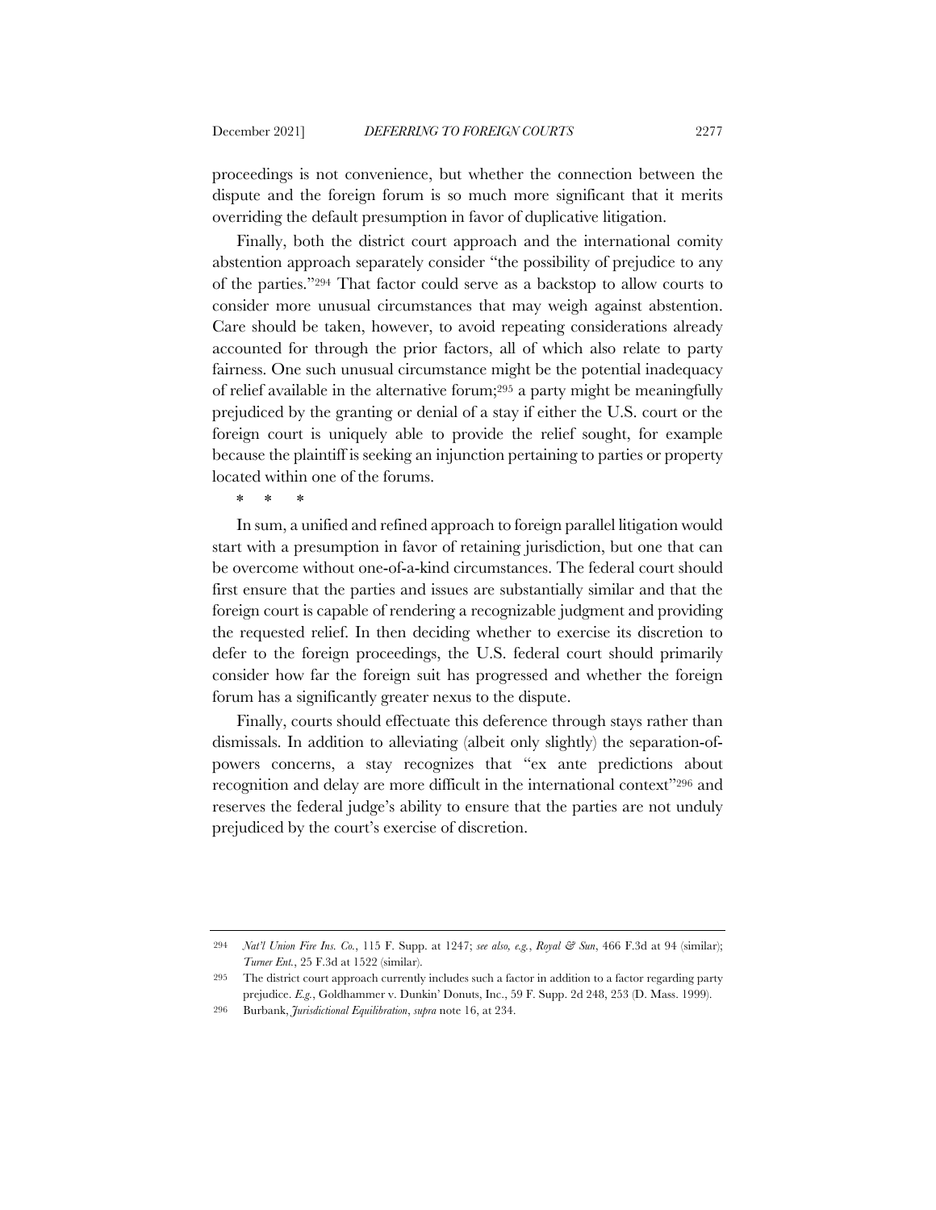proceedings is not convenience, but whether the connection between the dispute and the foreign forum is so much more significant that it merits overriding the default presumption in favor of duplicative litigation.

Finally, both the district court approach and the international comity abstention approach separately consider "the possibility of prejudice to any of the parties."[294] That factor could serve as a backstop to allow courts to consider more unusual circumstances that may weigh against abstention. Care should be taken, however, to avoid repeating considerations already accounted for through the prior factors, all of which also relate to party fairness. One such unusual circumstance might be the potential inadequacy of relief available in the alternative forum;[295] a party might be meaningfully prejudiced by the granting or denial of a stay if either the U.S. court or the foreign court is uniquely able to provide the relief sought, for example because the plaintiff is seeking an injunction pertaining to parties or property located within one of the forums.

\* \* \*

In sum, a unified and refined approach to foreign parallel litigation would start with a presumption in favor of retaining jurisdiction, but one that can be overcome without one-of-a-kind circumstances. The federal court should first ensure that the parties and issues are substantially similar and that the foreign court is capable of rendering a recognizable judgment and providing the requested relief. In then deciding whether to exercise its discretion to defer to the foreign proceedings, the U.S. federal court should primarily consider how far the foreign suit has progressed and whether the foreign forum has a significantly greater nexus to the dispute.

Finally, courts should effectuate this deference through stays rather than dismissals. In addition to alleviating (albeit only slightly) the separation-of-powers concerns, a stay recognizes that "ex ante predictions about recognition and delay are more difficult in the international context"[296] and reserves the federal judge's ability to ensure that the parties are not unduly prejudiced by the court's exercise of discretion.

---

294 *Nat'l Union Fire Ins. Co.*, 115 F. Supp. at 1247; *see also, e.g.*, *Royal & Sun*, 466 F.3d at 94 (similar); *Turner Ent.*, 25 F.3d at 1522 (similar).

295 The district court approach currently includes such a factor in addition to a factor regarding party prejudice. *E.g.*, Goldhammer v. Dunkin' Donuts, Inc., 59 F. Supp. 2d 248, 253 (D. Mass. 1999).

296 Burbank, *Jurisdictional Equilibration*, *supra* note 16, at 234.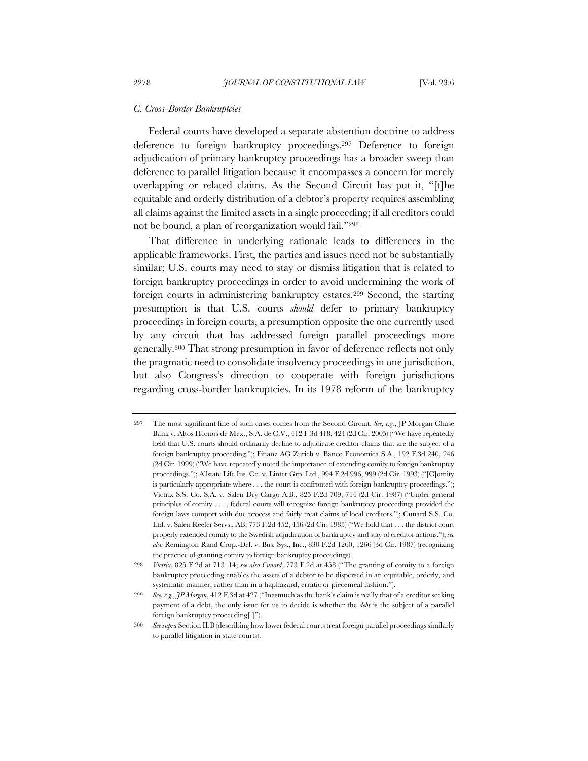### *C. Cross-Border Bankruptcies*

Federal courts have developed a separate abstention doctrine to address deference to foreign bankruptcy proceedings.[297] Deference to foreign adjudication of primary bankruptcy proceedings has a broader sweep than deference to parallel litigation because it encompasses a concern for merely overlapping or related claims. As the Second Circuit has put it, "[t]he equitable and orderly distribution of a debtor's property requires assembling all claims against the limited assets in a single proceeding; if all creditors could not be bound, a plan of reorganization would fail."[298]

That difference in underlying rationale leads to differences in the applicable frameworks. First, the parties and issues need not be substantially similar; U.S. courts may need to stay or dismiss litigation that is related to foreign bankruptcy proceedings in order to avoid undermining the work of foreign courts in administering bankruptcy estates.[299] Second, the starting presumption is that U.S. courts *should* defer to primary bankruptcy proceedings in foreign courts, a presumption opposite the one currently used by any circuit that has addressed foreign parallel proceedings more generally.[300] That strong presumption in favor of deference reflects not only the pragmatic need to consolidate insolvency proceedings in one jurisdiction, but also Congress's direction to cooperate with foreign jurisdictions regarding cross-border bankruptcies. In its 1978 reform of the bankruptcy

---

297 The most significant line of such cases comes from the Second Circuit. *See, e.g.*, JP Morgan Chase Bank v. Altos Hornos de Mex., S.A. de C.V., 412 F.3d 418, 424 (2d Cir. 2005) ("We have repeatedly held that U.S. courts should ordinarily decline to adjudicate creditor claims that are the subject of a foreign bankruptcy proceeding."); Finanz AG Zurich v. Banco Economica S.A., 192 F.3d 240, 246 (2d Cir. 1999) ("We have repeatedly noted the importance of extending comity to foreign bankruptcy proceedings."); Allstate Life Ins. Co. v. Linter Grp. Ltd., 994 F.2d 996, 999 (2d Cir. 1993) ("[C]omity is particularly appropriate where . . . the court is confronted with foreign bankruptcy proceedings."); Victrix S.S. Co. S.A. v. Salen Dry Cargo A.B., 825 F.2d 709, 714 (2d Cir. 1987) ("Under general principles of comity . . . , federal courts will recognize foreign bankruptcy proceedings provided the foreign laws comport with due process and fairly treat claims of local creditors."); Cunard S.S. Co. Ltd. v. Salen Reefer Servs., AB, 773 F.2d 452, 456 (2d Cir. 1985) ("We hold that . . . the district court properly extended comity to the Swedish adjudication of bankruptcy and stay of creditor actions."); *see also* Remington Rand Corp.-Del. v. Bus. Sys., Inc., 830 F.2d 1260, 1266 (3d Cir. 1987) (recognizing the practice of granting comity to foreign bankruptcy proceedings).

298 *Victrix*, 825 F.2d at 713–14; *see also Cunard*, 773 F.2d at 458 ("The granting of comity to a foreign bankruptcy proceeding enables the assets of a debtor to be dispersed in an equitable, orderly, and systematic manner, rather than in a haphazard, erratic or piecemeal fashion.").

299 *See, e.g.*, *JP Morgan*, 412 F.3d at 427 ("Inasmuch as the bank's claim is really that of a creditor seeking payment of a debt, the only issue for us to decide is whether the *debt* is the subject of a parallel foreign bankruptcy proceeding[.]").

300 *See supra* Section II.B (describing how lower federal courts treat foreign parallel proceedings similarly to parallel litigation in state courts).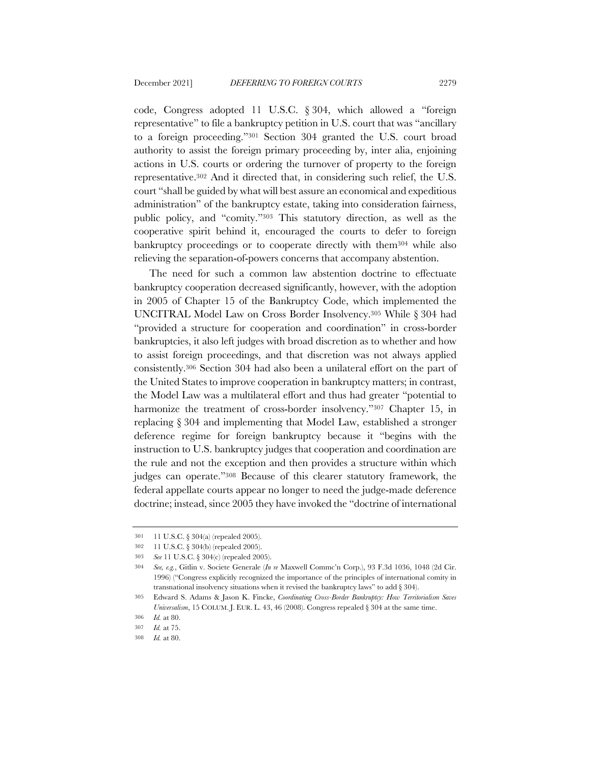code, Congress adopted 11 U.S.C. § 304, which allowed a "foreign representative" to file a bankruptcy petition in U.S. court that was "ancillary to a foreign proceeding."[301] Section 304 granted the U.S. court broad authority to assist the foreign primary proceeding by, inter alia, enjoining actions in U.S. courts or ordering the turnover of property to the foreign representative.[302] And it directed that, in considering such relief, the U.S. court "shall be guided by what will best assure an economical and expeditious administration" of the bankruptcy estate, taking into consideration fairness, public policy, and "comity."[303] This statutory direction, as well as the cooperative spirit behind it, encouraged the courts to defer to foreign bankruptcy proceedings or to cooperate directly with them[304] while also relieving the separation-of-powers concerns that accompany abstention.

The need for such a common law abstention doctrine to effectuate bankruptcy cooperation decreased significantly, however, with the adoption in 2005 of Chapter 15 of the Bankruptcy Code, which implemented the UNCITRAL Model Law on Cross Border Insolvency.[305] While § 304 had "provided a structure for cooperation and coordination" in cross-border bankruptcies, it also left judges with broad discretion as to whether and how to assist foreign proceedings, and that discretion was not always applied consistently.[306] Section 304 had also been a unilateral effort on the part of the United States to improve cooperation in bankruptcy matters; in contrast, the Model Law was a multilateral effort and thus had greater "potential to harmonize the treatment of cross-border insolvency."[307] Chapter 15, in replacing § 304 and implementing that Model Law, established a stronger deference regime for foreign bankruptcy because it "begins with the instruction to U.S. bankruptcy judges that cooperation and coordination are the rule and not the exception and then provides a structure within which judges can operate."[308] Because of this clearer statutory framework, the federal appellate courts appear no longer to need the judge-made deference doctrine; instead, since 2005 they have invoked the "doctrine of international

---

301 11 U.S.C. § 304(a) (repealed 2005).

302 11 U.S.C. § 304(b) (repealed 2005).

303 *See* 11 U.S.C. § 304(c) (repealed 2005).

304 *See, e.g.*, Gitlin v. Societe Generale (*In re* Maxwell Commc'n Corp.), 93 F.3d 1036, 1048 (2d Cir. 1996) ("Congress explicitly recognized the importance of the principles of international comity in transnational insolvency situations when it revised the bankruptcy laws" to add § 304).

305 Edward S. Adams & Jason K. Fincke, *Coordinating Cross-Border Bankruptcy: How Territorialism Saves Universalism*, 15 COLUM. J. EUR. L. 43, 46 (2008). Congress repealed § 304 at the same time.

306 *Id.* at 80.

307 *Id.* at 75.

308 *Id.* at 80.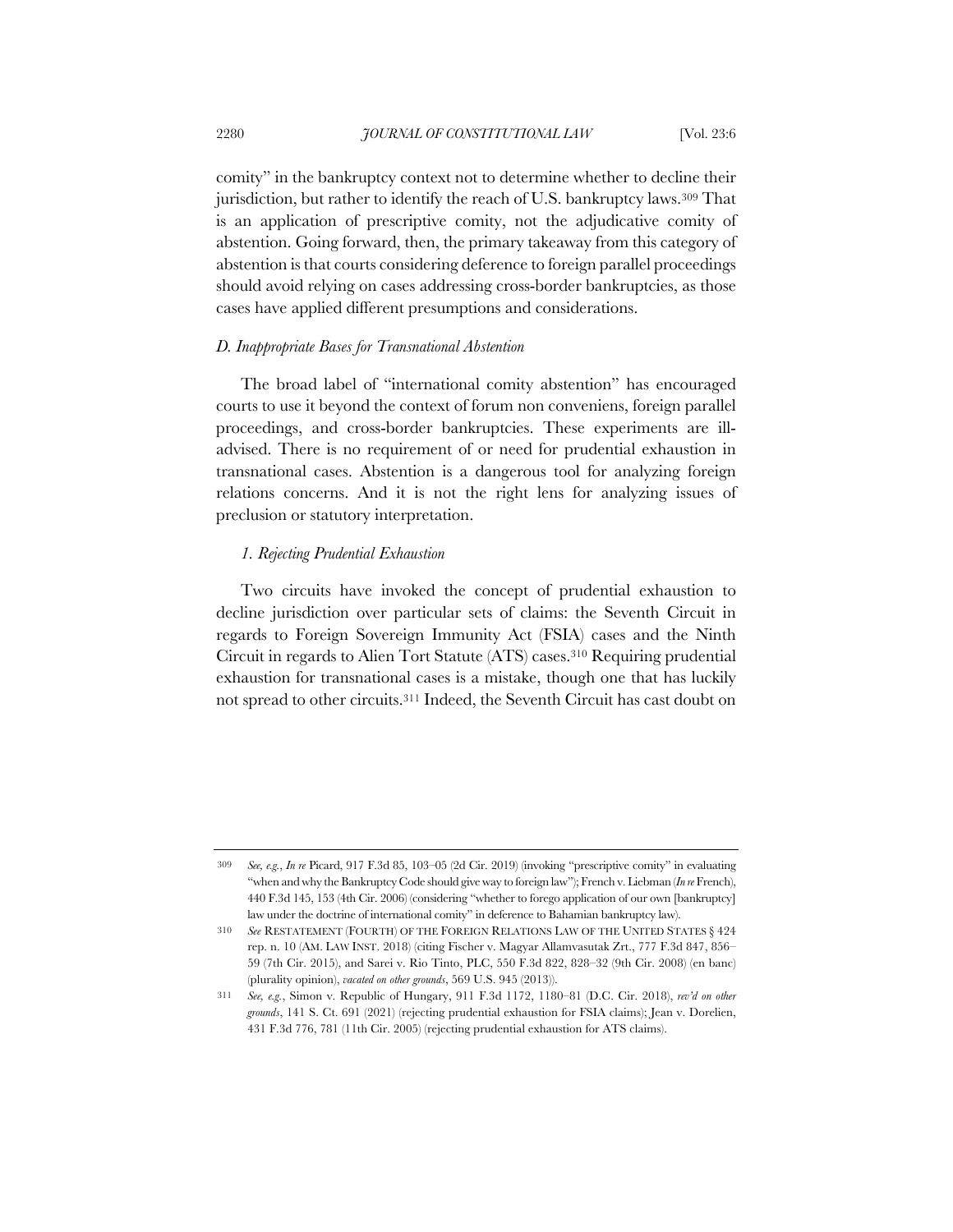comity" in the bankruptcy context not to determine whether to decline their jurisdiction, but rather to identify the reach of U.S. bankruptcy laws.[309] That is an application of prescriptive comity, not the adjudicative comity of abstention. Going forward, then, the primary takeaway from this category of abstention is that courts considering deference to foreign parallel proceedings should avoid relying on cases addressing cross-border bankruptcies, as those cases have applied different presumptions and considerations.

### *D. Inappropriate Bases for Transnational Abstention*

The broad label of "international comity abstention" has encouraged courts to use it beyond the context of forum non conveniens, foreign parallel proceedings, and cross-border bankruptcies. These experiments are ill-advised. There is no requirement of or need for prudential exhaustion in transnational cases. Abstention is a dangerous tool for analyzing foreign relations concerns. And it is not the right lens for analyzing issues of preclusion or statutory interpretation.

#### *1. Rejecting Prudential Exhaustion*

Two circuits have invoked the concept of prudential exhaustion to decline jurisdiction over particular sets of claims: the Seventh Circuit in regards to Foreign Sovereign Immunity Act (FSIA) cases and the Ninth Circuit in regards to Alien Tort Statute (ATS) cases.[310] Requiring prudential exhaustion for transnational cases is a mistake, though one that has luckily not spread to other circuits.[311] Indeed, the Seventh Circuit has cast doubt on

---

309 *See, e.g.*, *In re* Picard, 917 F.3d 85, 103–05 (2d Cir. 2019) (invoking "prescriptive comity" in evaluating "when and why the Bankruptcy Code should give way to foreign law"); French v. Liebman (*In re* French), 440 F.3d 145, 153 (4th Cir. 2006) (considering "whether to forego application of our own [bankruptcy] law under the doctrine of international comity" in deference to Bahamian bankruptcy law).

310 *See* RESTATEMENT (FOURTH) OF THE FOREIGN RELATIONS LAW OF THE UNITED STATES § 424 rep. n. 10 (AM. LAW INST. 2018) (citing Fischer v. Magyar Allamvasutak Zrt., 777 F.3d 847, 856–59 (7th Cir. 2015), and Sarei v. Rio Tinto, PLC, 550 F.3d 822, 828–32 (9th Cir. 2008) (en banc) (plurality opinion), *vacated on other grounds*, 569 U.S. 945 (2013)).

311 *See, e.g.*, Simon v. Republic of Hungary, 911 F.3d 1172, 1180–81 (D.C. Cir. 2018), *rev'd on other grounds*, 141 S. Ct. 691 (2021) (rejecting prudential exhaustion for FSIA claims); Jean v. Dorelien, 431 F.3d 776, 781 (11th Cir. 2005) (rejecting prudential exhaustion for ATS claims).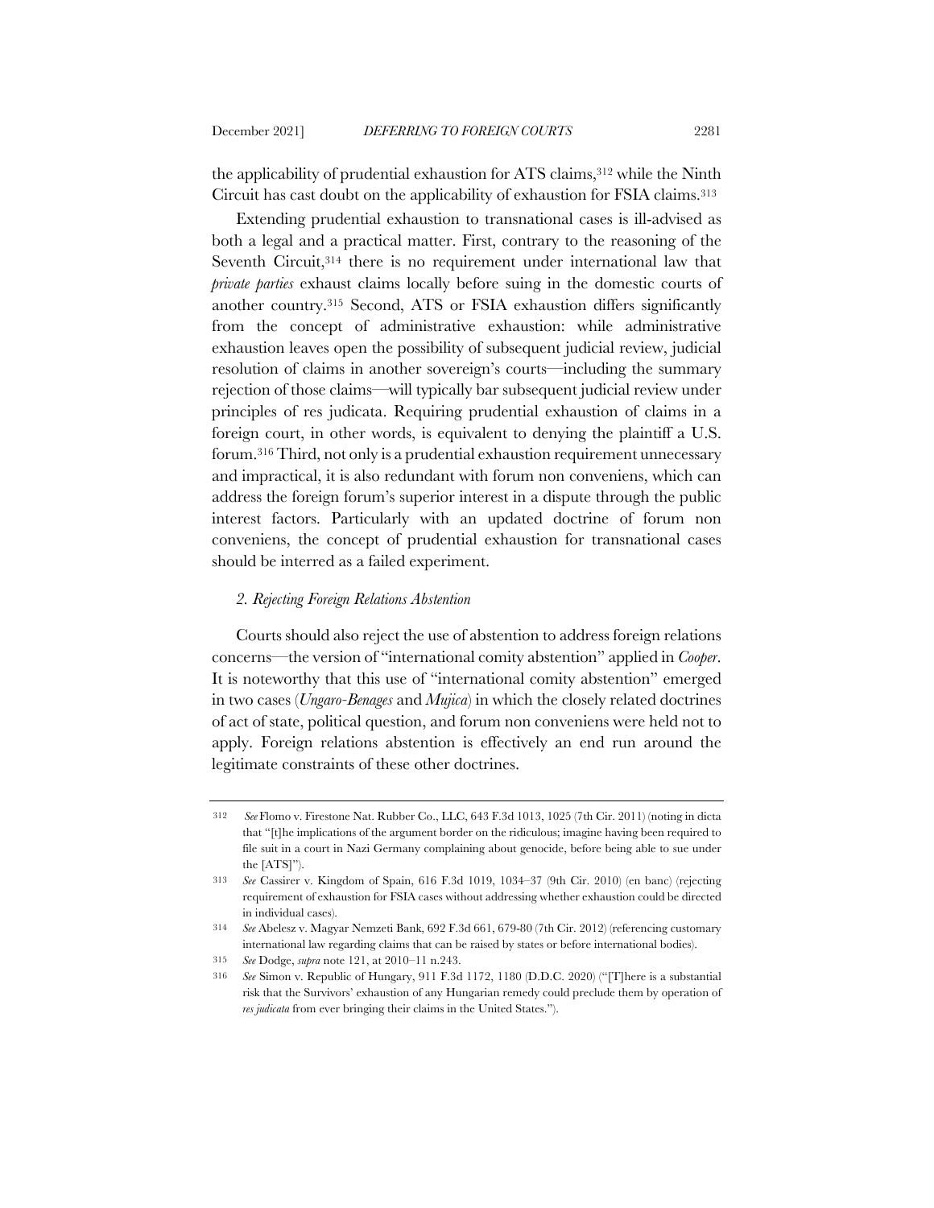the applicability of prudential exhaustion for ATS claims,[312] while the Ninth Circuit has cast doubt on the applicability of exhaustion for FSIA claims.[313]

Extending prudential exhaustion to transnational cases is ill-advised as both a legal and a practical matter. First, contrary to the reasoning of the Seventh Circuit,[314] there is no requirement under international law that *private parties* exhaust claims locally before suing in the domestic courts of another country.[315] Second, ATS or FSIA exhaustion differs significantly from the concept of administrative exhaustion: while administrative exhaustion leaves open the possibility of subsequent judicial review, judicial resolution of claims in another sovereign's courts—including the summary rejection of those claims—will typically bar subsequent judicial review under principles of res judicata. Requiring prudential exhaustion of claims in a foreign court, in other words, is equivalent to denying the plaintiff a U.S. forum.[316] Third, not only is a prudential exhaustion requirement unnecessary and impractical, it is also redundant with forum non conveniens, which can address the foreign forum's superior interest in a dispute through the public interest factors. Particularly with an updated doctrine of forum non conveniens, the concept of prudential exhaustion for transnational cases should be interred as a failed experiment.

### *2. Rejecting Foreign Relations Abstention*

Courts should also reject the use of abstention to address foreign relations concerns—the version of "international comity abstention" applied in *Cooper*. It is noteworthy that this use of "international comity abstention" emerged in two cases (*Ungaro-Benages* and *Mujica*) in which the closely related doctrines of act of state, political question, and forum non conveniens were held not to apply. Foreign relations abstention is effectively an end run around the legitimate constraints of these other doctrines.

---

312 *See* Flomo v. Firestone Nat. Rubber Co., LLC, 643 F.3d 1013, 1025 (7th Cir. 2011) (noting in dicta that "[t]he implications of the argument border on the ridiculous; imagine having been required to file suit in a court in Nazi Germany complaining about genocide, before being able to sue under the [ATS]").

313 *See* Cassirer v. Kingdom of Spain, 616 F.3d 1019, 1034–37 (9th Cir. 2010) (en banc) (rejecting requirement of exhaustion for FSIA cases without addressing whether exhaustion could be directed in individual cases).

314 *See* Abelesz v. Magyar Nemzeti Bank, 692 F.3d 661, 679-80 (7th Cir. 2012) (referencing customary international law regarding claims that can be raised by states or before international bodies).

315 *See* Dodge, *supra* note 121, at 2010–11 n.243.

316 *See* Simon v. Republic of Hungary, 911 F.3d 1172, 1180 (D.D.C. 2020) ("[T]here is a substantial risk that the Survivors' exhaustion of any Hungarian remedy could preclude them by operation of *res judicata* from ever bringing their claims in the United States.").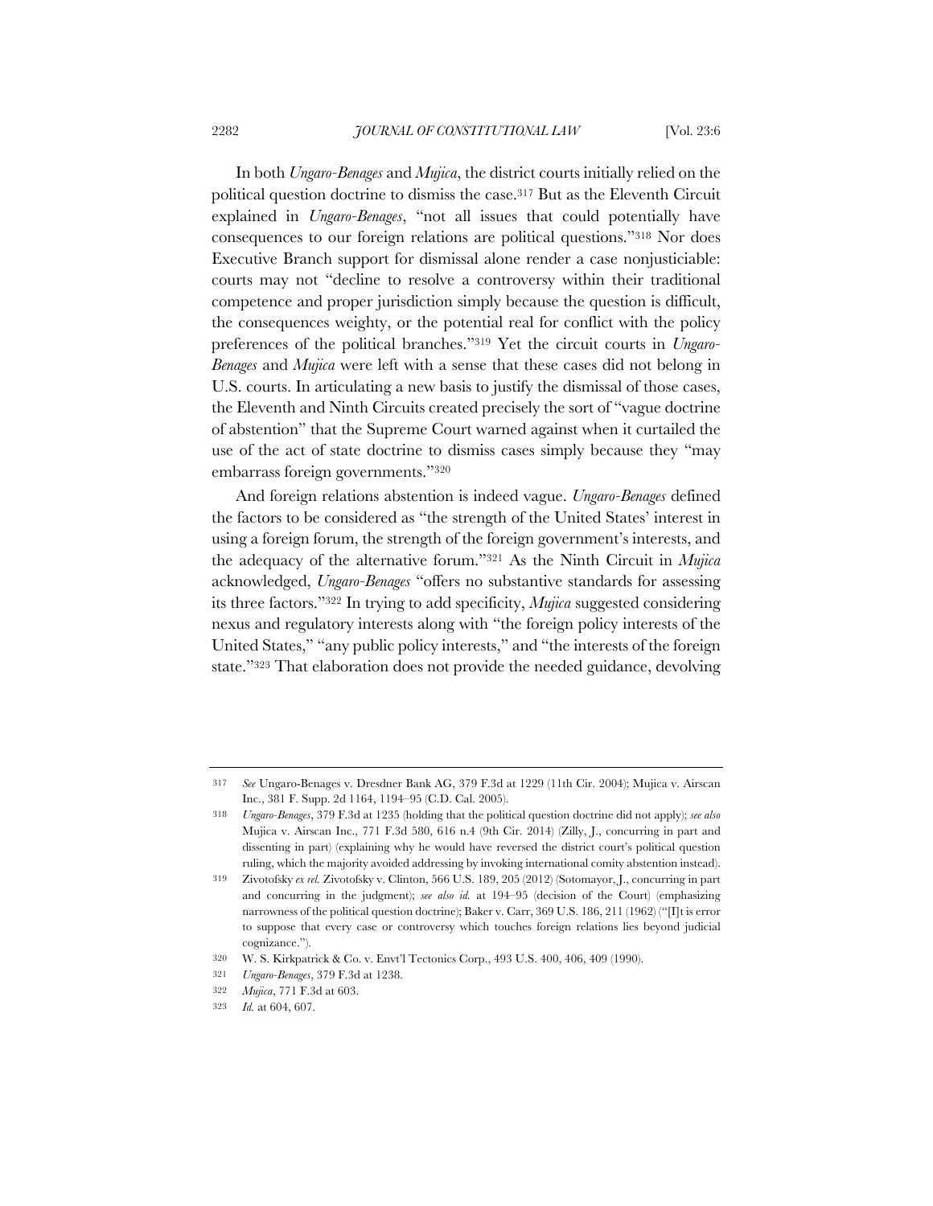In both *Ungaro-Benages* and *Mujica*, the district courts initially relied on the political question doctrine to dismiss the case.[317] But as the Eleventh Circuit explained in *Ungaro-Benages*, "not all issues that could potentially have consequences to our foreign relations are political questions."[318] Nor does Executive Branch support for dismissal alone render a case nonjusticiable: courts may not "decline to resolve a controversy within their traditional competence and proper jurisdiction simply because the question is difficult, the consequences weighty, or the potential real for conflict with the policy preferences of the political branches."[319] Yet the circuit courts in *Ungaro-Benages* and *Mujica* were left with a sense that these cases did not belong in U.S. courts. In articulating a new basis to justify the dismissal of those cases, the Eleventh and Ninth Circuits created precisely the sort of "vague doctrine of abstention" that the Supreme Court warned against when it curtailed the use of the act of state doctrine to dismiss cases simply because they "may embarrass foreign governments."[320]

And foreign relations abstention is indeed vague. *Ungaro-Benages* defined the factors to be considered as "the strength of the United States' interest in using a foreign forum, the strength of the foreign government's interests, and the adequacy of the alternative forum."[321] As the Ninth Circuit in *Mujica* acknowledged, *Ungaro-Benages* "offers no substantive standards for assessing its three factors."[322] In trying to add specificity, *Mujica* suggested considering nexus and regulatory interests along with "the foreign policy interests of the United States," "any public policy interests," and "the interests of the foreign state."[323] That elaboration does not provide the needed guidance, devolving

---

317 *See* Ungaro-Benages v. Dresdner Bank AG, 379 F.3d at 1229 (11th Cir. 2004); Mujica v. Airscan Inc., 381 F. Supp. 2d 1164, 1194–95 (C.D. Cal. 2005).

318 *Ungaro-Benages*, 379 F.3d at 1235 (holding that the political question doctrine did not apply); *see also* Mujica v. Airscan Inc., 771 F.3d 580, 616 n.4 (9th Cir. 2014) (Zilly, J., concurring in part and dissenting in part) (explaining why he would have reversed the district court's political question ruling, which the majority avoided addressing by invoking international comity abstention instead).

319 Zivotofsky *ex rel.* Zivotofsky v. Clinton, 566 U.S. 189, 205 (2012) (Sotomayor, J., concurring in part and concurring in the judgment); *see also id.* at 194–95 (decision of the Court) (emphasizing narrowness of the political question doctrine); Baker v. Carr, 369 U.S. 186, 211 (1962) ("[I]t is error to suppose that every case or controversy which touches foreign relations lies beyond judicial cognizance.").

320 W. S. Kirkpatrick & Co. v. Envt'l Tectonics Corp., 493 U.S. 400, 406, 409 (1990).

321 *Ungaro-Benages*, 379 F.3d at 1238.

322 *Mujica*, 771 F.3d at 603.

323 *Id.* at 604, 607.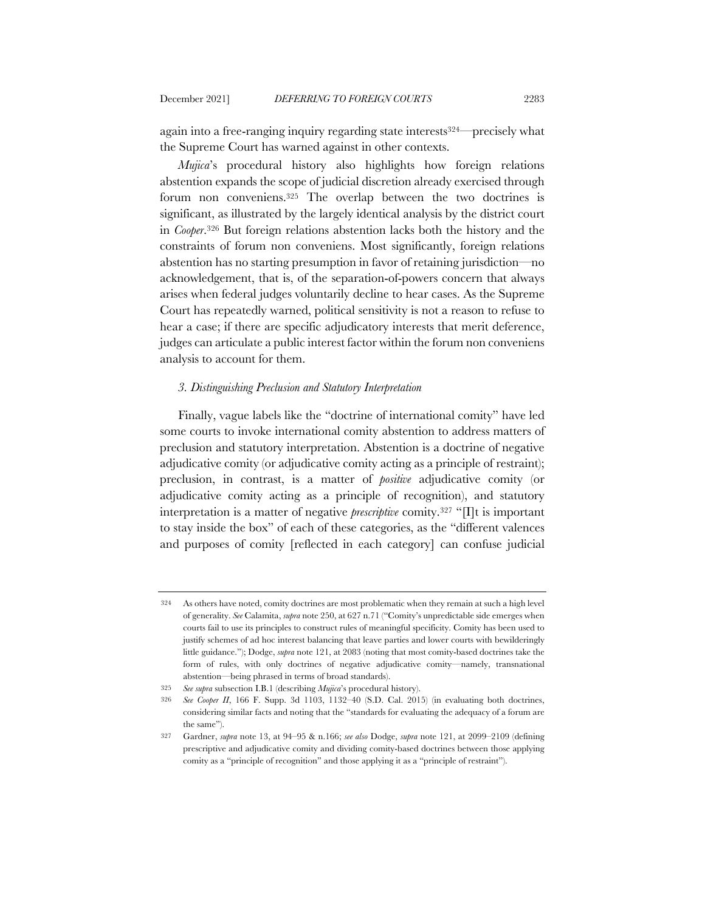again into a free-ranging inquiry regarding state interests[324]—precisely what the Supreme Court has warned against in other contexts.

*Mujica*'s procedural history also highlights how foreign relations abstention expands the scope of judicial discretion already exercised through forum non conveniens.[325] The overlap between the two doctrines is significant, as illustrated by the largely identical analysis by the district court in *Cooper*.[326] But foreign relations abstention lacks both the history and the constraints of forum non conveniens. Most significantly, foreign relations abstention has no starting presumption in favor of retaining jurisdiction—no acknowledgement, that is, of the separation-of-powers concern that always arises when federal judges voluntarily decline to hear cases. As the Supreme Court has repeatedly warned, political sensitivity is not a reason to refuse to hear a case; if there are specific adjudicatory interests that merit deference, judges can articulate a public interest factor within the forum non conveniens analysis to account for them.

### *3. Distinguishing Preclusion and Statutory Interpretation*

Finally, vague labels like the "doctrine of international comity" have led some courts to invoke international comity abstention to address matters of preclusion and statutory interpretation. Abstention is a doctrine of negative adjudicative comity (or adjudicative comity acting as a principle of restraint); preclusion, in contrast, is a matter of *positive* adjudicative comity (or adjudicative comity acting as a principle of recognition), and statutory interpretation is a matter of negative *prescriptive* comity.[327] "[I]t is important to stay inside the box" of each of these categories, as the "different valences and purposes of comity [reflected in each category] can confuse judicial

---

324 As others have noted, comity doctrines are most problematic when they remain at such a high level of generality. *See* Calamita, *supra* note 250, at 627 n.71 ("Comity's unpredictable side emerges when courts fail to use its principles to construct rules of meaningful specificity. Comity has been used to justify schemes of ad hoc interest balancing that leave parties and lower courts with bewilderingly little guidance."); Dodge, *supra* note 121, at 2083 (noting that most comity-based doctrines take the form of rules, with only doctrines of negative adjudicative comity—namely, transnational abstention—being phrased in terms of broad standards).

325 *See supra* subsection I.B.1 (describing *Mujica*'s procedural history).

326 *See Cooper II*, 166 F. Supp. 3d 1103, 1132–40 (S.D. Cal. 2015) (in evaluating both doctrines, considering similar facts and noting that the "standards for evaluating the adequacy of a forum are the same").

327 Gardner, *supra* note 13, at 94–95 & n.166; *see also* Dodge, *supra* note 121, at 2099–2109 (defining prescriptive and adjudicative comity and dividing comity-based doctrines between those applying comity as a "principle of recognition" and those applying it as a "principle of restraint").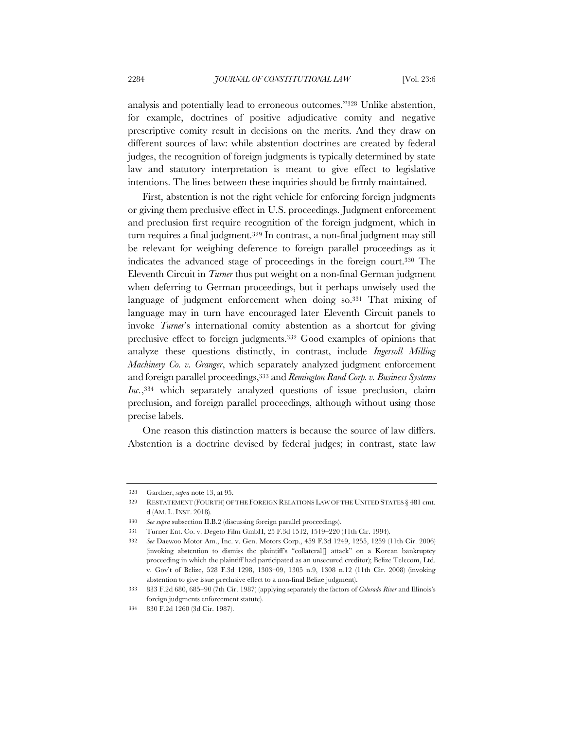analysis and potentially lead to erroneous outcomes."[328] Unlike abstention, for example, doctrines of positive adjudicative comity and negative prescriptive comity result in decisions on the merits. And they draw on different sources of law: while abstention doctrines are created by federal judges, the recognition of foreign judgments is typically determined by state law and statutory interpretation is meant to give effect to legislative intentions. The lines between these inquiries should be firmly maintained.

First, abstention is not the right vehicle for enforcing foreign judgments or giving them preclusive effect in U.S. proceedings. Judgment enforcement and preclusion first require recognition of the foreign judgment, which in turn requires a final judgment.[329] In contrast, a non-final judgment may still be relevant for weighing deference to foreign parallel proceedings as it indicates the advanced stage of proceedings in the foreign court.[330] The Eleventh Circuit in *Turner* thus put weight on a non-final German judgment when deferring to German proceedings, but it perhaps unwisely used the language of judgment enforcement when doing so.[331] That mixing of language may in turn have encouraged later Eleventh Circuit panels to invoke *Turner*'s international comity abstention as a shortcut for giving preclusive effect to foreign judgments.[332] Good examples of opinions that analyze these questions distinctly, in contrast, include *Ingersoll Milling Machinery Co. v. Granger*, which separately analyzed judgment enforcement and foreign parallel proceedings,[333] and *Remington Rand Corp. v. Business Systems Inc.*,[334] which separately analyzed questions of issue preclusion, claim preclusion, and foreign parallel proceedings, although without using those precise labels.

One reason this distinction matters is because the source of law differs. Abstention is a doctrine devised by federal judges; in contrast, state law

---

328 Gardner, *supra* note 13, at 95.

329 RESTATEMENT (FOURTH) OF THE FOREIGN RELATIONS LAW OF THE UNITED STATES § 481 cmt. d (AM. L. INST. 2018).

330 *See supra* subsection II.B.2 (discussing foreign parallel proceedings).

331 Turner Ent. Co. v. Degeto Film GmbH, 25 F.3d 1512, 1519–220 (11th Cir. 1994).

332 *See* Daewoo Motor Am., Inc. v. Gen. Motors Corp., 459 F.3d 1249, 1255, 1259 (11th Cir. 2006) (invoking abstention to dismiss the plaintiff's "collateral[] attack" on a Korean bankruptcy proceeding in which the plaintiff had participated as an unsecured creditor); Belize Telecom, Ltd. v. Gov't of Belize, 528 F.3d 1298, 1303–09, 1305 n.9, 1308 n.12 (11th Cir. 2008) (invoking abstention to give issue preclusive effect to a non-final Belize judgment).

333 833 F.2d 680, 685–90 (7th Cir. 1987) (applying separately the factors of *Colorado River* and Illinois's foreign judgments enforcement statute).

334 830 F.2d 1260 (3d Cir. 1987).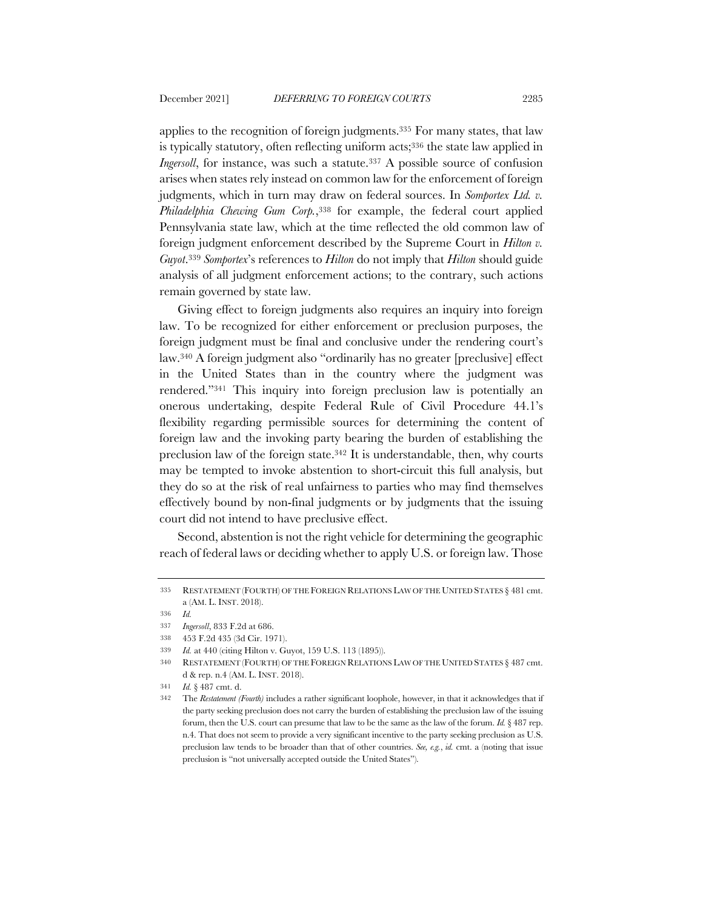applies to the recognition of foreign judgments.[335] For many states, that law is typically statutory, often reflecting uniform acts;[336] the state law applied in *Ingersoll*, for instance, was such a statute.[337] A possible source of confusion arises when states rely instead on common law for the enforcement of foreign judgments, which in turn may draw on federal sources. In *Somportex Ltd. v. Philadelphia Chewing Gum Corp.*,[338] for example, the federal court applied Pennsylvania state law, which at the time reflected the old common law of foreign judgment enforcement described by the Supreme Court in *Hilton v. Guyot*.[339] *Somportex*'s references to *Hilton* do not imply that *Hilton* should guide analysis of all judgment enforcement actions; to the contrary, such actions remain governed by state law.

Giving effect to foreign judgments also requires an inquiry into foreign law. To be recognized for either enforcement or preclusion purposes, the foreign judgment must be final and conclusive under the rendering court's law.[340] A foreign judgment also "ordinarily has no greater [preclusive] effect in the United States than in the country where the judgment was rendered."[341] This inquiry into foreign preclusion law is potentially an onerous undertaking, despite Federal Rule of Civil Procedure 44.1's flexibility regarding permissible sources for determining the content of foreign law and the invoking party bearing the burden of establishing the preclusion law of the foreign state.[342] It is understandable, then, why courts may be tempted to invoke abstention to short-circuit this full analysis, but they do so at the risk of real unfairness to parties who may find themselves effectively bound by non-final judgments or by judgments that the issuing court did not intend to have preclusive effect.

Second, abstention is not the right vehicle for determining the geographic reach of federal laws or deciding whether to apply U.S. or foreign law. Those

---

335 RESTATEMENT (FOURTH) OF THE FOREIGN RELATIONS LAW OF THE UNITED STATES § 481 cmt. a (AM. L. INST. 2018).

336 *Id.*

337 *Ingersoll*, 833 F.2d at 686.

338 453 F.2d 435 (3d Cir. 1971).

339 *Id.* at 440 (citing Hilton v. Guyot, 159 U.S. 113 (1895)).

340 RESTATEMENT (FOURTH) OF THE FOREIGN RELATIONS LAW OF THE UNITED STATES § 487 cmt. d & rep. n.4 (AM. L. INST. 2018).

341 *Id.* § 487 cmt. d.

342 The *Restatement (Fourth)* includes a rather significant loophole, however, in that it acknowledges that if the party seeking preclusion does not carry the burden of establishing the preclusion law of the issuing forum, then the U.S. court can presume that law to be the same as the law of the forum. *Id.* § 487 rep. n.4. That does not seem to provide a very significant incentive to the party seeking preclusion as U.S. preclusion law tends to be broader than that of other countries. *See, e.g.*, *id.* cmt. a (noting that issue preclusion is "not universally accepted outside the United States").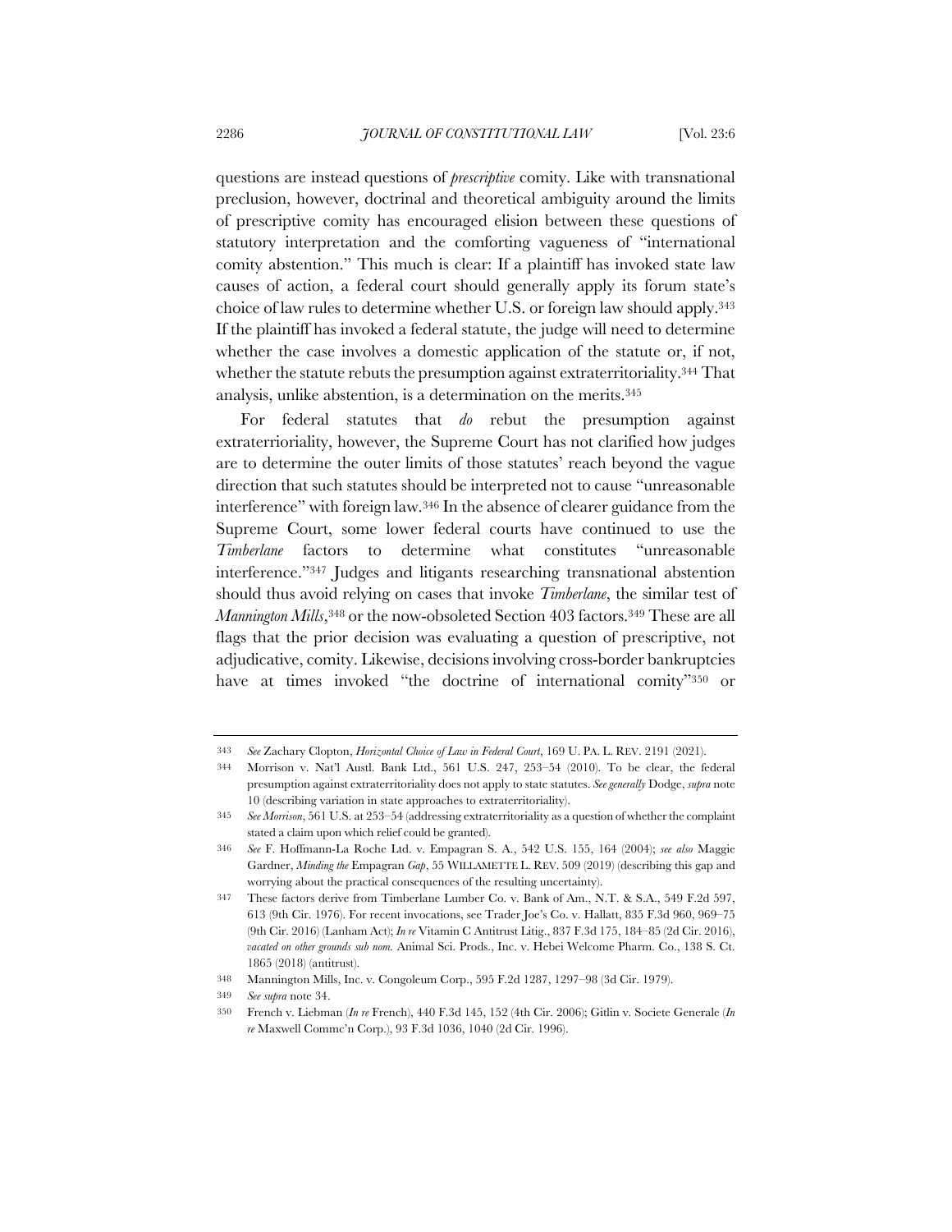questions are instead questions of *prescriptive* comity. Like with transnational preclusion, however, doctrinal and theoretical ambiguity around the limits of prescriptive comity has encouraged elision between these questions of statutory interpretation and the comforting vagueness of "international comity abstention." This much is clear: If a plaintiff has invoked state law causes of action, a federal court should generally apply its forum state's choice of law rules to determine whether U.S. or foreign law should apply.[343] If the plaintiff has invoked a federal statute, the judge will need to determine whether the case involves a domestic application of the statute or, if not, whether the statute rebuts the presumption against extraterritoriality.[344] That analysis, unlike abstention, is a determination on the merits.[345]

For federal statutes that *do* rebut the presumption against extraterrioriality, however, the Supreme Court has not clarified how judges are to determine the outer limits of those statutes' reach beyond the vague direction that such statutes should be interpreted not to cause "unreasonable interference" with foreign law.[346] In the absence of clearer guidance from the Supreme Court, some lower federal courts have continued to use the *Timberlane* factors to determine what constitutes "unreasonable interference."[347] Judges and litigants researching transnational abstention should thus avoid relying on cases that invoke *Timberlane*, the similar test of *Mannington Mills*,[348] or the now-obsoleted Section 403 factors.[349] These are all flags that the prior decision was evaluating a question of prescriptive, not adjudicative, comity. Likewise, decisions involving cross-border bankruptcies have at times invoked "the doctrine of international comity"[350] or

---

343 *See* Zachary Clopton, *Horizontal Choice of Law in Federal Court*, 169 U. PA. L. REV. 2191 (2021).

344 Morrison v. Nat'l Austl. Bank Ltd., 561 U.S. 247, 253–54 (2010). To be clear, the federal presumption against extraterritoriality does not apply to state statutes. *See generally* Dodge, *supra* note 10 (describing variation in state approaches to extraterritoriality).

345 *See Morrison*, 561 U.S. at 253–54 (addressing extraterritoriality as a question of whether the complaint stated a claim upon which relief could be granted).

346 *See* F. Hoffmann-La Roche Ltd. v. Empagran S. A., 542 U.S. 155, 164 (2004); *see also* Maggie Gardner, *Minding the* Empagran *Gap*, 55 WILLAMETTE L. REV. 509 (2019) (describing this gap and worrying about the practical consequences of the resulting uncertainty).

347 These factors derive from Timberlane Lumber Co. v. Bank of Am., N.T. & S.A., 549 F.2d 597, 613 (9th Cir. 1976). For recent invocations, see Trader Joe's Co. v. Hallatt, 835 F.3d 960, 969–75 (9th Cir. 2016) (Lanham Act); *In re* Vitamin C Antitrust Litig., 837 F.3d 175, 184–85 (2d Cir. 2016), *vacated on other grounds sub nom.* Animal Sci. Prods., Inc. v. Hebei Welcome Pharm. Co., 138 S. Ct. 1865 (2018) (antitrust).

348 Mannington Mills, Inc. v. Congoleum Corp., 595 F.2d 1287, 1297–98 (3d Cir. 1979).

349 *See supra* note 34.

350 French v. Liebman (*In re* French), 440 F.3d 145, 152 (4th Cir. 2006); Gitlin v. Societe Generale (*In re* Maxwell Commc'n Corp.), 93 F.3d 1036, 1040 (2d Cir. 1996).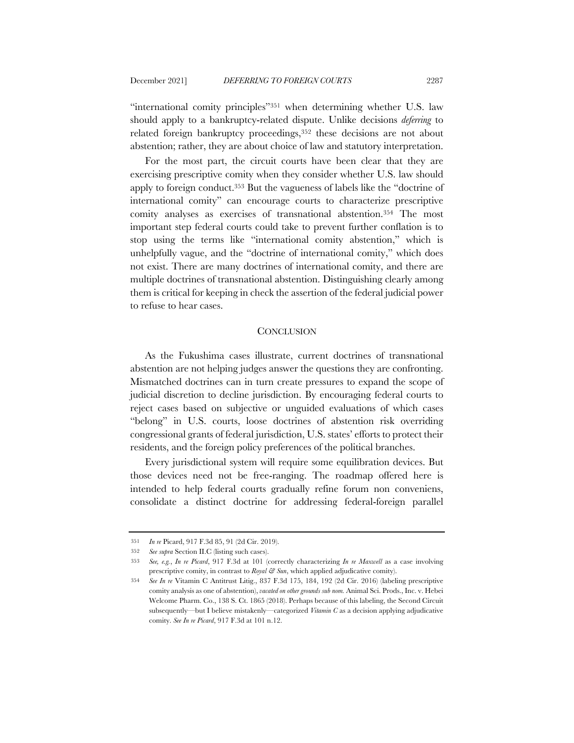"international comity principles"[351] when determining whether U.S. law should apply to a bankruptcy-related dispute. Unlike decisions *deferring* to related foreign bankruptcy proceedings,[352] these decisions are not about abstention; rather, they are about choice of law and statutory interpretation.

For the most part, the circuit courts have been clear that they are exercising prescriptive comity when they consider whether U.S. law should apply to foreign conduct.[353] But the vagueness of labels like the "doctrine of international comity" can encourage courts to characterize prescriptive comity analyses as exercises of transnational abstention.[354] The most important step federal courts could take to prevent further conflation is to stop using the terms like "international comity abstention," which is unhelpfully vague, and the "doctrine of international comity," which does not exist. There are many doctrines of international comity, and there are multiple doctrines of transnational abstention. Distinguishing clearly among them is critical for keeping in check the assertion of the federal judicial power to refuse to hear cases.

## CONCLUSION

As the Fukushima cases illustrate, current doctrines of transnational abstention are not helping judges answer the questions they are confronting. Mismatched doctrines can in turn create pressures to expand the scope of judicial discretion to decline jurisdiction. By encouraging federal courts to reject cases based on subjective or unguided evaluations of which cases "belong" in U.S. courts, loose doctrines of abstention risk overriding congressional grants of federal jurisdiction, U.S. states' efforts to protect their residents, and the foreign policy preferences of the political branches.

Every jurisdictional system will require some equilibration devices. But those devices need not be free-ranging. The roadmap offered here is intended to help federal courts gradually refine forum non conveniens, consolidate a distinct doctrine for addressing federal-foreign parallel

---

351 *In re* Picard, 917 F.3d 85, 91 (2d Cir. 2019).

352 *See supra* Section II.C (listing such cases).

353 *See, e.g.*, *In re Picard*, 917 F.3d at 101 (correctly characterizing *In re Maxwell* as a case involving prescriptive comity, in contrast to *Royal & Sun*, which applied adjudicative comity).

354 *See In re* Vitamin C Antitrust Litig., 837 F.3d 175, 184, 192 (2d Cir. 2016) (labeling prescriptive comity analysis as one of abstention), *vacated on other grounds sub nom.* Animal Sci. Prods., Inc. v. Hebei Welcome Pharm. Co., 138 S. Ct. 1865 (2018). Perhaps because of this labeling, the Second Circuit subsequently—but I believe mistakenly—categorized *Vitamin C* as a decision applying adjudicative comity. *See In re Picard*, 917 F.3d at 101 n.12.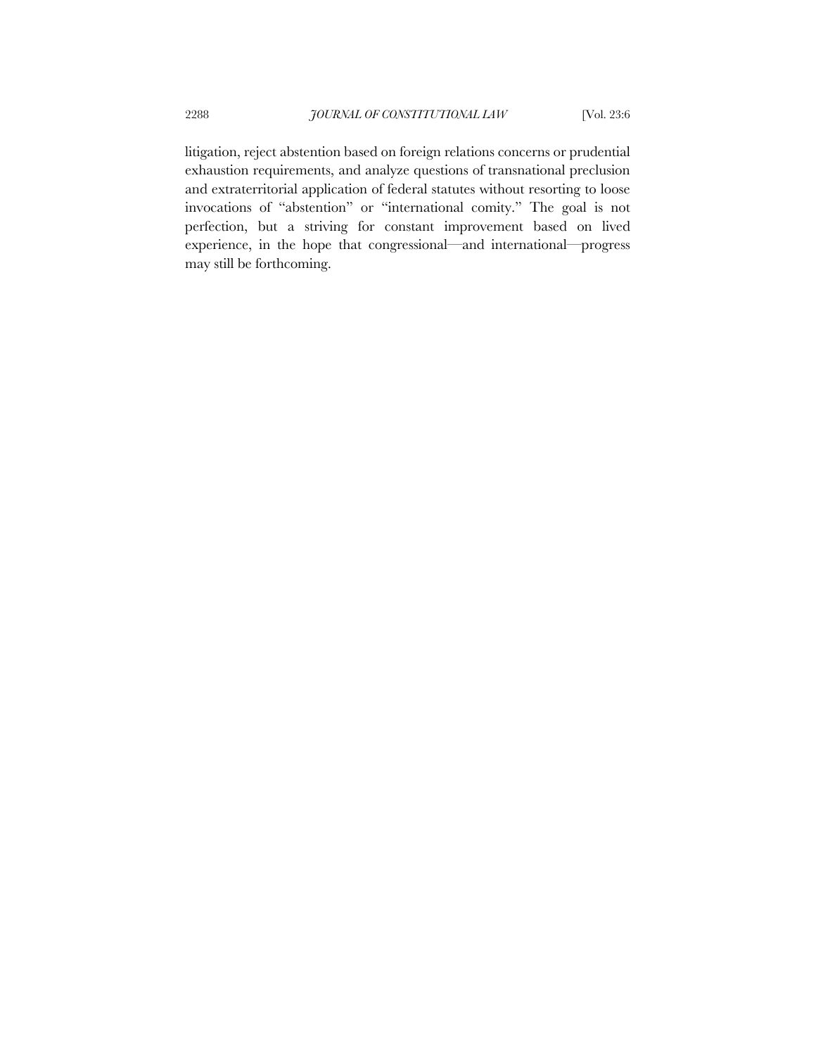litigation, reject abstention based on foreign relations concerns or prudential exhaustion requirements, and analyze questions of transnational preclusion and extraterritorial application of federal statutes without resorting to loose invocations of "abstention" or "international comity." The goal is not perfection, but a striving for constant improvement based on lived experience, in the hope that congressional—and international—progress may still be forthcoming.